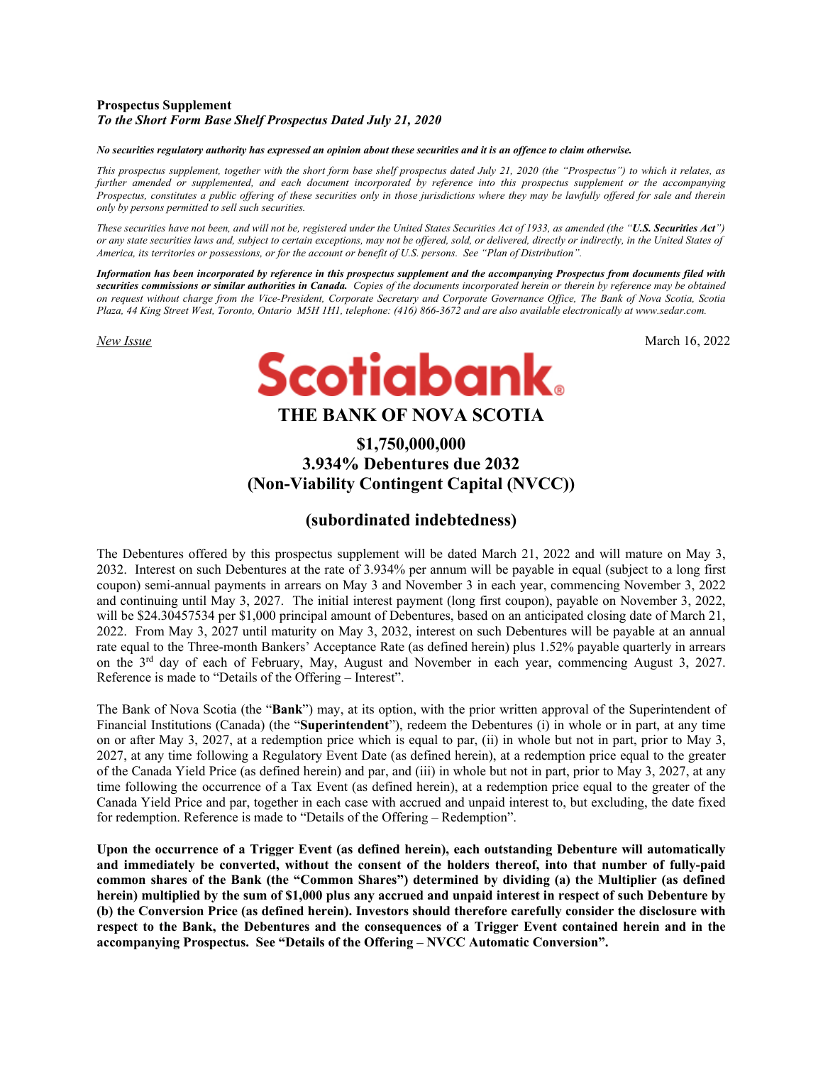**Prospectus Supplement**
***To the Short Form Base Shelf Prospectus Dated July 21, 2020***

***No securities regulatory authority has expressed an opinion about these securities and it is an offence to claim otherwise.***

*This prospectus supplement, together with the short form base shelf prospectus dated July 21, 2020 (the "Prospectus") to which it relates, as further amended or supplemented, and each document incorporated by reference into this prospectus supplement or the accompanying Prospectus, constitutes a public offering of these securities only in those jurisdictions where they may be lawfully offered for sale and therein only by persons permitted to sell such securities.*

*These securities have not been, and will not be, registered under the United States Securities Act of 1933, as amended (the "**U.S. Securities Act**") or any state securities laws and, subject to certain exceptions, may not be offered, sold, or delivered, directly or indirectly, in the United States of America, its territories or possessions, or for the account or benefit of U.S. persons. See "Plan of Distribution".*

***Information has been incorporated by reference in this prospectus supplement and the accompanying Prospectus from documents filed with securities commissions or similar authorities in Canada.** Copies of the documents incorporated herein or therein by reference may be obtained on request without charge from the Vice-President, Corporate Secretary and Corporate Governance Office, The Bank of Nova Scotia, Scotia Plaza, 44 King Street West, Toronto, Ontario M5H 1H1, telephone: (416) 866-3672 and are also available electronically at www.sedar.com.*

*New Issue* March 16, 2022

Scotiabank®

# THE BANK OF NOVA SCOTIA

## $1,750,000,000
## 3.934% Debentures due 2032
## (Non-Viability Contingent Capital (NVCC))

## (subordinated indebtedness)

The Debentures offered by this prospectus supplement will be dated March 21, 2022 and will mature on May 3, 2032. Interest on such Debentures at the rate of 3.934% per annum will be payable in equal (subject to a long first coupon) semi-annual payments in arrears on May 3 and November 3 in each year, commencing November 3, 2022 and continuing until May 3, 2027. The initial interest payment (long first coupon), payable on November 3, 2022, will be $24.30457534 per $1,000 principal amount of Debentures, based on an anticipated closing date of March 21, 2022. From May 3, 2027 until maturity on May 3, 2032, interest on such Debentures will be payable at an annual rate equal to the Three-month Bankers' Acceptance Rate (as defined herein) plus 1.52% payable quarterly in arrears on the 3rd day of each of February, May, August and November in each year, commencing August 3, 2027. Reference is made to "Details of the Offering – Interest".

The Bank of Nova Scotia (the "**Bank**") may, at its option, with the prior written approval of the Superintendent of Financial Institutions (Canada) (the "**Superintendent**"), redeem the Debentures (i) in whole or in part, at any time on or after May 3, 2027, at a redemption price which is equal to par, (ii) in whole but not in part, prior to May 3, 2027, at any time following a Regulatory Event Date (as defined herein), at a redemption price equal to the greater of the Canada Yield Price (as defined herein) and par, and (iii) in whole but not in part, prior to May 3, 2027, at any time following the occurrence of a Tax Event (as defined herein), at a redemption price equal to the greater of the Canada Yield Price and par, together in each case with accrued and unpaid interest to, but excluding, the date fixed for redemption. Reference is made to "Details of the Offering – Redemption".

**Upon the occurrence of a Trigger Event (as defined herein), each outstanding Debenture will automatically and immediately be converted, without the consent of the holders thereof, into that number of fully-paid common shares of the Bank (the "Common Shares") determined by dividing (a) the Multiplier (as defined herein) multiplied by the sum of $1,000 plus any accrued and unpaid interest in respect of such Debenture by (b) the Conversion Price (as defined herein). Investors should therefore carefully consider the disclosure with respect to the Bank, the Debentures and the consequences of a Trigger Event contained herein and in the accompanying Prospectus. See "Details of the Offering – NVCC Automatic Conversion".**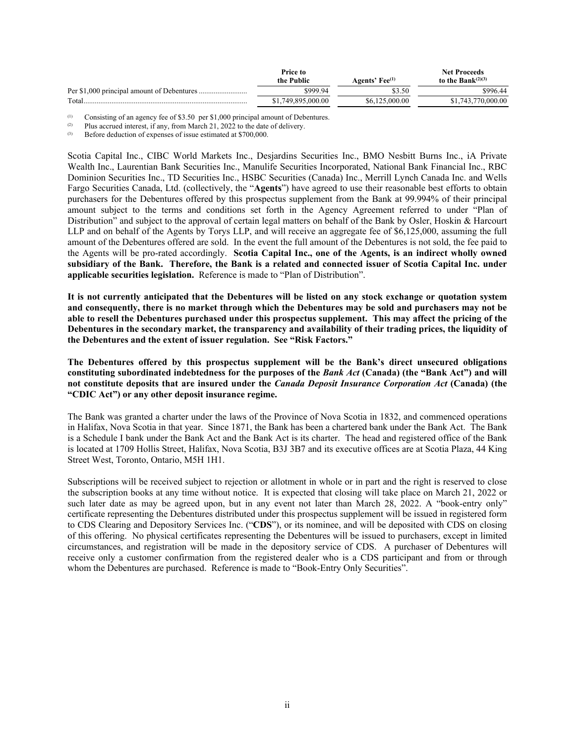| | Price to the Public | Agents' Fee[(1)] | Net Proceeds to the Bank[(2)(3)] |
|---|---|---|---|
| Per $1,000 principal amount of Debentures | $999.94 | $3.50 | $996.44 |
| Total | $1,749,895,000.00 | $6,125,000.00 | $1,743,770,000.00 |

(1) Consisting of an agency fee of $3.50 per $1,000 principal amount of Debentures.
(2) Plus accrued interest, if any, from March 21, 2022 to the date of delivery.
(3) Before deduction of expenses of issue estimated at $700,000.

Scotia Capital Inc., CIBC World Markets Inc., Desjardins Securities Inc., BMO Nesbitt Burns Inc., iA Private Wealth Inc., Laurentian Bank Securities Inc., Manulife Securities Incorporated, National Bank Financial Inc., RBC Dominion Securities Inc., TD Securities Inc., HSBC Securities (Canada) Inc., Merrill Lynch Canada Inc. and Wells Fargo Securities Canada, Ltd. (collectively, the "**Agents**") have agreed to use their reasonable best efforts to obtain purchasers for the Debentures offered by this prospectus supplement from the Bank at 99.994% of their principal amount subject to the terms and conditions set forth in the Agency Agreement referred to under "Plan of Distribution" and subject to the approval of certain legal matters on behalf of the Bank by Osler, Hoskin & Harcourt LLP and on behalf of the Agents by Torys LLP, and will receive an aggregate fee of $6,125,000, assuming the full amount of the Debentures offered are sold. In the event the full amount of the Debentures is not sold, the fee paid to the Agents will be pro-rated accordingly. **Scotia Capital Inc., one of the Agents, is an indirect wholly owned subsidiary of the Bank. Therefore, the Bank is a related and connected issuer of Scotia Capital Inc. under applicable securities legislation.** Reference is made to "Plan of Distribution".

**It is not currently anticipated that the Debentures will be listed on any stock exchange or quotation system and consequently, there is no market through which the Debentures may be sold and purchasers may not be able to resell the Debentures purchased under this prospectus supplement. This may affect the pricing of the Debentures in the secondary market, the transparency and availability of their trading prices, the liquidity of the Debentures and the extent of issuer regulation. See "Risk Factors."**

**The Debentures offered by this prospectus supplement will be the Bank's direct unsecured obligations constituting subordinated indebtedness for the purposes of the *Bank Act* (Canada) (the "Bank Act") and will not constitute deposits that are insured under the *Canada Deposit Insurance Corporation Act* (Canada) (the "CDIC Act") or any other deposit insurance regime.**

The Bank was granted a charter under the laws of the Province of Nova Scotia in 1832, and commenced operations in Halifax, Nova Scotia in that year. Since 1871, the Bank has been a chartered bank under the Bank Act. The Bank is a Schedule I bank under the Bank Act and the Bank Act is its charter. The head and registered office of the Bank is located at 1709 Hollis Street, Halifax, Nova Scotia, B3J 3B7 and its executive offices are at Scotia Plaza, 44 King Street West, Toronto, Ontario, M5H 1H1.

Subscriptions will be received subject to rejection or allotment in whole or in part and the right is reserved to close the subscription books at any time without notice. It is expected that closing will take place on March 21, 2022 or such later date as may be agreed upon, but in any event not later than March 28, 2022. A "book-entry only" certificate representing the Debentures distributed under this prospectus supplement will be issued in registered form to CDS Clearing and Depository Services Inc. ("**CDS**"), or its nominee, and will be deposited with CDS on closing of this offering. No physical certificates representing the Debentures will be issued to purchasers, except in limited circumstances, and registration will be made in the depository service of CDS. A purchaser of Debentures will receive only a customer confirmation from the registered dealer who is a CDS participant and from or through whom the Debentures are purchased. Reference is made to "Book-Entry Only Securities".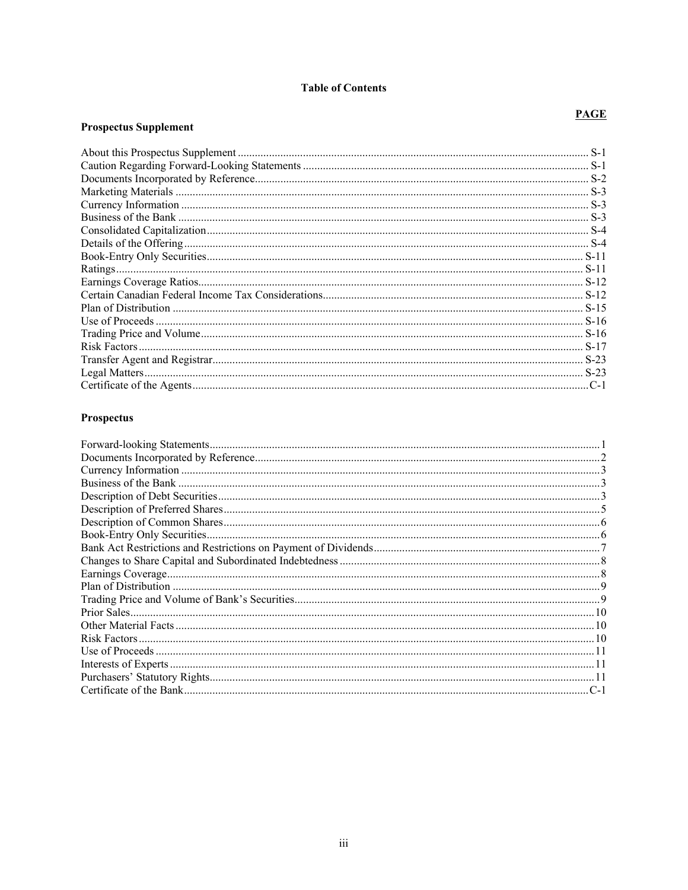**Table of Contents**

**Prospectus Supplement**

| | PAGE |
|---|---|
| About this Prospectus Supplement | S-1 |
| Caution Regarding Forward-Looking Statements | S-1 |
| Documents Incorporated by Reference | S-2 |
| Marketing Materials | S-3 |
| Currency Information | S-3 |
| Business of the Bank | S-3 |
| Consolidated Capitalization | S-4 |
| Details of the Offering | S-4 |
| Book-Entry Only Securities | S-11 |
| Ratings | S-11 |
| Earnings Coverage Ratios | S-12 |
| Certain Canadian Federal Income Tax Considerations | S-12 |
| Plan of Distribution | S-15 |
| Use of Proceeds | S-16 |
| Trading Price and Volume | S-16 |
| Risk Factors | S-17 |
| Transfer Agent and Registrar | S-23 |
| Legal Matters | S-23 |
| Certificate of the Agents | C-1 |

**Prospectus**

| | |
|---|---|
| Forward-looking Statements | 1 |
| Documents Incorporated by Reference | 2 |
| Currency Information | 3 |
| Business of the Bank | 3 |
| Description of Debt Securities | 3 |
| Description of Preferred Shares | 5 |
| Description of Common Shares | 6 |
| Book-Entry Only Securities | 6 |
| Bank Act Restrictions and Restrictions on Payment of Dividends | 7 |
| Changes to Share Capital and Subordinated Indebtedness | 8 |
| Earnings Coverage | 8 |
| Plan of Distribution | 9 |
| Trading Price and Volume of Bank's Securities | 9 |
| Prior Sales | 10 |
| Other Material Facts | 10 |
| Risk Factors | 10 |
| Use of Proceeds | 11 |
| Interests of Experts | 11 |
| Purchasers' Statutory Rights | 11 |
| Certificate of the Bank | C-1 |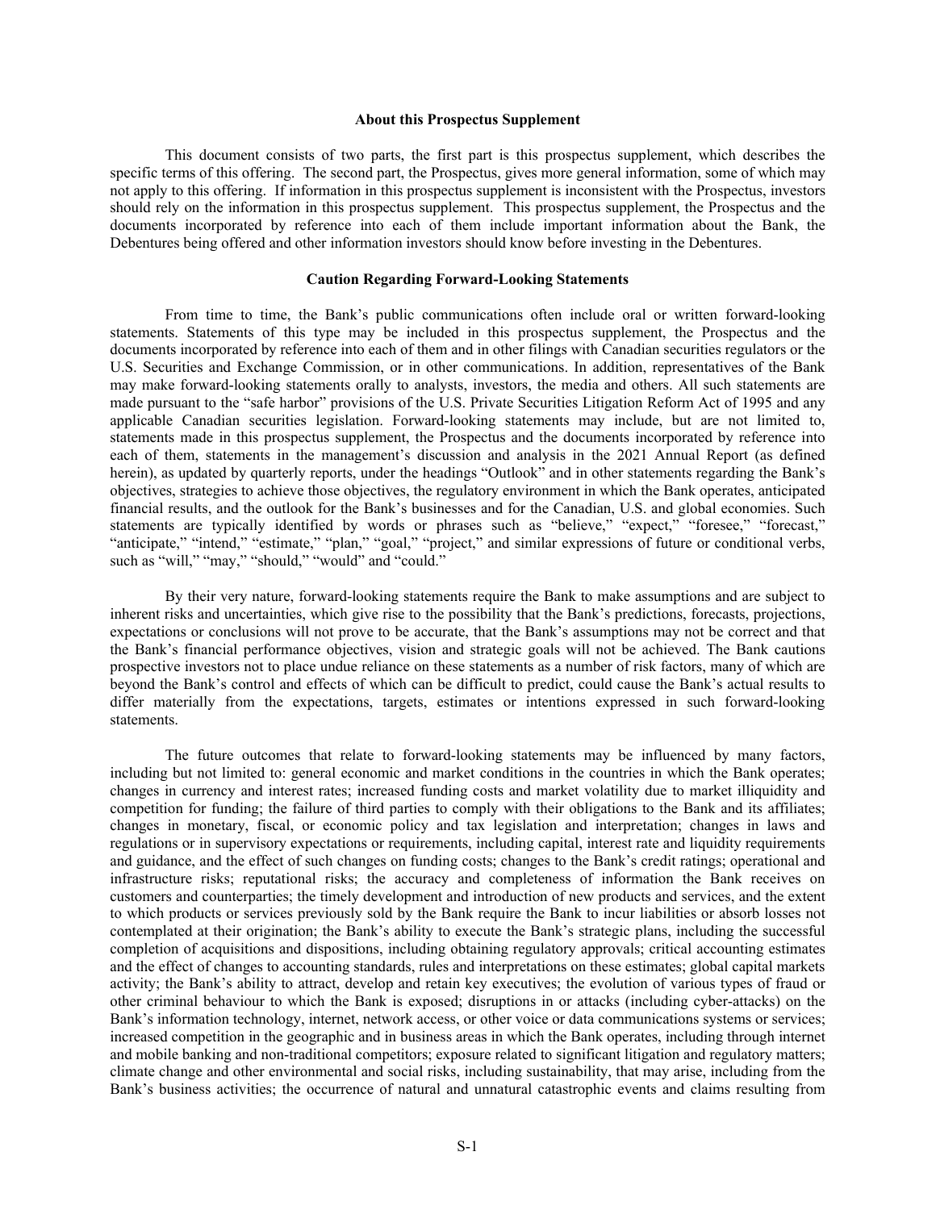## About this Prospectus Supplement

This document consists of two parts, the first part is this prospectus supplement, which describes the specific terms of this offering. The second part, the Prospectus, gives more general information, some of which may not apply to this offering. If information in this prospectus supplement is inconsistent with the Prospectus, investors should rely on the information in this prospectus supplement. This prospectus supplement, the Prospectus and the documents incorporated by reference into each of them include important information about the Bank, the Debentures being offered and other information investors should know before investing in the Debentures.

## Caution Regarding Forward-Looking Statements

From time to time, the Bank's public communications often include oral or written forward-looking statements. Statements of this type may be included in this prospectus supplement, the Prospectus and the documents incorporated by reference into each of them and in other filings with Canadian securities regulators or the U.S. Securities and Exchange Commission, or in other communications. In addition, representatives of the Bank may make forward-looking statements orally to analysts, investors, the media and others. All such statements are made pursuant to the "safe harbor" provisions of the U.S. Private Securities Litigation Reform Act of 1995 and any applicable Canadian securities legislation. Forward-looking statements may include, but are not limited to, statements made in this prospectus supplement, the Prospectus and the documents incorporated by reference into each of them, statements in the management's discussion and analysis in the 2021 Annual Report (as defined herein), as updated by quarterly reports, under the headings "Outlook" and in other statements regarding the Bank's objectives, strategies to achieve those objectives, the regulatory environment in which the Bank operates, anticipated financial results, and the outlook for the Bank's businesses and for the Canadian, U.S. and global economies. Such statements are typically identified by words or phrases such as "believe," "expect," "foresee," "forecast," "anticipate," "intend," "estimate," "plan," "goal," "project," and similar expressions of future or conditional verbs, such as "will," "may," "should," "would" and "could."

By their very nature, forward-looking statements require the Bank to make assumptions and are subject to inherent risks and uncertainties, which give rise to the possibility that the Bank's predictions, forecasts, projections, expectations or conclusions will not prove to be accurate, that the Bank's assumptions may not be correct and that the Bank's financial performance objectives, vision and strategic goals will not be achieved. The Bank cautions prospective investors not to place undue reliance on these statements as a number of risk factors, many of which are beyond the Bank's control and effects of which can be difficult to predict, could cause the Bank's actual results to differ materially from the expectations, targets, estimates or intentions expressed in such forward-looking statements.

The future outcomes that relate to forward-looking statements may be influenced by many factors, including but not limited to: general economic and market conditions in the countries in which the Bank operates; changes in currency and interest rates; increased funding costs and market volatility due to market illiquidity and competition for funding; the failure of third parties to comply with their obligations to the Bank and its affiliates; changes in monetary, fiscal, or economic policy and tax legislation and interpretation; changes in laws and regulations or in supervisory expectations or requirements, including capital, interest rate and liquidity requirements and guidance, and the effect of such changes on funding costs; changes to the Bank's credit ratings; operational and infrastructure risks; reputational risks; the accuracy and completeness of information the Bank receives on customers and counterparties; the timely development and introduction of new products and services, and the extent to which products or services previously sold by the Bank require the Bank to incur liabilities or absorb losses not contemplated at their origination; the Bank's ability to execute the Bank's strategic plans, including the successful completion of acquisitions and dispositions, including obtaining regulatory approvals; critical accounting estimates and the effect of changes to accounting standards, rules and interpretations on these estimates; global capital markets activity; the Bank's ability to attract, develop and retain key executives; the evolution of various types of fraud or other criminal behaviour to which the Bank is exposed; disruptions in or attacks (including cyber-attacks) on the Bank's information technology, internet, network access, or other voice or data communications systems or services; increased competition in the geographic and in business areas in which the Bank operates, including through internet and mobile banking and non-traditional competitors; exposure related to significant litigation and regulatory matters; climate change and other environmental and social risks, including sustainability, that may arise, including from the Bank's business activities; the occurrence of natural and unnatural catastrophic events and claims resulting from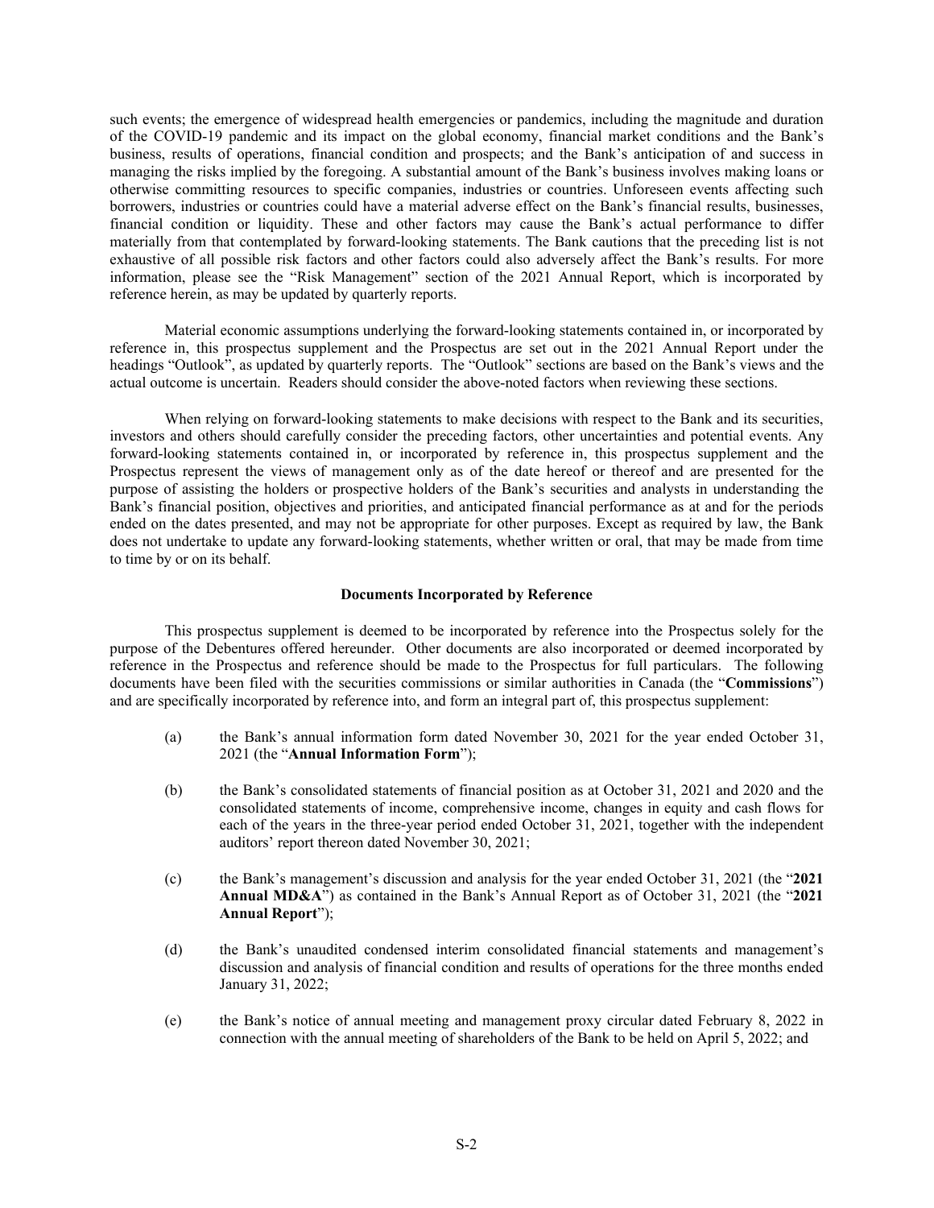such events; the emergence of widespread health emergencies or pandemics, including the magnitude and duration of the COVID-19 pandemic and its impact on the global economy, financial market conditions and the Bank's business, results of operations, financial condition and prospects; and the Bank's anticipation of and success in managing the risks implied by the foregoing. A substantial amount of the Bank's business involves making loans or otherwise committing resources to specific companies, industries or countries. Unforeseen events affecting such borrowers, industries or countries could have a material adverse effect on the Bank's financial results, businesses, financial condition or liquidity. These and other factors may cause the Bank's actual performance to differ materially from that contemplated by forward-looking statements. The Bank cautions that the preceding list is not exhaustive of all possible risk factors and other factors could also adversely affect the Bank's results. For more information, please see the "Risk Management" section of the 2021 Annual Report, which is incorporated by reference herein, as may be updated by quarterly reports.

Material economic assumptions underlying the forward-looking statements contained in, or incorporated by reference in, this prospectus supplement and the Prospectus are set out in the 2021 Annual Report under the headings "Outlook", as updated by quarterly reports. The "Outlook" sections are based on the Bank's views and the actual outcome is uncertain. Readers should consider the above-noted factors when reviewing these sections.

When relying on forward-looking statements to make decisions with respect to the Bank and its securities, investors and others should carefully consider the preceding factors, other uncertainties and potential events. Any forward-looking statements contained in, or incorporated by reference in, this prospectus supplement and the Prospectus represent the views of management only as of the date hereof or thereof and are presented for the purpose of assisting the holders or prospective holders of the Bank's securities and analysts in understanding the Bank's financial position, objectives and priorities, and anticipated financial performance as at and for the periods ended on the dates presented, and may not be appropriate for other purposes. Except as required by law, the Bank does not undertake to update any forward-looking statements, whether written or oral, that may be made from time to time by or on its behalf.

## Documents Incorporated by Reference

This prospectus supplement is deemed to be incorporated by reference into the Prospectus solely for the purpose of the Debentures offered hereunder. Other documents are also incorporated or deemed incorporated by reference in the Prospectus and reference should be made to the Prospectus for full particulars. The following documents have been filed with the securities commissions or similar authorities in Canada (the "**Commissions**") and are specifically incorporated by reference into, and form an integral part of, this prospectus supplement:

(a) the Bank's annual information form dated November 30, 2021 for the year ended October 31, 2021 (the "**Annual Information Form**");

(b) the Bank's consolidated statements of financial position as at October 31, 2021 and 2020 and the consolidated statements of income, comprehensive income, changes in equity and cash flows for each of the years in the three-year period ended October 31, 2021, together with the independent auditors' report thereon dated November 30, 2021;

(c) the Bank's management's discussion and analysis for the year ended October 31, 2021 (the "**2021 Annual MD&A**") as contained in the Bank's Annual Report as of October 31, 2021 (the "**2021 Annual Report**");

(d) the Bank's unaudited condensed interim consolidated financial statements and management's discussion and analysis of financial condition and results of operations for the three months ended January 31, 2022;

(e) the Bank's notice of annual meeting and management proxy circular dated February 8, 2022 in connection with the annual meeting of shareholders of the Bank to be held on April 5, 2022; and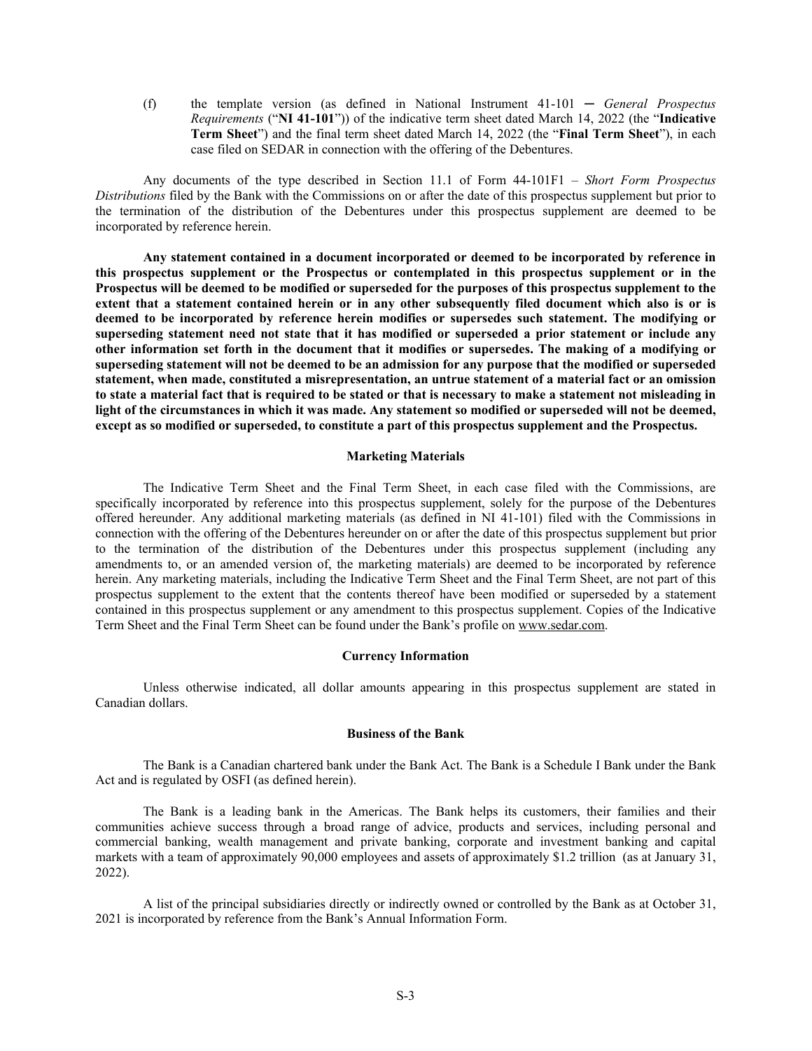(f) the template version (as defined in National Instrument 41-101 ─ *General Prospectus Requirements* ("**NI 41-101**")) of the indicative term sheet dated March 14, 2022 (the "**Indicative Term Sheet**") and the final term sheet dated March 14, 2022 (the "**Final Term Sheet**"), in each case filed on SEDAR in connection with the offering of the Debentures.

Any documents of the type described in Section 11.1 of Form 44-101F1 – *Short Form Prospectus Distributions* filed by the Bank with the Commissions on or after the date of this prospectus supplement but prior to the termination of the distribution of the Debentures under this prospectus supplement are deemed to be incorporated by reference herein.

**Any statement contained in a document incorporated or deemed to be incorporated by reference in this prospectus supplement or the Prospectus or contemplated in this prospectus supplement or in the Prospectus will be deemed to be modified or superseded for the purposes of this prospectus supplement to the extent that a statement contained herein or in any other subsequently filed document which also is or is deemed to be incorporated by reference herein modifies or supersedes such statement. The modifying or superseding statement need not state that it has modified or superseded a prior statement or include any other information set forth in the document that it modifies or supersedes. The making of a modifying or superseding statement will not be deemed to be an admission for any purpose that the modified or superseded statement, when made, constituted a misrepresentation, an untrue statement of a material fact or an omission to state a material fact that is required to be stated or that is necessary to make a statement not misleading in light of the circumstances in which it was made. Any statement so modified or superseded will not be deemed, except as so modified or superseded, to constitute a part of this prospectus supplement and the Prospectus.**

## Marketing Materials

The Indicative Term Sheet and the Final Term Sheet, in each case filed with the Commissions, are specifically incorporated by reference into this prospectus supplement, solely for the purpose of the Debentures offered hereunder. Any additional marketing materials (as defined in NI 41-101) filed with the Commissions in connection with the offering of the Debentures hereunder on or after the date of this prospectus supplement but prior to the termination of the distribution of the Debentures under this prospectus supplement (including any amendments to, or an amended version of, the marketing materials) are deemed to be incorporated by reference herein. Any marketing materials, including the Indicative Term Sheet and the Final Term Sheet, are not part of this prospectus supplement to the extent that the contents thereof have been modified or superseded by a statement contained in this prospectus supplement or any amendment to this prospectus supplement. Copies of the Indicative Term Sheet and the Final Term Sheet can be found under the Bank's profile on www.sedar.com.

## Currency Information

Unless otherwise indicated, all dollar amounts appearing in this prospectus supplement are stated in Canadian dollars.

## Business of the Bank

The Bank is a Canadian chartered bank under the Bank Act. The Bank is a Schedule I Bank under the Bank Act and is regulated by OSFI (as defined herein).

The Bank is a leading bank in the Americas. The Bank helps its customers, their families and their communities achieve success through a broad range of advice, products and services, including personal and commercial banking, wealth management and private banking, corporate and investment banking and capital markets with a team of approximately 90,000 employees and assets of approximately $1.2 trillion (as at January 31, 2022).

A list of the principal subsidiaries directly or indirectly owned or controlled by the Bank as at October 31, 2021 is incorporated by reference from the Bank's Annual Information Form.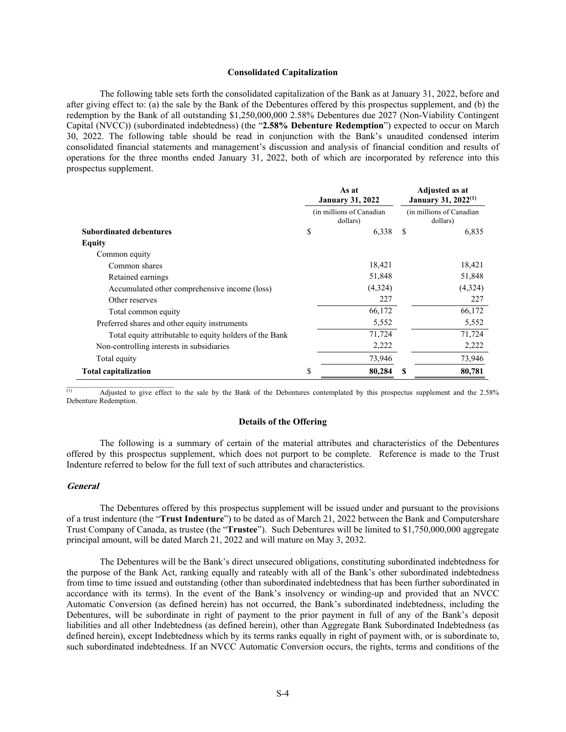## Consolidated Capitalization

The following table sets forth the consolidated capitalization of the Bank as at January 31, 2022, before and after giving effect to: (a) the sale by the Bank of the Debentures offered by this prospectus supplement, and (b) the redemption by the Bank of all outstanding $1,250,000,000 2.58% Debentures due 2027 (Non-Viability Contingent Capital (NVCC)) (subordinated indebtedness) (the "**2.58% Debenture Redemption**") expected to occur on March 30, 2022. The following table should be read in conjunction with the Bank's unaudited condensed interim consolidated financial statements and management's discussion and analysis of financial condition and results of operations for the three months ended January 31, 2022, both of which are incorporated by reference into this prospectus supplement.

| | As at January 31, 2022 | Adjusted as at January 31, 2022[(1)] |
|---|---|---|
| | (in millions of Canadian dollars) | (in millions of Canadian dollars) |
| **Subordinated debentures** | $ 6,338 | $ 6,835 |
| **Equity** | | |
| Common equity | | |
| Common shares | 18,421 | 18,421 |
| Retained earnings | 51,848 | 51,848 |
| Accumulated other comprehensive income (loss) | (4,324) | (4,324) |
| Other reserves | 227 | 227 |
| Total common equity | 66,172 | 66,172 |
| Preferred shares and other equity instruments | 5,552 | 5,552 |
| Total equity attributable to equity holders of the Bank | 71,724 | 71,724 |
| Non-controlling interests in subsidiaries | 2,222 | 2,222 |
| Total equity | 73,946 | 73,946 |
| **Total capitalization** | **$ 80,284** | **$ 80,781** |

(1) Adjusted to give effect to the sale by the Bank of the Debentures contemplated by this prospectus supplement and the 2.58% Debenture Redemption.

## Details of the Offering

The following is a summary of certain of the material attributes and characteristics of the Debentures offered by this prospectus supplement, which does not purport to be complete. Reference is made to the Trust Indenture referred to below for the full text of such attributes and characteristics.

### *General*

The Debentures offered by this prospectus supplement will be issued under and pursuant to the provisions of a trust indenture (the "**Trust Indenture**") to be dated as of March 21, 2022 between the Bank and Computershare Trust Company of Canada, as trustee (the "**Trustee**"). Such Debentures will be limited to $1,750,000,000 aggregate principal amount, will be dated March 21, 2022 and will mature on May 3, 2032.

The Debentures will be the Bank's direct unsecured obligations, constituting subordinated indebtedness for the purpose of the Bank Act, ranking equally and rateably with all of the Bank's other subordinated indebtedness from time to time issued and outstanding (other than subordinated indebtedness that has been further subordinated in accordance with its terms). In the event of the Bank's insolvency or winding-up and provided that an NVCC Automatic Conversion (as defined herein) has not occurred, the Bank's subordinated indebtedness, including the Debentures, will be subordinate in right of payment to the prior payment in full of any of the Bank's deposit liabilities and all other Indebtedness (as defined herein), other than Aggregate Bank Subordinated Indebtedness (as defined herein), except Indebtedness which by its terms ranks equally in right of payment with, or is subordinate to, such subordinated indebtedness. If an NVCC Automatic Conversion occurs, the rights, terms and conditions of the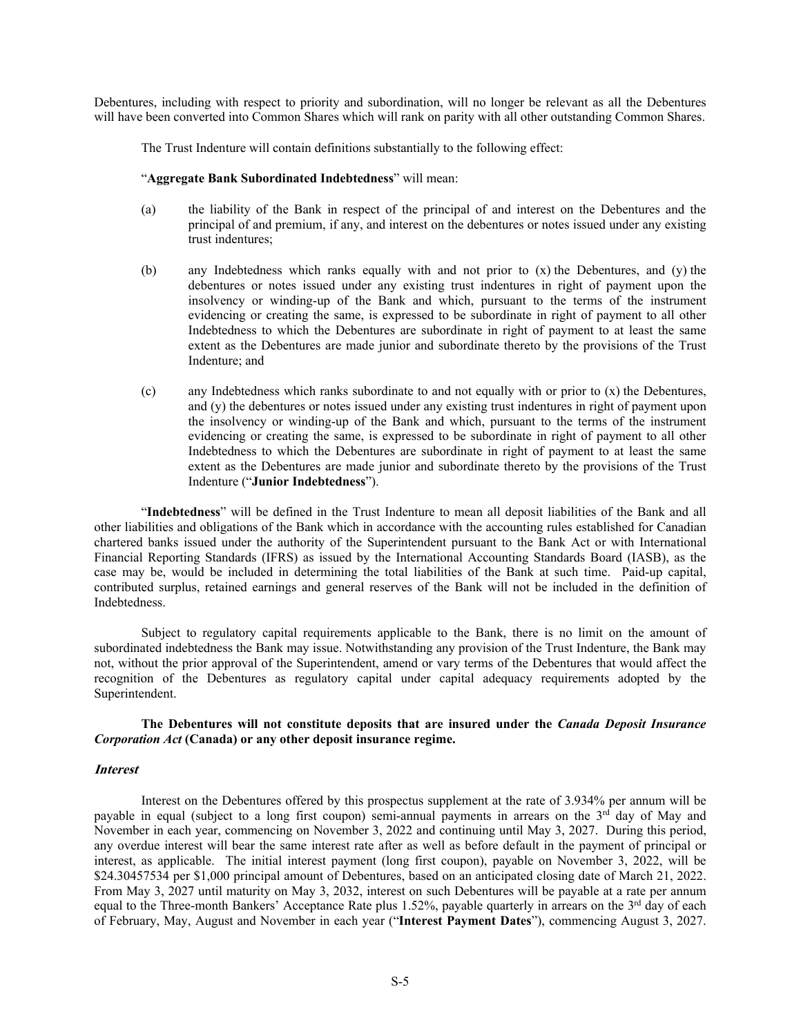Debentures, including with respect to priority and subordination, will no longer be relevant as all the Debentures will have been converted into Common Shares which will rank on parity with all other outstanding Common Shares.

The Trust Indenture will contain definitions substantially to the following effect:

"**Aggregate Bank Subordinated Indebtedness**" will mean:

(a) the liability of the Bank in respect of the principal of and interest on the Debentures and the principal of and premium, if any, and interest on the debentures or notes issued under any existing trust indentures;

(b) any Indebtedness which ranks equally with and not prior to (x) the Debentures, and (y) the debentures or notes issued under any existing trust indentures in right of payment upon the insolvency or winding-up of the Bank and which, pursuant to the terms of the instrument evidencing or creating the same, is expressed to be subordinate in right of payment to all other Indebtedness to which the Debentures are subordinate in right of payment to at least the same extent as the Debentures are made junior and subordinate thereto by the provisions of the Trust Indenture; and

(c) any Indebtedness which ranks subordinate to and not equally with or prior to (x) the Debentures, and (y) the debentures or notes issued under any existing trust indentures in right of payment upon the insolvency or winding-up of the Bank and which, pursuant to the terms of the instrument evidencing or creating the same, is expressed to be subordinate in right of payment to all other Indebtedness to which the Debentures are subordinate in right of payment to at least the same extent as the Debentures are made junior and subordinate thereto by the provisions of the Trust Indenture ("**Junior Indebtedness**").

"**Indebtedness**" will be defined in the Trust Indenture to mean all deposit liabilities of the Bank and all other liabilities and obligations of the Bank which in accordance with the accounting rules established for Canadian chartered banks issued under the authority of the Superintendent pursuant to the Bank Act or with International Financial Reporting Standards (IFRS) as issued by the International Accounting Standards Board (IASB), as the case may be, would be included in determining the total liabilities of the Bank at such time. Paid-up capital, contributed surplus, retained earnings and general reserves of the Bank will not be included in the definition of Indebtedness.

Subject to regulatory capital requirements applicable to the Bank, there is no limit on the amount of subordinated indebtedness the Bank may issue. Notwithstanding any provision of the Trust Indenture, the Bank may not, without the prior approval of the Superintendent, amend or vary terms of the Debentures that would affect the recognition of the Debentures as regulatory capital under capital adequacy requirements adopted by the Superintendent.

**The Debentures will not constitute deposits that are insured under the *Canada Deposit Insurance Corporation Act* (Canada) or any other deposit insurance regime.**

***Interest***

Interest on the Debentures offered by this prospectus supplement at the rate of 3.934% per annum will be payable in equal (subject to a long first coupon) semi-annual payments in arrears on the 3rd day of May and November in each year, commencing on November 3, 2022 and continuing until May 3, 2027. During this period, any overdue interest will bear the same interest rate after as well as before default in the payment of principal or interest, as applicable. The initial interest payment (long first coupon), payable on November 3, 2022, will be $24.30457534 per $1,000 principal amount of Debentures, based on an anticipated closing date of March 21, 2022. From May 3, 2027 until maturity on May 3, 2032, interest on such Debentures will be payable at a rate per annum equal to the Three-month Bankers' Acceptance Rate plus 1.52%, payable quarterly in arrears on the 3rd day of each of February, May, August and November in each year ("**Interest Payment Dates**"), commencing August 3, 2027.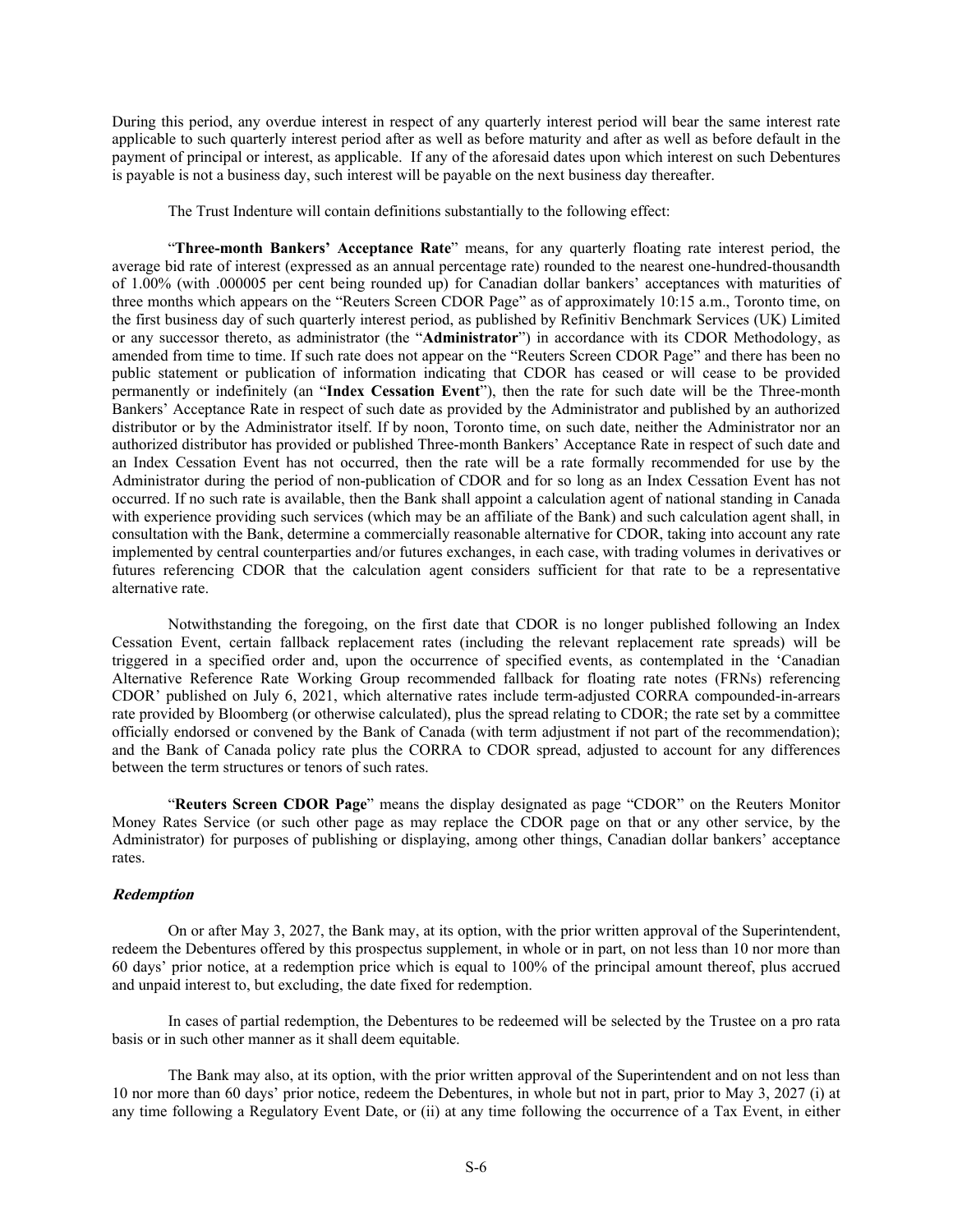During this period, any overdue interest in respect of any quarterly interest period will bear the same interest rate applicable to such quarterly interest period after as well as before maturity and after as well as before default in the payment of principal or interest, as applicable. If any of the aforesaid dates upon which interest on such Debentures is payable is not a business day, such interest will be payable on the next business day thereafter.

The Trust Indenture will contain definitions substantially to the following effect:

"**Three-month Bankers' Acceptance Rate**" means, for any quarterly floating rate interest period, the average bid rate of interest (expressed as an annual percentage rate) rounded to the nearest one-hundred-thousandth of 1.00% (with .000005 per cent being rounded up) for Canadian dollar bankers' acceptances with maturities of three months which appears on the "Reuters Screen CDOR Page" as of approximately 10:15 a.m., Toronto time, on the first business day of such quarterly interest period, as published by Refinitiv Benchmark Services (UK) Limited or any successor thereto, as administrator (the "**Administrator**") in accordance with its CDOR Methodology, as amended from time to time. If such rate does not appear on the "Reuters Screen CDOR Page" and there has been no public statement or publication of information indicating that CDOR has ceased or will cease to be provided permanently or indefinitely (an "**Index Cessation Event**"), then the rate for such date will be the Three-month Bankers' Acceptance Rate in respect of such date as provided by the Administrator and published by an authorized distributor or by the Administrator itself. If by noon, Toronto time, on such date, neither the Administrator nor an authorized distributor has provided or published Three-month Bankers' Acceptance Rate in respect of such date and an Index Cessation Event has not occurred, then the rate will be a rate formally recommended for use by the Administrator during the period of non-publication of CDOR and for so long as an Index Cessation Event has not occurred. If no such rate is available, then the Bank shall appoint a calculation agent of national standing in Canada with experience providing such services (which may be an affiliate of the Bank) and such calculation agent shall, in consultation with the Bank, determine a commercially reasonable alternative for CDOR, taking into account any rate implemented by central counterparties and/or futures exchanges, in each case, with trading volumes in derivatives or futures referencing CDOR that the calculation agent considers sufficient for that rate to be a representative alternative rate.

Notwithstanding the foregoing, on the first date that CDOR is no longer published following an Index Cessation Event, certain fallback replacement rates (including the relevant replacement rate spreads) will be triggered in a specified order and, upon the occurrence of specified events, as contemplated in the 'Canadian Alternative Reference Rate Working Group recommended fallback for floating rate notes (FRNs) referencing CDOR' published on July 6, 2021, which alternative rates include term-adjusted CORRA compounded-in-arrears rate provided by Bloomberg (or otherwise calculated), plus the spread relating to CDOR; the rate set by a committee officially endorsed or convened by the Bank of Canada (with term adjustment if not part of the recommendation); and the Bank of Canada policy rate plus the CORRA to CDOR spread, adjusted to account for any differences between the term structures or tenors of such rates.

"**Reuters Screen CDOR Page**" means the display designated as page "CDOR" on the Reuters Monitor Money Rates Service (or such other page as may replace the CDOR page on that or any other service, by the Administrator) for purposes of publishing or displaying, among other things, Canadian dollar bankers' acceptance rates.

### *Redemption*

On or after May 3, 2027, the Bank may, at its option, with the prior written approval of the Superintendent, redeem the Debentures offered by this prospectus supplement, in whole or in part, on not less than 10 nor more than 60 days' prior notice, at a redemption price which is equal to 100% of the principal amount thereof, plus accrued and unpaid interest to, but excluding, the date fixed for redemption.

In cases of partial redemption, the Debentures to be redeemed will be selected by the Trustee on a pro rata basis or in such other manner as it shall deem equitable.

The Bank may also, at its option, with the prior written approval of the Superintendent and on not less than 10 nor more than 60 days' prior notice, redeem the Debentures, in whole but not in part, prior to May 3, 2027 (i) at any time following a Regulatory Event Date, or (ii) at any time following the occurrence of a Tax Event, in either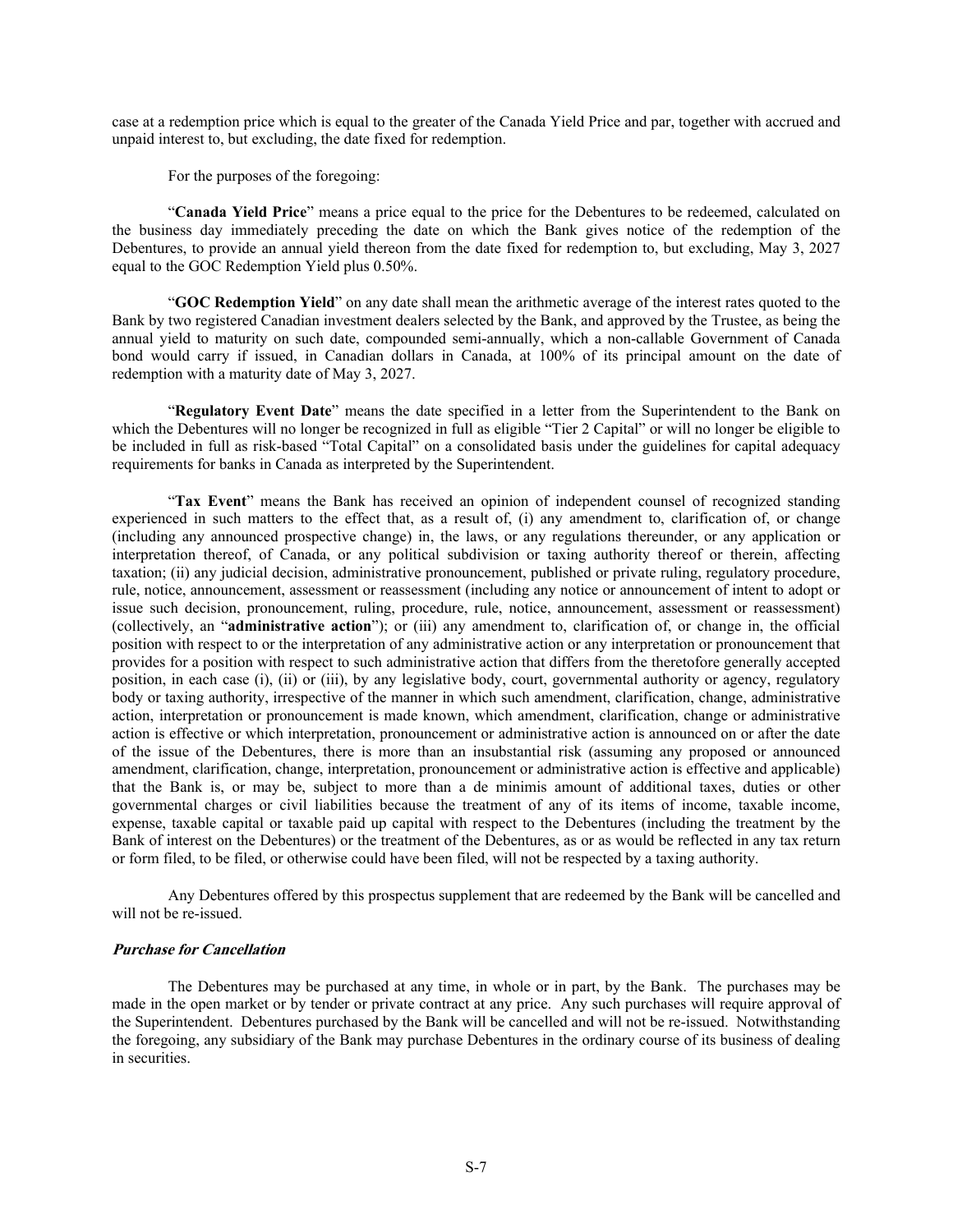case at a redemption price which is equal to the greater of the Canada Yield Price and par, together with accrued and unpaid interest to, but excluding, the date fixed for redemption.

For the purposes of the foregoing:

"**Canada Yield Price**" means a price equal to the price for the Debentures to be redeemed, calculated on the business day immediately preceding the date on which the Bank gives notice of the redemption of the Debentures, to provide an annual yield thereon from the date fixed for redemption to, but excluding, May 3, 2027 equal to the GOC Redemption Yield plus 0.50%.

"**GOC Redemption Yield**" on any date shall mean the arithmetic average of the interest rates quoted to the Bank by two registered Canadian investment dealers selected by the Bank, and approved by the Trustee, as being the annual yield to maturity on such date, compounded semi-annually, which a non-callable Government of Canada bond would carry if issued, in Canadian dollars in Canada, at 100% of its principal amount on the date of redemption with a maturity date of May 3, 2027.

"**Regulatory Event Date**" means the date specified in a letter from the Superintendent to the Bank on which the Debentures will no longer be recognized in full as eligible "Tier 2 Capital" or will no longer be eligible to be included in full as risk-based "Total Capital" on a consolidated basis under the guidelines for capital adequacy requirements for banks in Canada as interpreted by the Superintendent.

"**Tax Event**" means the Bank has received an opinion of independent counsel of recognized standing experienced in such matters to the effect that, as a result of, (i) any amendment to, clarification of, or change (including any announced prospective change) in, the laws, or any regulations thereunder, or any application or interpretation thereof, of Canada, or any political subdivision or taxing authority thereof or therein, affecting taxation; (ii) any judicial decision, administrative pronouncement, published or private ruling, regulatory procedure, rule, notice, announcement, assessment or reassessment (including any notice or announcement of intent to adopt or issue such decision, pronouncement, ruling, procedure, rule, notice, announcement, assessment or reassessment) (collectively, an "**administrative action**"); or (iii) any amendment to, clarification of, or change in, the official position with respect to or the interpretation of any administrative action or any interpretation or pronouncement that provides for a position with respect to such administrative action that differs from the theretofore generally accepted position, in each case (i), (ii) or (iii), by any legislative body, court, governmental authority or agency, regulatory body or taxing authority, irrespective of the manner in which such amendment, clarification, change, administrative action, interpretation or pronouncement is made known, which amendment, clarification, change or administrative action is effective or which interpretation, pronouncement or administrative action is announced on or after the date of the issue of the Debentures, there is more than an insubstantial risk (assuming any proposed or announced amendment, clarification, change, interpretation, pronouncement or administrative action is effective and applicable) that the Bank is, or may be, subject to more than a de minimis amount of additional taxes, duties or other governmental charges or civil liabilities because the treatment of any of its items of income, taxable income, expense, taxable capital or taxable paid up capital with respect to the Debentures (including the treatment by the Bank of interest on the Debentures) or the treatment of the Debentures, as or as would be reflected in any tax return or form filed, to be filed, or otherwise could have been filed, will not be respected by a taxing authority.

Any Debentures offered by this prospectus supplement that are redeemed by the Bank will be cancelled and will not be re-issued.

### *Purchase for Cancellation*

The Debentures may be purchased at any time, in whole or in part, by the Bank. The purchases may be made in the open market or by tender or private contract at any price. Any such purchases will require approval of the Superintendent. Debentures purchased by the Bank will be cancelled and will not be re-issued. Notwithstanding the foregoing, any subsidiary of the Bank may purchase Debentures in the ordinary course of its business of dealing in securities.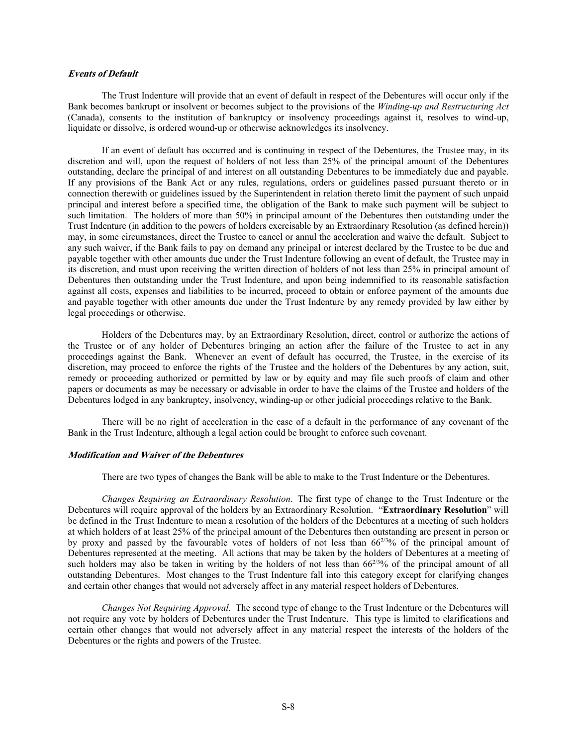### *Events of Default*

The Trust Indenture will provide that an event of default in respect of the Debentures will occur only if the Bank becomes bankrupt or insolvent or becomes subject to the provisions of the *Winding-up and Restructuring Act* (Canada), consents to the institution of bankruptcy or insolvency proceedings against it, resolves to wind-up, liquidate or dissolve, is ordered wound-up or otherwise acknowledges its insolvency.

If an event of default has occurred and is continuing in respect of the Debentures, the Trustee may, in its discretion and will, upon the request of holders of not less than 25% of the principal amount of the Debentures outstanding, declare the principal of and interest on all outstanding Debentures to be immediately due and payable. If any provisions of the Bank Act or any rules, regulations, orders or guidelines passed pursuant thereto or in connection therewith or guidelines issued by the Superintendent in relation thereto limit the payment of such unpaid principal and interest before a specified time, the obligation of the Bank to make such payment will be subject to such limitation. The holders of more than 50% in principal amount of the Debentures then outstanding under the Trust Indenture (in addition to the powers of holders exercisable by an Extraordinary Resolution (as defined herein)) may, in some circumstances, direct the Trustee to cancel or annul the acceleration and waive the default. Subject to any such waiver, if the Bank fails to pay on demand any principal or interest declared by the Trustee to be due and payable together with other amounts due under the Trust Indenture following an event of default, the Trustee may in its discretion, and must upon receiving the written direction of holders of not less than 25% in principal amount of Debentures then outstanding under the Trust Indenture, and upon being indemnified to its reasonable satisfaction against all costs, expenses and liabilities to be incurred, proceed to obtain or enforce payment of the amounts due and payable together with other amounts due under the Trust Indenture by any remedy provided by law either by legal proceedings or otherwise.

Holders of the Debentures may, by an Extraordinary Resolution, direct, control or authorize the actions of the Trustee or of any holder of Debentures bringing an action after the failure of the Trustee to act in any proceedings against the Bank. Whenever an event of default has occurred, the Trustee, in the exercise of its discretion, may proceed to enforce the rights of the Trustee and the holders of the Debentures by any action, suit, remedy or proceeding authorized or permitted by law or by equity and may file such proofs of claim and other papers or documents as may be necessary or advisable in order to have the claims of the Trustee and holders of the Debentures lodged in any bankruptcy, insolvency, winding-up or other judicial proceedings relative to the Bank.

There will be no right of acceleration in the case of a default in the performance of any covenant of the Bank in the Trust Indenture, although a legal action could be brought to enforce such covenant.

### *Modification and Waiver of the Debentures*

There are two types of changes the Bank will be able to make to the Trust Indenture or the Debentures.

*Changes Requiring an Extraordinary Resolution*. The first type of change to the Trust Indenture or the Debentures will require approval of the holders by an Extraordinary Resolution. "**Extraordinary Resolution**" will be defined in the Trust Indenture to mean a resolution of the holders of the Debentures at a meeting of such holders at which holders of at least 25% of the principal amount of the Debentures then outstanding are present in person or by proxy and passed by the favourable votes of holders of not less than $66^{2/3}$% of the principal amount of Debentures represented at the meeting. All actions that may be taken by the holders of Debentures at a meeting of such holders may also be taken in writing by the holders of not less than $66^{2/3}$% of the principal amount of all outstanding Debentures. Most changes to the Trust Indenture fall into this category except for clarifying changes and certain other changes that would not adversely affect in any material respect holders of Debentures.

*Changes Not Requiring Approval*. The second type of change to the Trust Indenture or the Debentures will not require any vote by holders of Debentures under the Trust Indenture. This type is limited to clarifications and certain other changes that would not adversely affect in any material respect the interests of the holders of the Debentures or the rights and powers of the Trustee.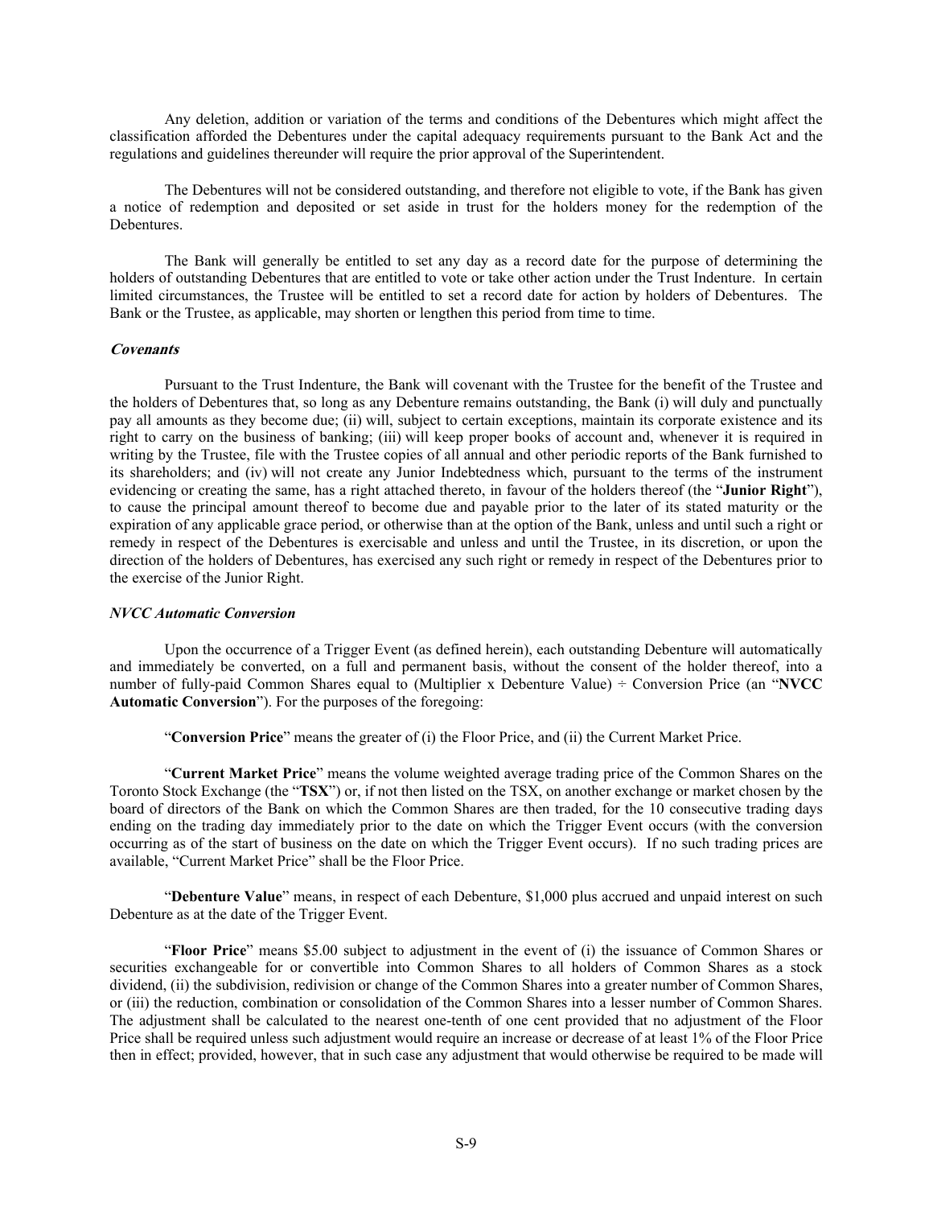Any deletion, addition or variation of the terms and conditions of the Debentures which might affect the classification afforded the Debentures under the capital adequacy requirements pursuant to the Bank Act and the regulations and guidelines thereunder will require the prior approval of the Superintendent.

The Debentures will not be considered outstanding, and therefore not eligible to vote, if the Bank has given a notice of redemption and deposited or set aside in trust for the holders money for the redemption of the Debentures.

The Bank will generally be entitled to set any day as a record date for the purpose of determining the holders of outstanding Debentures that are entitled to vote or take other action under the Trust Indenture. In certain limited circumstances, the Trustee will be entitled to set a record date for action by holders of Debentures. The Bank or the Trustee, as applicable, may shorten or lengthen this period from time to time.

***Covenants***

Pursuant to the Trust Indenture, the Bank will covenant with the Trustee for the benefit of the Trustee and the holders of Debentures that, so long as any Debenture remains outstanding, the Bank (i) will duly and punctually pay all amounts as they become due; (ii) will, subject to certain exceptions, maintain its corporate existence and its right to carry on the business of banking; (iii) will keep proper books of account and, whenever it is required in writing by the Trustee, file with the Trustee copies of all annual and other periodic reports of the Bank furnished to its shareholders; and (iv) will not create any Junior Indebtedness which, pursuant to the terms of the instrument evidencing or creating the same, has a right attached thereto, in favour of the holders thereof (the "**Junior Right**"), to cause the principal amount thereof to become due and payable prior to the later of its stated maturity or the expiration of any applicable grace period, or otherwise than at the option of the Bank, unless and until such a right or remedy in respect of the Debentures is exercisable and unless and until the Trustee, in its discretion, or upon the direction of the holders of Debentures, has exercised any such right or remedy in respect of the Debentures prior to the exercise of the Junior Right.

***NVCC Automatic Conversion***

Upon the occurrence of a Trigger Event (as defined herein), each outstanding Debenture will automatically and immediately be converted, on a full and permanent basis, without the consent of the holder thereof, into a number of fully-paid Common Shares equal to (Multiplier x Debenture Value) ÷ Conversion Price (an "**NVCC Automatic Conversion**"). For the purposes of the foregoing:

"**Conversion Price**" means the greater of (i) the Floor Price, and (ii) the Current Market Price.

"**Current Market Price**" means the volume weighted average trading price of the Common Shares on the Toronto Stock Exchange (the "**TSX**") or, if not then listed on the TSX, on another exchange or market chosen by the board of directors of the Bank on which the Common Shares are then traded, for the 10 consecutive trading days ending on the trading day immediately prior to the date on which the Trigger Event occurs (with the conversion occurring as of the start of business on the date on which the Trigger Event occurs). If no such trading prices are available, "Current Market Price" shall be the Floor Price.

"**Debenture Value**" means, in respect of each Debenture, \$1,000 plus accrued and unpaid interest on such Debenture as at the date of the Trigger Event.

"**Floor Price**" means \$5.00 subject to adjustment in the event of (i) the issuance of Common Shares or securities exchangeable for or convertible into Common Shares to all holders of Common Shares as a stock dividend, (ii) the subdivision, redivision or change of the Common Shares into a greater number of Common Shares, or (iii) the reduction, combination or consolidation of the Common Shares into a lesser number of Common Shares. The adjustment shall be calculated to the nearest one-tenth of one cent provided that no adjustment of the Floor Price shall be required unless such adjustment would require an increase or decrease of at least 1% of the Floor Price then in effect; provided, however, that in such case any adjustment that would otherwise be required to be made will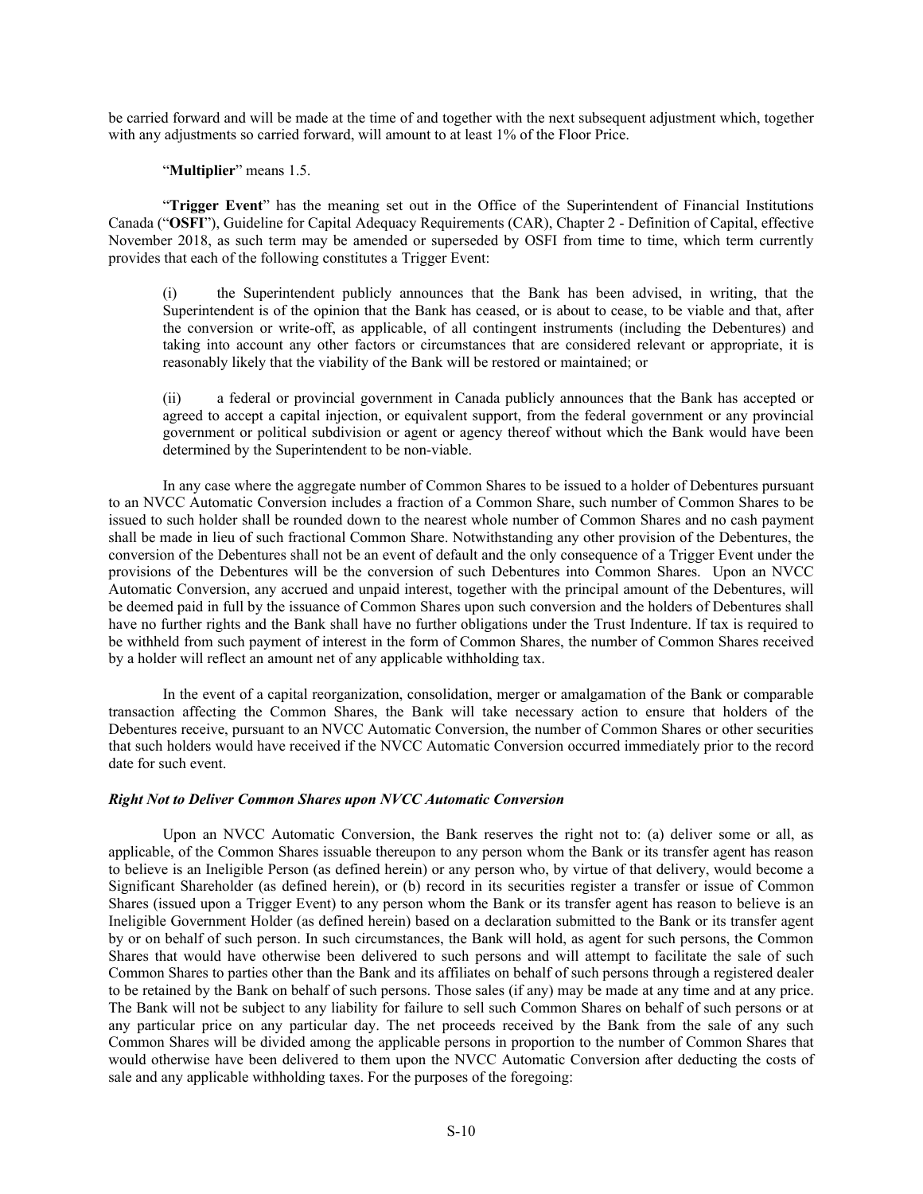be carried forward and will be made at the time of and together with the next subsequent adjustment which, together with any adjustments so carried forward, will amount to at least 1% of the Floor Price.

"**Multiplier**" means 1.5.

"**Trigger Event**" has the meaning set out in the Office of the Superintendent of Financial Institutions Canada ("**OSFI**"), Guideline for Capital Adequacy Requirements (CAR), Chapter 2 - Definition of Capital, effective November 2018, as such term may be amended or superseded by OSFI from time to time, which term currently provides that each of the following constitutes a Trigger Event:

(i) the Superintendent publicly announces that the Bank has been advised, in writing, that the Superintendent is of the opinion that the Bank has ceased, or is about to cease, to be viable and that, after the conversion or write-off, as applicable, of all contingent instruments (including the Debentures) and taking into account any other factors or circumstances that are considered relevant or appropriate, it is reasonably likely that the viability of the Bank will be restored or maintained; or

(ii) a federal or provincial government in Canada publicly announces that the Bank has accepted or agreed to accept a capital injection, or equivalent support, from the federal government or any provincial government or political subdivision or agent or agency thereof without which the Bank would have been determined by the Superintendent to be non-viable.

In any case where the aggregate number of Common Shares to be issued to a holder of Debentures pursuant to an NVCC Automatic Conversion includes a fraction of a Common Share, such number of Common Shares to be issued to such holder shall be rounded down to the nearest whole number of Common Shares and no cash payment shall be made in lieu of such fractional Common Share. Notwithstanding any other provision of the Debentures, the conversion of the Debentures shall not be an event of default and the only consequence of a Trigger Event under the provisions of the Debentures will be the conversion of such Debentures into Common Shares. Upon an NVCC Automatic Conversion, any accrued and unpaid interest, together with the principal amount of the Debentures, will be deemed paid in full by the issuance of Common Shares upon such conversion and the holders of Debentures shall have no further rights and the Bank shall have no further obligations under the Trust Indenture. If tax is required to be withheld from such payment of interest in the form of Common Shares, the number of Common Shares received by a holder will reflect an amount net of any applicable withholding tax.

In the event of a capital reorganization, consolidation, merger or amalgamation of the Bank or comparable transaction affecting the Common Shares, the Bank will take necessary action to ensure that holders of the Debentures receive, pursuant to an NVCC Automatic Conversion, the number of Common Shares or other securities that such holders would have received if the NVCC Automatic Conversion occurred immediately prior to the record date for such event.

***Right Not to Deliver Common Shares upon NVCC Automatic Conversion***

Upon an NVCC Automatic Conversion, the Bank reserves the right not to: (a) deliver some or all, as applicable, of the Common Shares issuable thereupon to any person whom the Bank or its transfer agent has reason to believe is an Ineligible Person (as defined herein) or any person who, by virtue of that delivery, would become a Significant Shareholder (as defined herein), or (b) record in its securities register a transfer or issue of Common Shares (issued upon a Trigger Event) to any person whom the Bank or its transfer agent has reason to believe is an Ineligible Government Holder (as defined herein) based on a declaration submitted to the Bank or its transfer agent by or on behalf of such person. In such circumstances, the Bank will hold, as agent for such persons, the Common Shares that would have otherwise been delivered to such persons and will attempt to facilitate the sale of such Common Shares to parties other than the Bank and its affiliates on behalf of such persons through a registered dealer to be retained by the Bank on behalf of such persons. Those sales (if any) may be made at any time and at any price. The Bank will not be subject to any liability for failure to sell such Common Shares on behalf of such persons or at any particular price on any particular day. The net proceeds received by the Bank from the sale of any such Common Shares will be divided among the applicable persons in proportion to the number of Common Shares that would otherwise have been delivered to them upon the NVCC Automatic Conversion after deducting the costs of sale and any applicable withholding taxes. For the purposes of the foregoing: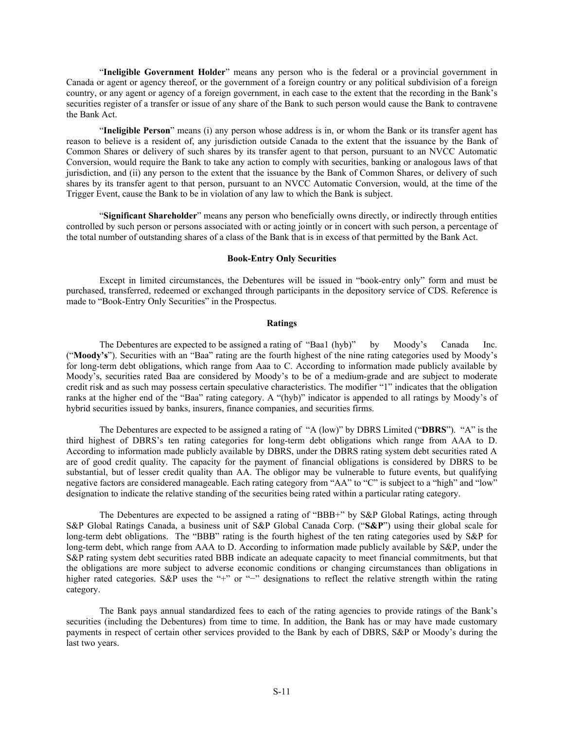"**Ineligible Government Holder**" means any person who is the federal or a provincial government in Canada or agent or agency thereof, or the government of a foreign country or any political subdivision of a foreign country, or any agent or agency of a foreign government, in each case to the extent that the recording in the Bank's securities register of a transfer or issue of any share of the Bank to such person would cause the Bank to contravene the Bank Act.

"**Ineligible Person**" means (i) any person whose address is in, or whom the Bank or its transfer agent has reason to believe is a resident of, any jurisdiction outside Canada to the extent that the issuance by the Bank of Common Shares or delivery of such shares by its transfer agent to that person, pursuant to an NVCC Automatic Conversion, would require the Bank to take any action to comply with securities, banking or analogous laws of that jurisdiction, and (ii) any person to the extent that the issuance by the Bank of Common Shares, or delivery of such shares by its transfer agent to that person, pursuant to an NVCC Automatic Conversion, would, at the time of the Trigger Event, cause the Bank to be in violation of any law to which the Bank is subject.

"**Significant Shareholder**" means any person who beneficially owns directly, or indirectly through entities controlled by such person or persons associated with or acting jointly or in concert with such person, a percentage of the total number of outstanding shares of a class of the Bank that is in excess of that permitted by the Bank Act.

## Book-Entry Only Securities

Except in limited circumstances, the Debentures will be issued in "book-entry only" form and must be purchased, transferred, redeemed or exchanged through participants in the depository service of CDS. Reference is made to "Book-Entry Only Securities" in the Prospectus.

## Ratings

The Debentures are expected to be assigned a rating of "Baa1 (hyb)" by Moody's Canada Inc. ("**Moody's**"). Securities with an "Baa" rating are the fourth highest of the nine rating categories used by Moody's for long-term debt obligations, which range from Aaa to C. According to information made publicly available by Moody's, securities rated Baa are considered by Moody's to be of a medium-grade and are subject to moderate credit risk and as such may possess certain speculative characteristics. The modifier "1" indicates that the obligation ranks at the higher end of the "Baa" rating category. A "(hyb)" indicator is appended to all ratings by Moody's of hybrid securities issued by banks, insurers, finance companies, and securities firms.

The Debentures are expected to be assigned a rating of "A (low)" by DBRS Limited ("**DBRS**"). "A" is the third highest of DBRS's ten rating categories for long-term debt obligations which range from AAA to D. According to information made publicly available by DBRS, under the DBRS rating system debt securities rated A are of good credit quality. The capacity for the payment of financial obligations is considered by DBRS to be substantial, but of lesser credit quality than AA. The obligor may be vulnerable to future events, but qualifying negative factors are considered manageable. Each rating category from "AA" to "C" is subject to a "high" and "low" designation to indicate the relative standing of the securities being rated within a particular rating category.

The Debentures are expected to be assigned a rating of "BBB+" by S&P Global Ratings, acting through S&P Global Ratings Canada, a business unit of S&P Global Canada Corp. ("**S&P**") using their global scale for long-term debt obligations. The "BBB" rating is the fourth highest of the ten rating categories used by S&P for long-term debt, which range from AAA to D. According to information made publicly available by S&P, under the S&P rating system debt securities rated BBB indicate an adequate capacity to meet financial commitments, but that the obligations are more subject to adverse economic conditions or changing circumstances than obligations in higher rated categories. S&P uses the "+" or "−" designations to reflect the relative strength within the rating category.

The Bank pays annual standardized fees to each of the rating agencies to provide ratings of the Bank's securities (including the Debentures) from time to time. In addition, the Bank has or may have made customary payments in respect of certain other services provided to the Bank by each of DBRS, S&P or Moody's during the last two years.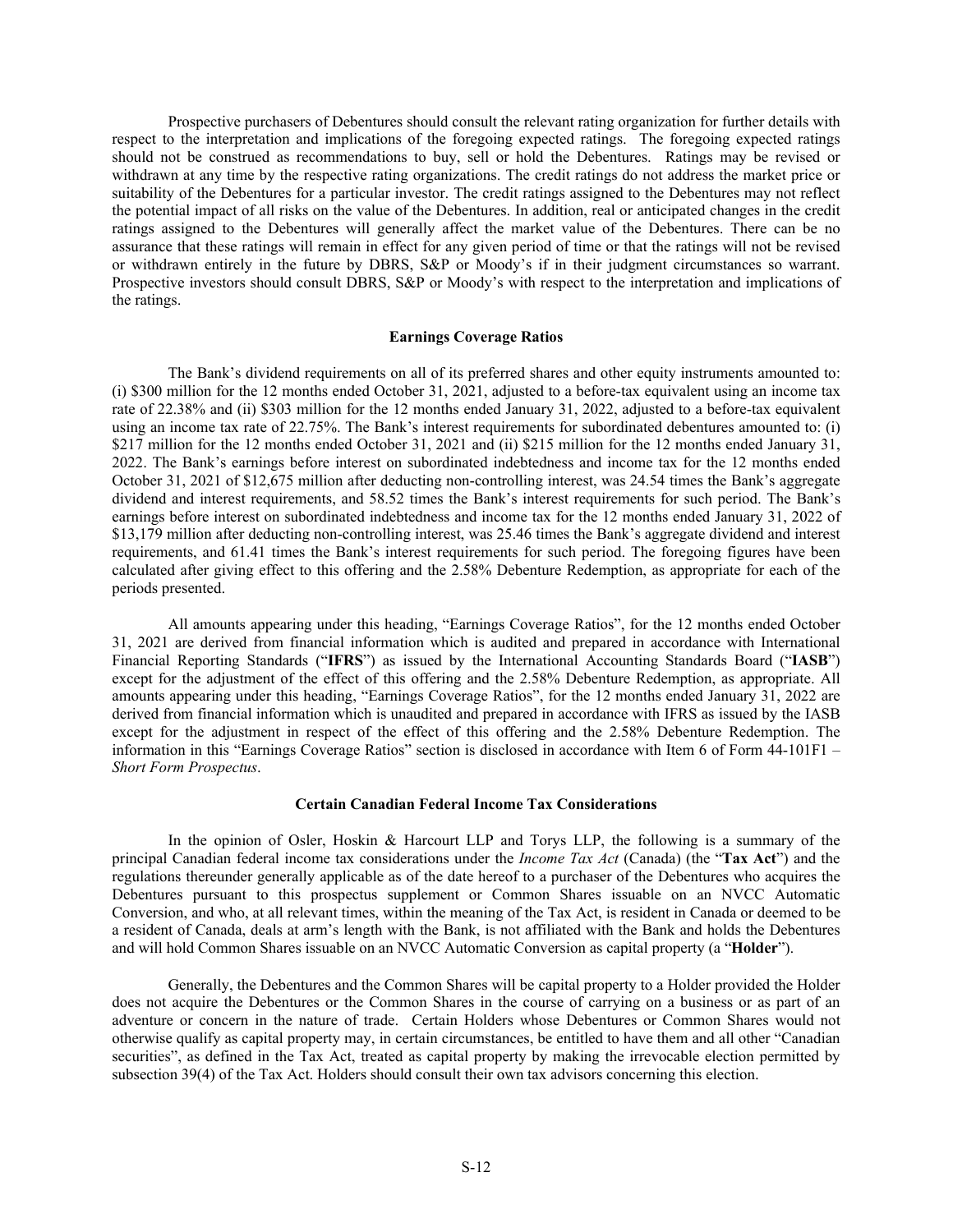Prospective purchasers of Debentures should consult the relevant rating organization for further details with respect to the interpretation and implications of the foregoing expected ratings. The foregoing expected ratings should not be construed as recommendations to buy, sell or hold the Debentures. Ratings may be revised or withdrawn at any time by the respective rating organizations. The credit ratings do not address the market price or suitability of the Debentures for a particular investor. The credit ratings assigned to the Debentures may not reflect the potential impact of all risks on the value of the Debentures. In addition, real or anticipated changes in the credit ratings assigned to the Debentures will generally affect the market value of the Debentures. There can be no assurance that these ratings will remain in effect for any given period of time or that the ratings will not be revised or withdrawn entirely in the future by DBRS, S&P or Moody's if in their judgment circumstances so warrant. Prospective investors should consult DBRS, S&P or Moody's with respect to the interpretation and implications of the ratings.

## Earnings Coverage Ratios

The Bank's dividend requirements on all of its preferred shares and other equity instruments amounted to: (i) $300 million for the 12 months ended October 31, 2021, adjusted to a before-tax equivalent using an income tax rate of 22.38% and (ii) $303 million for the 12 months ended January 31, 2022, adjusted to a before-tax equivalent using an income tax rate of 22.75%. The Bank's interest requirements for subordinated debentures amounted to: (i) $217 million for the 12 months ended October 31, 2021 and (ii) $215 million for the 12 months ended January 31, 2022. The Bank's earnings before interest on subordinated indebtedness and income tax for the 12 months ended October 31, 2021 of $12,675 million after deducting non-controlling interest, was 24.54 times the Bank's aggregate dividend and interest requirements, and 58.52 times the Bank's interest requirements for such period. The Bank's earnings before interest on subordinated indebtedness and income tax for the 12 months ended January 31, 2022 of $13,179 million after deducting non-controlling interest, was 25.46 times the Bank's aggregate dividend and interest requirements, and 61.41 times the Bank's interest requirements for such period. The foregoing figures have been calculated after giving effect to this offering and the 2.58% Debenture Redemption, as appropriate for each of the periods presented.

All amounts appearing under this heading, "Earnings Coverage Ratios", for the 12 months ended October 31, 2021 are derived from financial information which is audited and prepared in accordance with International Financial Reporting Standards ("**IFRS**") as issued by the International Accounting Standards Board ("**IASB**") except for the adjustment of the effect of this offering and the 2.58% Debenture Redemption, as appropriate. All amounts appearing under this heading, "Earnings Coverage Ratios", for the 12 months ended January 31, 2022 are derived from financial information which is unaudited and prepared in accordance with IFRS as issued by the IASB except for the adjustment in respect of the effect of this offering and the 2.58% Debenture Redemption. The information in this "Earnings Coverage Ratios" section is disclosed in accordance with Item 6 of Form 44-101F1 – *Short Form Prospectus*.

## Certain Canadian Federal Income Tax Considerations

In the opinion of Osler, Hoskin & Harcourt LLP and Torys LLP, the following is a summary of the principal Canadian federal income tax considerations under the *Income Tax Act* (Canada) (the "**Tax Act**") and the regulations thereunder generally applicable as of the date hereof to a purchaser of the Debentures who acquires the Debentures pursuant to this prospectus supplement or Common Shares issuable on an NVCC Automatic Conversion, and who, at all relevant times, within the meaning of the Tax Act, is resident in Canada or deemed to be a resident of Canada, deals at arm's length with the Bank, is not affiliated with the Bank and holds the Debentures and will hold Common Shares issuable on an NVCC Automatic Conversion as capital property (a "**Holder**").

Generally, the Debentures and the Common Shares will be capital property to a Holder provided the Holder does not acquire the Debentures or the Common Shares in the course of carrying on a business or as part of an adventure or concern in the nature of trade. Certain Holders whose Debentures or Common Shares would not otherwise qualify as capital property may, in certain circumstances, be entitled to have them and all other "Canadian securities", as defined in the Tax Act, treated as capital property by making the irrevocable election permitted by subsection 39(4) of the Tax Act. Holders should consult their own tax advisors concerning this election.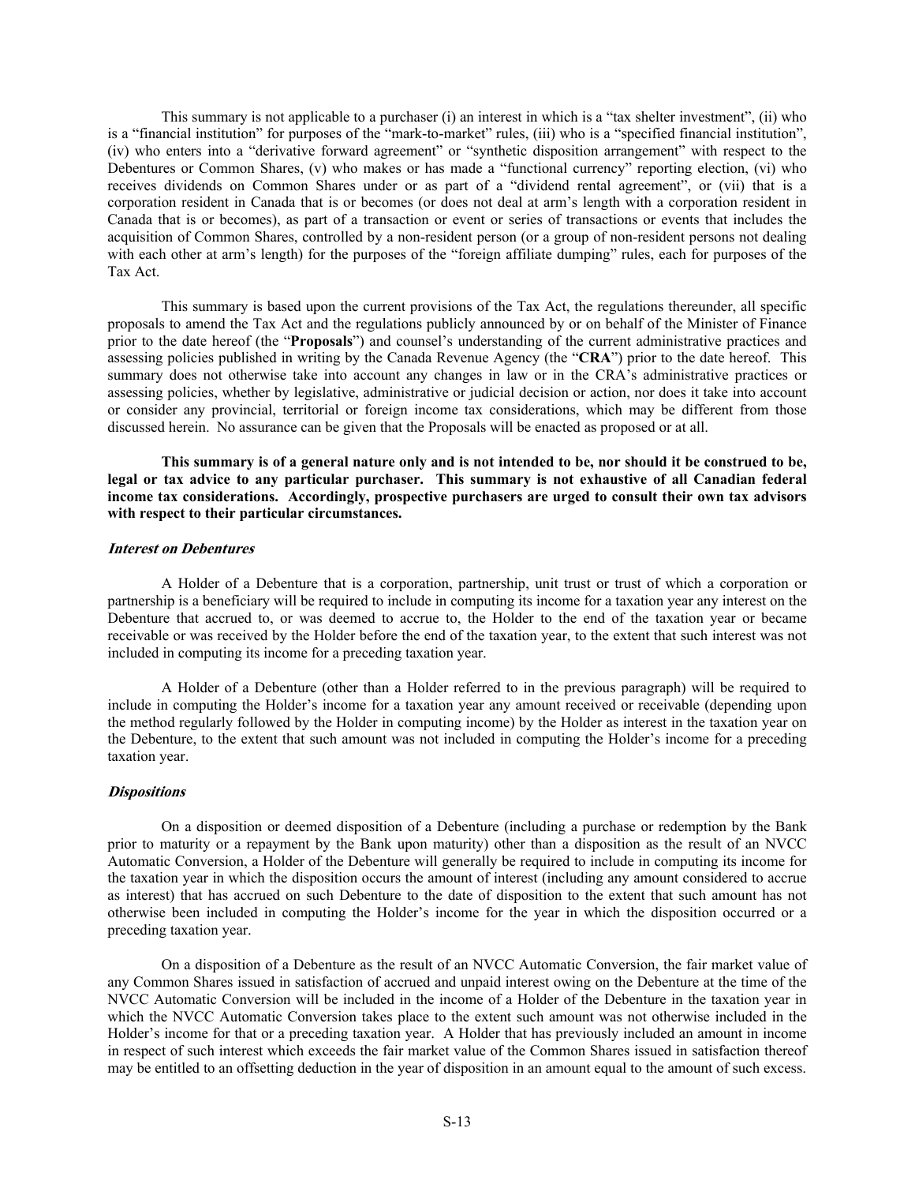This summary is not applicable to a purchaser (i) an interest in which is a "tax shelter investment", (ii) who is a "financial institution" for purposes of the "mark-to-market" rules, (iii) who is a "specified financial institution", (iv) who enters into a "derivative forward agreement" or "synthetic disposition arrangement" with respect to the Debentures or Common Shares, (v) who makes or has made a "functional currency" reporting election, (vi) who receives dividends on Common Shares under or as part of a "dividend rental agreement", or (vii) that is a corporation resident in Canada that is or becomes (or does not deal at arm's length with a corporation resident in Canada that is or becomes), as part of a transaction or event or series of transactions or events that includes the acquisition of Common Shares, controlled by a non-resident person (or a group of non-resident persons not dealing with each other at arm's length) for the purposes of the "foreign affiliate dumping" rules, each for purposes of the Tax Act.

This summary is based upon the current provisions of the Tax Act, the regulations thereunder, all specific proposals to amend the Tax Act and the regulations publicly announced by or on behalf of the Minister of Finance prior to the date hereof (the "**Proposals**") and counsel's understanding of the current administrative practices and assessing policies published in writing by the Canada Revenue Agency (the "**CRA**") prior to the date hereof. This summary does not otherwise take into account any changes in law or in the CRA's administrative practices or assessing policies, whether by legislative, administrative or judicial decision or action, nor does it take into account or consider any provincial, territorial or foreign income tax considerations, which may be different from those discussed herein. No assurance can be given that the Proposals will be enacted as proposed or at all.

**This summary is of a general nature only and is not intended to be, nor should it be construed to be, legal or tax advice to any particular purchaser. This summary is not exhaustive of all Canadian federal income tax considerations. Accordingly, prospective purchasers are urged to consult their own tax advisors with respect to their particular circumstances.**

***Interest on Debentures***

A Holder of a Debenture that is a corporation, partnership, unit trust or trust of which a corporation or partnership is a beneficiary will be required to include in computing its income for a taxation year any interest on the Debenture that accrued to, or was deemed to accrue to, the Holder to the end of the taxation year or became receivable or was received by the Holder before the end of the taxation year, to the extent that such interest was not included in computing its income for a preceding taxation year.

A Holder of a Debenture (other than a Holder referred to in the previous paragraph) will be required to include in computing the Holder's income for a taxation year any amount received or receivable (depending upon the method regularly followed by the Holder in computing income) by the Holder as interest in the taxation year on the Debenture, to the extent that such amount was not included in computing the Holder's income for a preceding taxation year.

***Dispositions***

On a disposition or deemed disposition of a Debenture (including a purchase or redemption by the Bank prior to maturity or a repayment by the Bank upon maturity) other than a disposition as the result of an NVCC Automatic Conversion, a Holder of the Debenture will generally be required to include in computing its income for the taxation year in which the disposition occurs the amount of interest (including any amount considered to accrue as interest) that has accrued on such Debenture to the date of disposition to the extent that such amount has not otherwise been included in computing the Holder's income for the year in which the disposition occurred or a preceding taxation year.

On a disposition of a Debenture as the result of an NVCC Automatic Conversion, the fair market value of any Common Shares issued in satisfaction of accrued and unpaid interest owing on the Debenture at the time of the NVCC Automatic Conversion will be included in the income of a Holder of the Debenture in the taxation year in which the NVCC Automatic Conversion takes place to the extent such amount was not otherwise included in the Holder's income for that or a preceding taxation year. A Holder that has previously included an amount in income in respect of such interest which exceeds the fair market value of the Common Shares issued in satisfaction thereof may be entitled to an offsetting deduction in the year of disposition in an amount equal to the amount of such excess.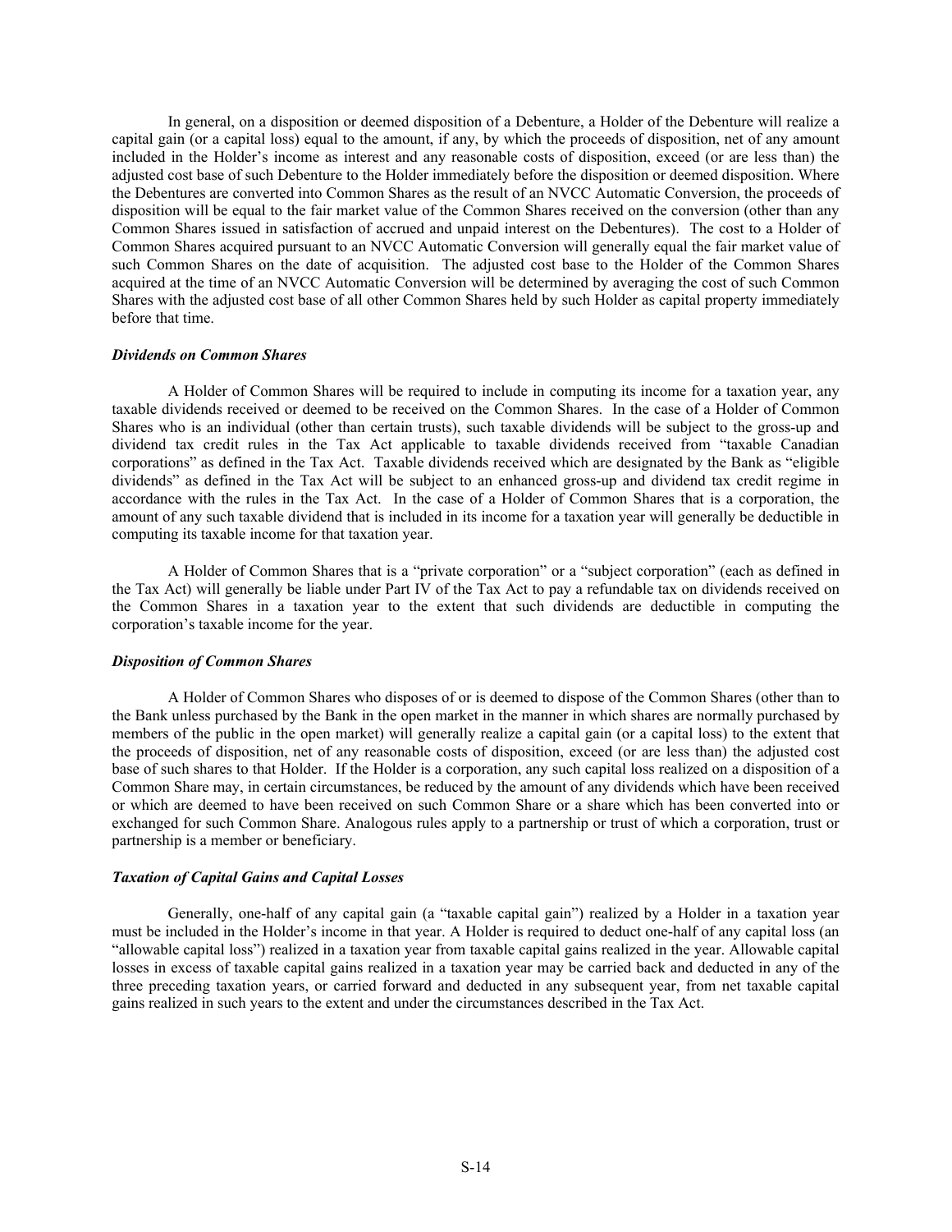In general, on a disposition or deemed disposition of a Debenture, a Holder of the Debenture will realize a capital gain (or a capital loss) equal to the amount, if any, by which the proceeds of disposition, net of any amount included in the Holder's income as interest and any reasonable costs of disposition, exceed (or are less than) the adjusted cost base of such Debenture to the Holder immediately before the disposition or deemed disposition. Where the Debentures are converted into Common Shares as the result of an NVCC Automatic Conversion, the proceeds of disposition will be equal to the fair market value of the Common Shares received on the conversion (other than any Common Shares issued in satisfaction of accrued and unpaid interest on the Debentures). The cost to a Holder of Common Shares acquired pursuant to an NVCC Automatic Conversion will generally equal the fair market value of such Common Shares on the date of acquisition. The adjusted cost base to the Holder of the Common Shares acquired at the time of an NVCC Automatic Conversion will be determined by averaging the cost of such Common Shares with the adjusted cost base of all other Common Shares held by such Holder as capital property immediately before that time.

### *Dividends on Common Shares*

A Holder of Common Shares will be required to include in computing its income for a taxation year, any taxable dividends received or deemed to be received on the Common Shares. In the case of a Holder of Common Shares who is an individual (other than certain trusts), such taxable dividends will be subject to the gross-up and dividend tax credit rules in the Tax Act applicable to taxable dividends received from "taxable Canadian corporations" as defined in the Tax Act. Taxable dividends received which are designated by the Bank as "eligible dividends" as defined in the Tax Act will be subject to an enhanced gross-up and dividend tax credit regime in accordance with the rules in the Tax Act. In the case of a Holder of Common Shares that is a corporation, the amount of any such taxable dividend that is included in its income for a taxation year will generally be deductible in computing its taxable income for that taxation year.

A Holder of Common Shares that is a "private corporation" or a "subject corporation" (each as defined in the Tax Act) will generally be liable under Part IV of the Tax Act to pay a refundable tax on dividends received on the Common Shares in a taxation year to the extent that such dividends are deductible in computing the corporation's taxable income for the year.

### *Disposition of Common Shares*

A Holder of Common Shares who disposes of or is deemed to dispose of the Common Shares (other than to the Bank unless purchased by the Bank in the open market in the manner in which shares are normally purchased by members of the public in the open market) will generally realize a capital gain (or a capital loss) to the extent that the proceeds of disposition, net of any reasonable costs of disposition, exceed (or are less than) the adjusted cost base of such shares to that Holder. If the Holder is a corporation, any such capital loss realized on a disposition of a Common Share may, in certain circumstances, be reduced by the amount of any dividends which have been received or which are deemed to have been received on such Common Share or a share which has been converted into or exchanged for such Common Share. Analogous rules apply to a partnership or trust of which a corporation, trust or partnership is a member or beneficiary.

### *Taxation of Capital Gains and Capital Losses*

Generally, one-half of any capital gain (a "taxable capital gain") realized by a Holder in a taxation year must be included in the Holder's income in that year. A Holder is required to deduct one-half of any capital loss (an "allowable capital loss") realized in a taxation year from taxable capital gains realized in the year. Allowable capital losses in excess of taxable capital gains realized in a taxation year may be carried back and deducted in any of the three preceding taxation years, or carried forward and deducted in any subsequent year, from net taxable capital gains realized in such years to the extent and under the circumstances described in the Tax Act.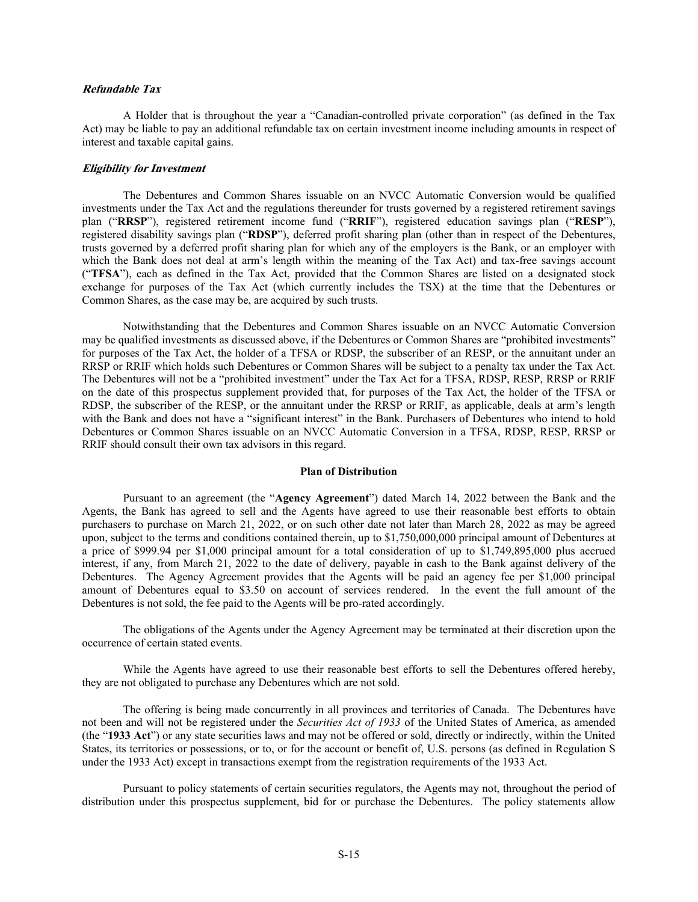***Refundable Tax***

A Holder that is throughout the year a "Canadian-controlled private corporation" (as defined in the Tax Act) may be liable to pay an additional refundable tax on certain investment income including amounts in respect of interest and taxable capital gains.

***Eligibility for Investment***

The Debentures and Common Shares issuable on an NVCC Automatic Conversion would be qualified investments under the Tax Act and the regulations thereunder for trusts governed by a registered retirement savings plan ("**RRSP**"), registered retirement income fund ("**RRIF**"), registered education savings plan ("**RESP**"), registered disability savings plan ("**RDSP**"), deferred profit sharing plan (other than in respect of the Debentures, trusts governed by a deferred profit sharing plan for which any of the employers is the Bank, or an employer with which the Bank does not deal at arm's length within the meaning of the Tax Act) and tax-free savings account ("**TFSA**"), each as defined in the Tax Act, provided that the Common Shares are listed on a designated stock exchange for purposes of the Tax Act (which currently includes the TSX) at the time that the Debentures or Common Shares, as the case may be, are acquired by such trusts.

Notwithstanding that the Debentures and Common Shares issuable on an NVCC Automatic Conversion may be qualified investments as discussed above, if the Debentures or Common Shares are "prohibited investments" for purposes of the Tax Act, the holder of a TFSA or RDSP, the subscriber of an RESP, or the annuitant under an RRSP or RRIF which holds such Debentures or Common Shares will be subject to a penalty tax under the Tax Act. The Debentures will not be a "prohibited investment" under the Tax Act for a TFSA, RDSP, RESP, RRSP or RRIF on the date of this prospectus supplement provided that, for purposes of the Tax Act, the holder of the TFSA or RDSP, the subscriber of the RESP, or the annuitant under the RRSP or RRIF, as applicable, deals at arm's length with the Bank and does not have a "significant interest" in the Bank. Purchasers of Debentures who intend to hold Debentures or Common Shares issuable on an NVCC Automatic Conversion in a TFSA, RDSP, RESP, RRSP or RRIF should consult their own tax advisors in this regard.

## Plan of Distribution

Pursuant to an agreement (the "**Agency Agreement**") dated March 14, 2022 between the Bank and the Agents, the Bank has agreed to sell and the Agents have agreed to use their reasonable best efforts to obtain purchasers to purchase on March 21, 2022, or on such other date not later than March 28, 2022 as may be agreed upon, subject to the terms and conditions contained therein, up to $1,750,000,000 principal amount of Debentures at a price of $999.94 per $1,000 principal amount for a total consideration of up to $1,749,895,000 plus accrued interest, if any, from March 21, 2022 to the date of delivery, payable in cash to the Bank against delivery of the Debentures. The Agency Agreement provides that the Agents will be paid an agency fee per $1,000 principal amount of Debentures equal to $3.50 on account of services rendered. In the event the full amount of the Debentures is not sold, the fee paid to the Agents will be pro-rated accordingly.

The obligations of the Agents under the Agency Agreement may be terminated at their discretion upon the occurrence of certain stated events.

While the Agents have agreed to use their reasonable best efforts to sell the Debentures offered hereby, they are not obligated to purchase any Debentures which are not sold.

The offering is being made concurrently in all provinces and territories of Canada. The Debentures have not been and will not be registered under the *Securities Act of 1933* of the United States of America, as amended (the "**1933 Act**") or any state securities laws and may not be offered or sold, directly or indirectly, within the United States, its territories or possessions, or to, or for the account or benefit of, U.S. persons (as defined in Regulation S under the 1933 Act) except in transactions exempt from the registration requirements of the 1933 Act.

Pursuant to policy statements of certain securities regulators, the Agents may not, throughout the period of distribution under this prospectus supplement, bid for or purchase the Debentures. The policy statements allow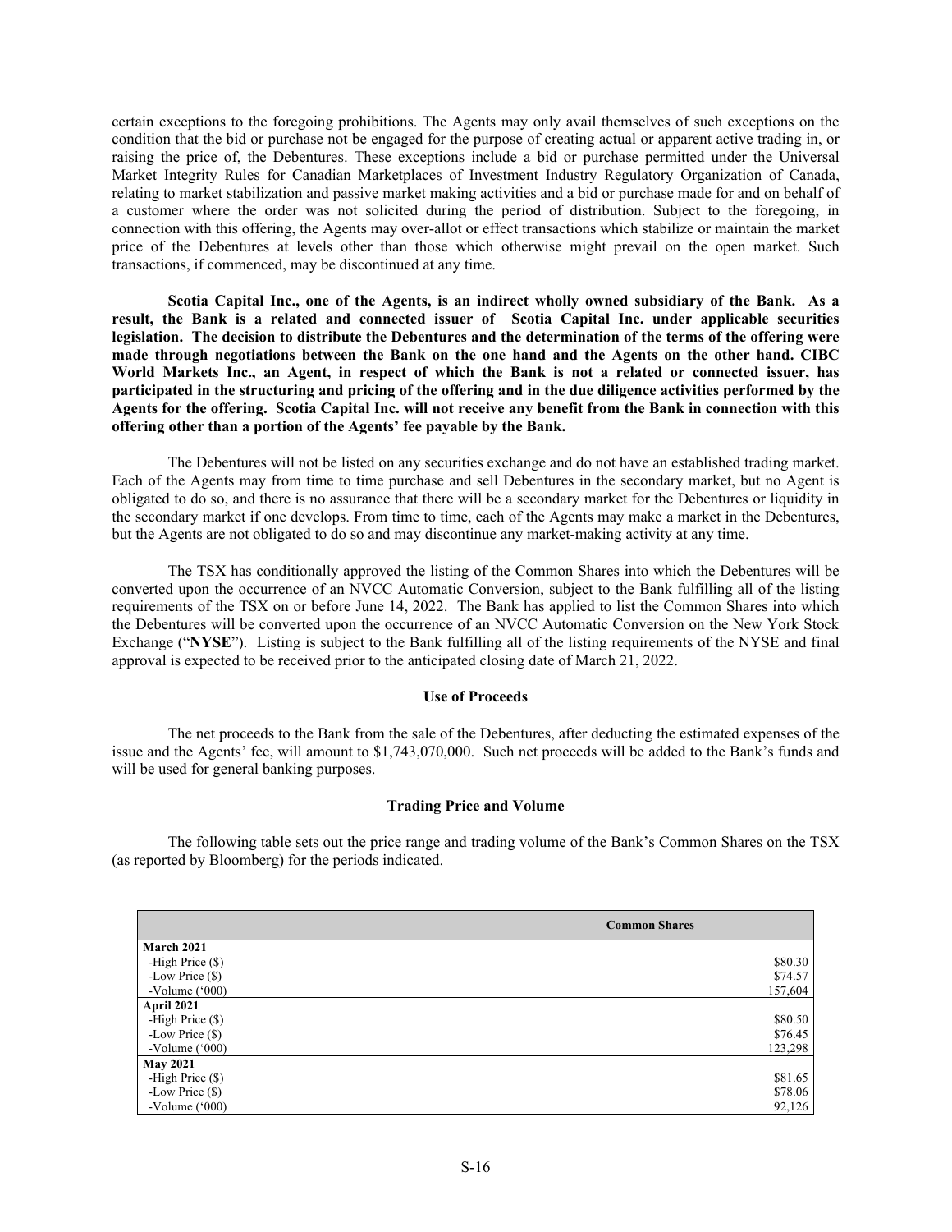certain exceptions to the foregoing prohibitions. The Agents may only avail themselves of such exceptions on the condition that the bid or purchase not be engaged for the purpose of creating actual or apparent active trading in, or raising the price of, the Debentures. These exceptions include a bid or purchase permitted under the Universal Market Integrity Rules for Canadian Marketplaces of Investment Industry Regulatory Organization of Canada, relating to market stabilization and passive market making activities and a bid or purchase made for and on behalf of a customer where the order was not solicited during the period of distribution. Subject to the foregoing, in connection with this offering, the Agents may over-allot or effect transactions which stabilize or maintain the market price of the Debentures at levels other than those which otherwise might prevail on the open market. Such transactions, if commenced, may be discontinued at any time.

**Scotia Capital Inc., one of the Agents, is an indirect wholly owned subsidiary of the Bank. As a result, the Bank is a related and connected issuer of Scotia Capital Inc. under applicable securities legislation. The decision to distribute the Debentures and the determination of the terms of the offering were made through negotiations between the Bank on the one hand and the Agents on the other hand. CIBC World Markets Inc., an Agent, in respect of which the Bank is not a related or connected issuer, has participated in the structuring and pricing of the offering and in the due diligence activities performed by the Agents for the offering. Scotia Capital Inc. will not receive any benefit from the Bank in connection with this offering other than a portion of the Agents' fee payable by the Bank.**

The Debentures will not be listed on any securities exchange and do not have an established trading market. Each of the Agents may from time to time purchase and sell Debentures in the secondary market, but no Agent is obligated to do so, and there is no assurance that there will be a secondary market for the Debentures or liquidity in the secondary market if one develops. From time to time, each of the Agents may make a market in the Debentures, but the Agents are not obligated to do so and may discontinue any market-making activity at any time.

The TSX has conditionally approved the listing of the Common Shares into which the Debentures will be converted upon the occurrence of an NVCC Automatic Conversion, subject to the Bank fulfilling all of the listing requirements of the TSX on or before June 14, 2022. The Bank has applied to list the Common Shares into which the Debentures will be converted upon the occurrence of an NVCC Automatic Conversion on the New York Stock Exchange ("**NYSE**"). Listing is subject to the Bank fulfilling all of the listing requirements of the NYSE and final approval is expected to be received prior to the anticipated closing date of March 21, 2022.

## Use of Proceeds

The net proceeds to the Bank from the sale of the Debentures, after deducting the estimated expenses of the issue and the Agents' fee, will amount to $1,743,070,000. Such net proceeds will be added to the Bank's funds and will be used for general banking purposes.

## Trading Price and Volume

The following table sets out the price range and trading volume of the Bank's Common Shares on the TSX (as reported by Bloomberg) for the periods indicated.

| | **Common Shares** |
|---|---|
| **March 2021** | |
| -High Price ($) | $80.30 |
| -Low Price ($) | $74.57 |
| -Volume ('000) | 157,604 |
| **April 2021** | |
| -High Price ($) | $80.50 |
| -Low Price ($) | $76.45 |
| -Volume ('000) | 123,298 |
| **May 2021** | |
| -High Price ($) | $81.65 |
| -Low Price ($) | $78.06 |
| -Volume ('000) | 92,126 |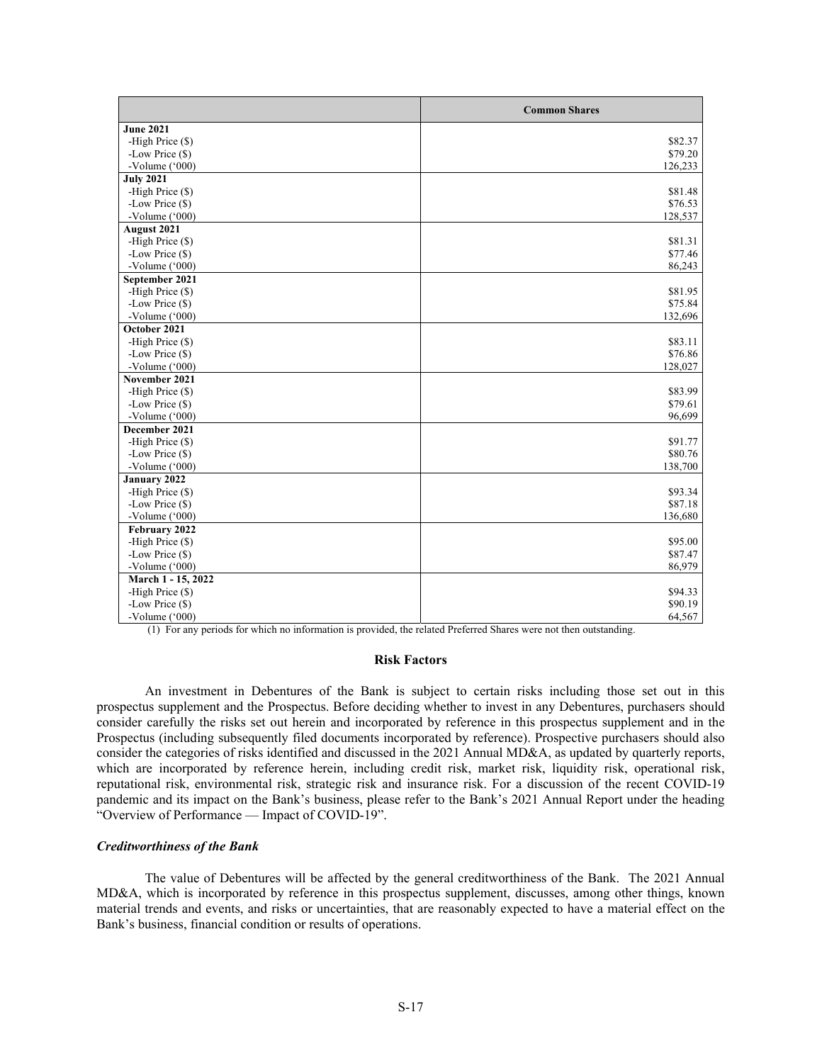| | Common Shares |
|---|---|
| **June 2021** | |
| -High Price ($) | $82.37 |
| -Low Price ($) | $79.20 |
| -Volume ('000) | 126,233 |
| **July 2021** | |
| -High Price ($) | $81.48 |
| -Low Price ($) | $76.53 |
| -Volume ('000) | 128,537 |
| **August 2021** | |
| -High Price ($) | $81.31 |
| -Low Price ($) | $77.46 |
| -Volume ('000) | 86,243 |
| **September 2021** | |
| -High Price ($) | $81.95 |
| -Low Price ($) | $75.84 |
| -Volume ('000) | 132,696 |
| **October 2021** | |
| -High Price ($) | $83.11 |
| -Low Price ($) | $76.86 |
| -Volume ('000) | 128,027 |
| **November 2021** | |
| -High Price ($) | $83.99 |
| -Low Price ($) | $79.61 |
| -Volume ('000) | 96,699 |
| **December 2021** | |
| -High Price ($) | $91.77 |
| -Low Price ($) | $80.76 |
| -Volume ('000) | 138,700 |
| **January 2022** | |
| -High Price ($) | $93.34 |
| -Low Price ($) | $87.18 |
| -Volume ('000) | 136,680 |
| **February 2022** | |
| -High Price ($) | $95.00 |
| -Low Price ($) | $87.47 |
| -Volume ('000) | 86,979 |
| **March 1 - 15, 2022** | |
| -High Price ($) | $94.33 |
| -Low Price ($) | $90.19 |
| -Volume ('000) | 64,567 |

(1) For any periods for which no information is provided, the related Preferred Shares were not then outstanding.

## Risk Factors

An investment in Debentures of the Bank is subject to certain risks including those set out in this prospectus supplement and the Prospectus. Before deciding whether to invest in any Debentures, purchasers should consider carefully the risks set out herein and incorporated by reference in this prospectus supplement and in the Prospectus (including subsequently filed documents incorporated by reference). Prospective purchasers should also consider the categories of risks identified and discussed in the 2021 Annual MD&A, as updated by quarterly reports, which are incorporated by reference herein, including credit risk, market risk, liquidity risk, operational risk, reputational risk, environmental risk, strategic risk and insurance risk. For a discussion of the recent COVID-19 pandemic and its impact on the Bank's business, please refer to the Bank's 2021 Annual Report under the heading "Overview of Performance — Impact of COVID-19".

### *Creditworthiness of the Bank*

The value of Debentures will be affected by the general creditworthiness of the Bank. The 2021 Annual MD&A, which is incorporated by reference in this prospectus supplement, discusses, among other things, known material trends and events, and risks or uncertainties, that are reasonably expected to have a material effect on the Bank's business, financial condition or results of operations.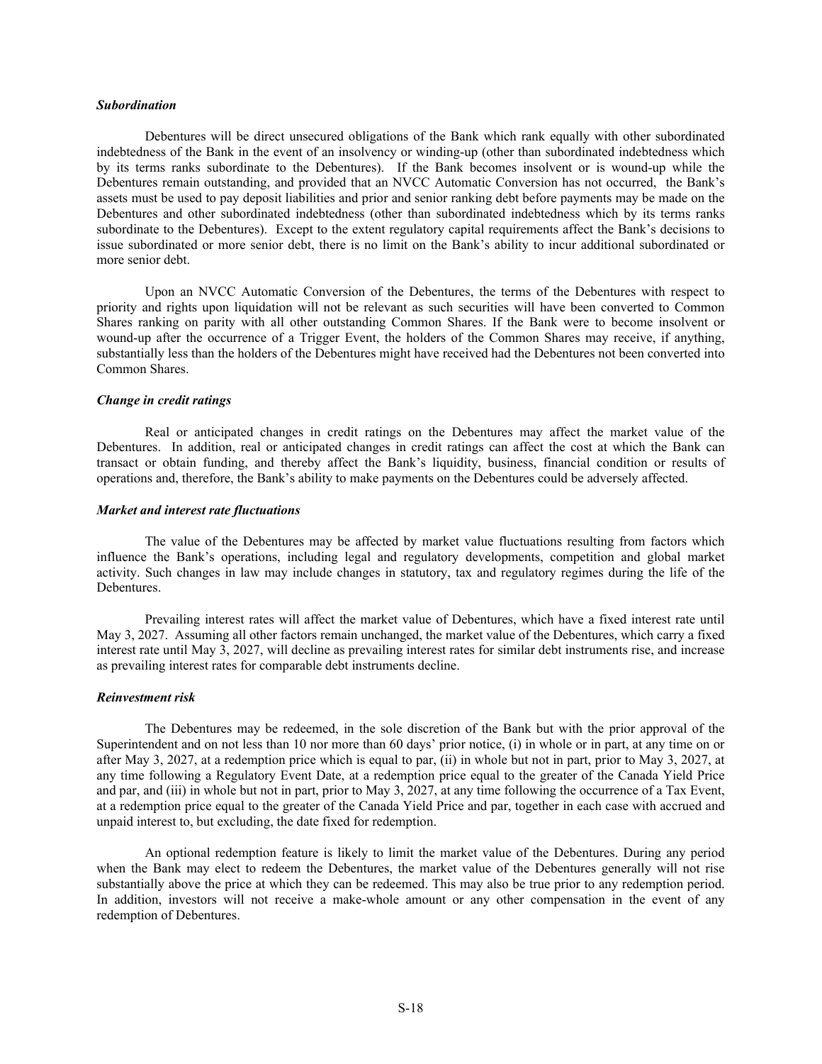***Subordination***

Debentures will be direct unsecured obligations of the Bank which rank equally with other subordinated indebtedness of the Bank in the event of an insolvency or winding-up (other than subordinated indebtedness which by its terms ranks subordinate to the Debentures). If the Bank becomes insolvent or is wound-up while the Debentures remain outstanding, and provided that an NVCC Automatic Conversion has not occurred, the Bank's assets must be used to pay deposit liabilities and prior and senior ranking debt before payments may be made on the Debentures and other subordinated indebtedness (other than subordinated indebtedness which by its terms ranks subordinate to the Debentures). Except to the extent regulatory capital requirements affect the Bank's decisions to issue subordinated or more senior debt, there is no limit on the Bank's ability to incur additional subordinated or more senior debt.

Upon an NVCC Automatic Conversion of the Debentures, the terms of the Debentures with respect to priority and rights upon liquidation will not be relevant as such securities will have been converted to Common Shares ranking on parity with all other outstanding Common Shares. If the Bank were to become insolvent or wound-up after the occurrence of a Trigger Event, the holders of the Common Shares may receive, if anything, substantially less than the holders of the Debentures might have received had the Debentures not been converted into Common Shares.

***Change in credit ratings***

Real or anticipated changes in credit ratings on the Debentures may affect the market value of the Debentures. In addition, real or anticipated changes in credit ratings can affect the cost at which the Bank can transact or obtain funding, and thereby affect the Bank's liquidity, business, financial condition or results of operations and, therefore, the Bank's ability to make payments on the Debentures could be adversely affected.

***Market and interest rate fluctuations***

The value of the Debentures may be affected by market value fluctuations resulting from factors which influence the Bank's operations, including legal and regulatory developments, competition and global market activity. Such changes in law may include changes in statutory, tax and regulatory regimes during the life of the Debentures.

Prevailing interest rates will affect the market value of Debentures, which have a fixed interest rate until May 3, 2027. Assuming all other factors remain unchanged, the market value of the Debentures, which carry a fixed interest rate until May 3, 2027, will decline as prevailing interest rates for similar debt instruments rise, and increase as prevailing interest rates for comparable debt instruments decline.

***Reinvestment risk***

The Debentures may be redeemed, in the sole discretion of the Bank but with the prior approval of the Superintendent and on not less than 10 nor more than 60 days' prior notice, (i) in whole or in part, at any time on or after May 3, 2027, at a redemption price which is equal to par, (ii) in whole but not in part, prior to May 3, 2027, at any time following a Regulatory Event Date, at a redemption price equal to the greater of the Canada Yield Price and par, and (iii) in whole but not in part, prior to May 3, 2027, at any time following the occurrence of a Tax Event, at a redemption price equal to the greater of the Canada Yield Price and par, together in each case with accrued and unpaid interest to, but excluding, the date fixed for redemption.

An optional redemption feature is likely to limit the market value of the Debentures. During any period when the Bank may elect to redeem the Debentures, the market value of the Debentures generally will not rise substantially above the price at which they can be redeemed. This may also be true prior to any redemption period. In addition, investors will not receive a make-whole amount or any other compensation in the event of any redemption of Debentures.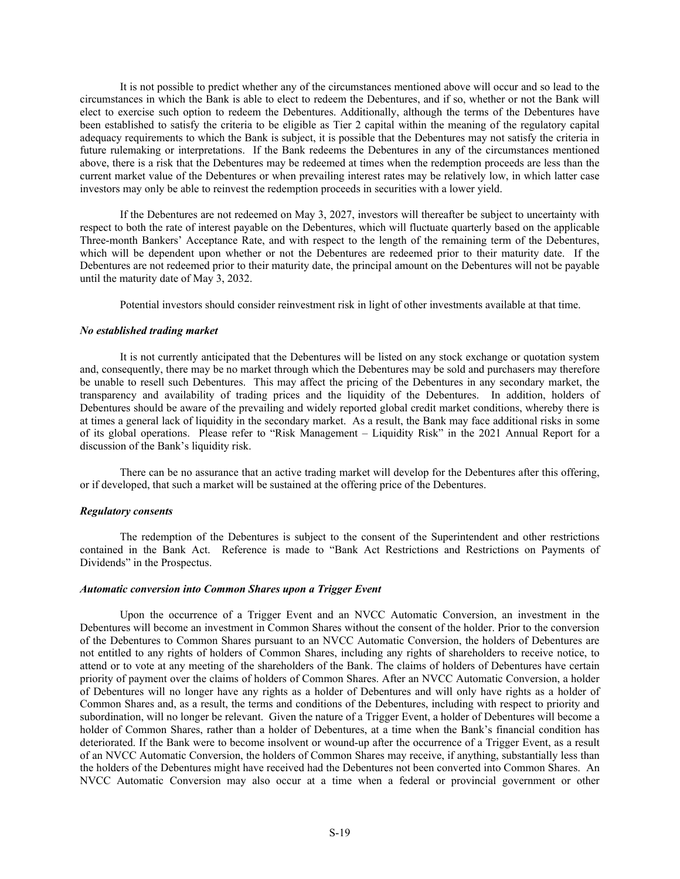It is not possible to predict whether any of the circumstances mentioned above will occur and so lead to the circumstances in which the Bank is able to elect to redeem the Debentures, and if so, whether or not the Bank will elect to exercise such option to redeem the Debentures. Additionally, although the terms of the Debentures have been established to satisfy the criteria to be eligible as Tier 2 capital within the meaning of the regulatory capital adequacy requirements to which the Bank is subject, it is possible that the Debentures may not satisfy the criteria in future rulemaking or interpretations. If the Bank redeems the Debentures in any of the circumstances mentioned above, there is a risk that the Debentures may be redeemed at times when the redemption proceeds are less than the current market value of the Debentures or when prevailing interest rates may be relatively low, in which latter case investors may only be able to reinvest the redemption proceeds in securities with a lower yield.

If the Debentures are not redeemed on May 3, 2027, investors will thereafter be subject to uncertainty with respect to both the rate of interest payable on the Debentures, which will fluctuate quarterly based on the applicable Three-month Bankers' Acceptance Rate, and with respect to the length of the remaining term of the Debentures, which will be dependent upon whether or not the Debentures are redeemed prior to their maturity date. If the Debentures are not redeemed prior to their maturity date, the principal amount on the Debentures will not be payable until the maturity date of May 3, 2032.

Potential investors should consider reinvestment risk in light of other investments available at that time.

***No established trading market***

It is not currently anticipated that the Debentures will be listed on any stock exchange or quotation system and, consequently, there may be no market through which the Debentures may be sold and purchasers may therefore be unable to resell such Debentures. This may affect the pricing of the Debentures in any secondary market, the transparency and availability of trading prices and the liquidity of the Debentures. In addition, holders of Debentures should be aware of the prevailing and widely reported global credit market conditions, whereby there is at times a general lack of liquidity in the secondary market. As a result, the Bank may face additional risks in some of its global operations. Please refer to "Risk Management – Liquidity Risk" in the 2021 Annual Report for a discussion of the Bank's liquidity risk.

There can be no assurance that an active trading market will develop for the Debentures after this offering, or if developed, that such a market will be sustained at the offering price of the Debentures.

***Regulatory consents***

The redemption of the Debentures is subject to the consent of the Superintendent and other restrictions contained in the Bank Act. Reference is made to "Bank Act Restrictions and Restrictions on Payments of Dividends" in the Prospectus.

***Automatic conversion into Common Shares upon a Trigger Event***

Upon the occurrence of a Trigger Event and an NVCC Automatic Conversion, an investment in the Debentures will become an investment in Common Shares without the consent of the holder. Prior to the conversion of the Debentures to Common Shares pursuant to an NVCC Automatic Conversion, the holders of Debentures are not entitled to any rights of holders of Common Shares, including any rights of shareholders to receive notice, to attend or to vote at any meeting of the shareholders of the Bank. The claims of holders of Debentures have certain priority of payment over the claims of holders of Common Shares. After an NVCC Automatic Conversion, a holder of Debentures will no longer have any rights as a holder of Debentures and will only have rights as a holder of Common Shares and, as a result, the terms and conditions of the Debentures, including with respect to priority and subordination, will no longer be relevant. Given the nature of a Trigger Event, a holder of Debentures will become a holder of Common Shares, rather than a holder of Debentures, at a time when the Bank's financial condition has deteriorated. If the Bank were to become insolvent or wound-up after the occurrence of a Trigger Event, as a result of an NVCC Automatic Conversion, the holders of Common Shares may receive, if anything, substantially less than the holders of the Debentures might have received had the Debentures not been converted into Common Shares. An NVCC Automatic Conversion may also occur at a time when a federal or provincial government or other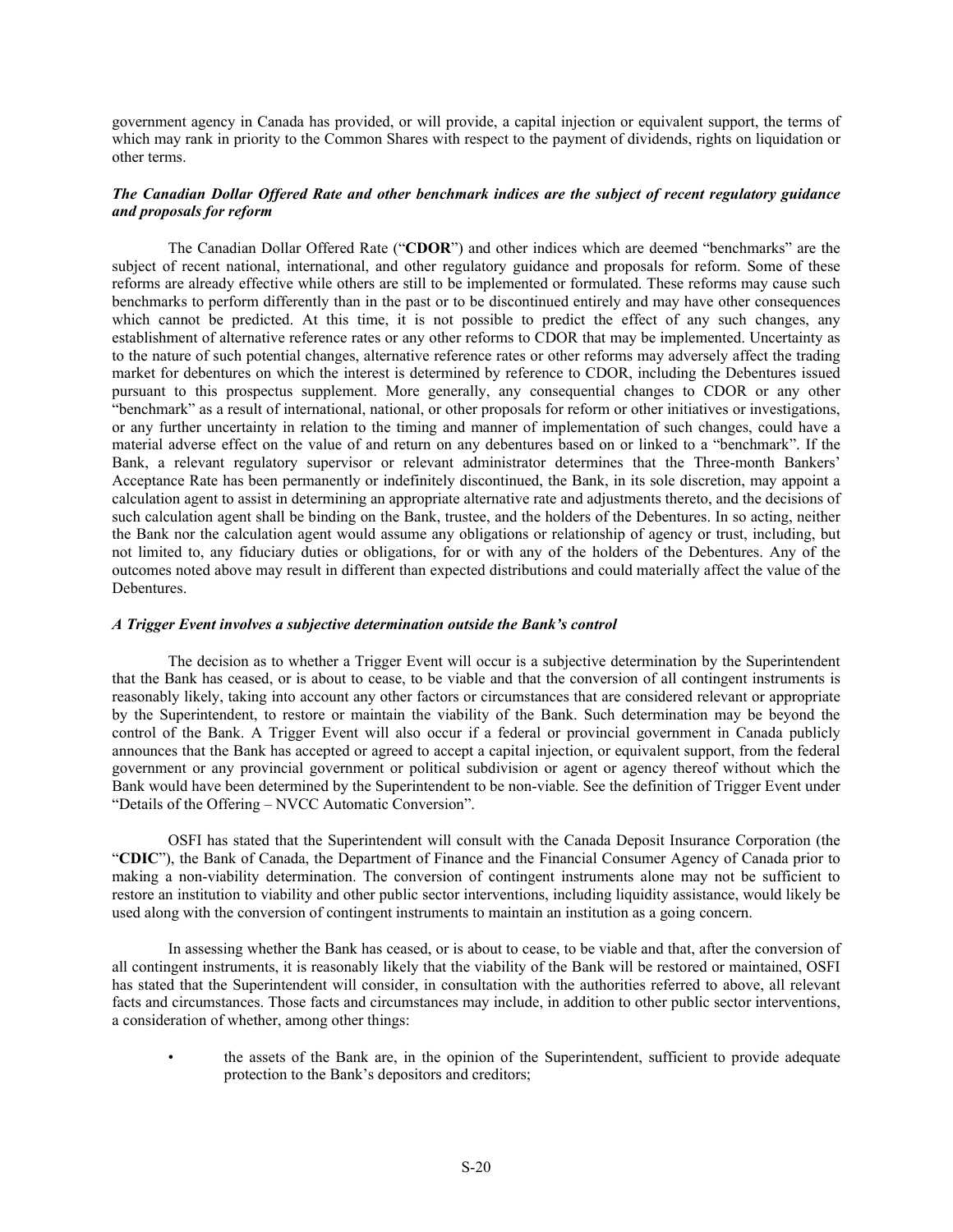government agency in Canada has provided, or will provide, a capital injection or equivalent support, the terms of which may rank in priority to the Common Shares with respect to the payment of dividends, rights on liquidation or other terms.

***The Canadian Dollar Offered Rate and other benchmark indices are the subject of recent regulatory guidance and proposals for reform***

The Canadian Dollar Offered Rate ("**CDOR**") and other indices which are deemed "benchmarks" are the subject of recent national, international, and other regulatory guidance and proposals for reform. Some of these reforms are already effective while others are still to be implemented or formulated. These reforms may cause such benchmarks to perform differently than in the past or to be discontinued entirely and may have other consequences which cannot be predicted. At this time, it is not possible to predict the effect of any such changes, any establishment of alternative reference rates or any other reforms to CDOR that may be implemented. Uncertainty as to the nature of such potential changes, alternative reference rates or other reforms may adversely affect the trading market for debentures on which the interest is determined by reference to CDOR, including the Debentures issued pursuant to this prospectus supplement. More generally, any consequential changes to CDOR or any other "benchmark" as a result of international, national, or other proposals for reform or other initiatives or investigations, or any further uncertainty in relation to the timing and manner of implementation of such changes, could have a material adverse effect on the value of and return on any debentures based on or linked to a "benchmark". If the Bank, a relevant regulatory supervisor or relevant administrator determines that the Three-month Bankers' Acceptance Rate has been permanently or indefinitely discontinued, the Bank, in its sole discretion, may appoint a calculation agent to assist in determining an appropriate alternative rate and adjustments thereto, and the decisions of such calculation agent shall be binding on the Bank, trustee, and the holders of the Debentures. In so acting, neither the Bank nor the calculation agent would assume any obligations or relationship of agency or trust, including, but not limited to, any fiduciary duties or obligations, for or with any of the holders of the Debentures. Any of the outcomes noted above may result in different than expected distributions and could materially affect the value of the Debentures.

***A Trigger Event involves a subjective determination outside the Bank's control***

The decision as to whether a Trigger Event will occur is a subjective determination by the Superintendent that the Bank has ceased, or is about to cease, to be viable and that the conversion of all contingent instruments is reasonably likely, taking into account any other factors or circumstances that are considered relevant or appropriate by the Superintendent, to restore or maintain the viability of the Bank. Such determination may be beyond the control of the Bank. A Trigger Event will also occur if a federal or provincial government in Canada publicly announces that the Bank has accepted or agreed to accept a capital injection, or equivalent support, from the federal government or any provincial government or political subdivision or agent or agency thereof without which the Bank would have been determined by the Superintendent to be non-viable. See the definition of Trigger Event under "Details of the Offering – NVCC Automatic Conversion".

OSFI has stated that the Superintendent will consult with the Canada Deposit Insurance Corporation (the "**CDIC**"), the Bank of Canada, the Department of Finance and the Financial Consumer Agency of Canada prior to making a non-viability determination. The conversion of contingent instruments alone may not be sufficient to restore an institution to viability and other public sector interventions, including liquidity assistance, would likely be used along with the conversion of contingent instruments to maintain an institution as a going concern.

In assessing whether the Bank has ceased, or is about to cease, to be viable and that, after the conversion of all contingent instruments, it is reasonably likely that the viability of the Bank will be restored or maintained, OSFI has stated that the Superintendent will consider, in consultation with the authorities referred to above, all relevant facts and circumstances. Those facts and circumstances may include, in addition to other public sector interventions, a consideration of whether, among other things:

- the assets of the Bank are, in the opinion of the Superintendent, sufficient to provide adequate protection to the Bank's depositors and creditors;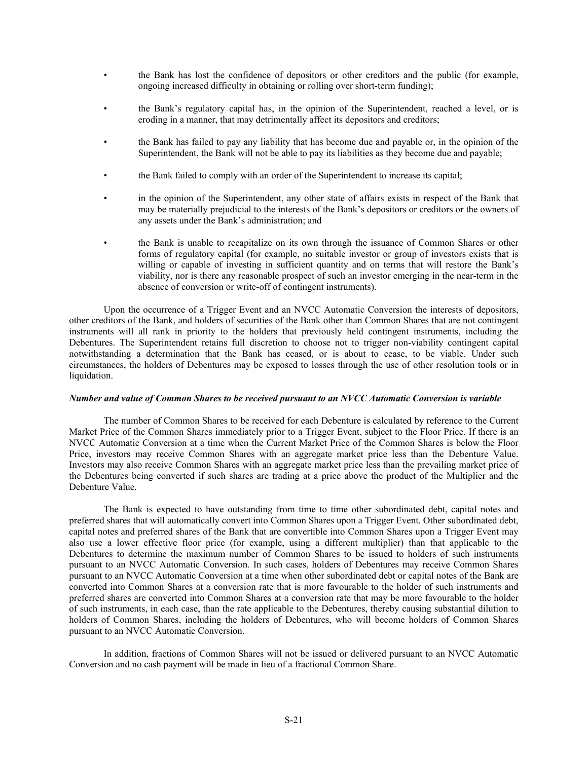- the Bank has lost the confidence of depositors or other creditors and the public (for example, ongoing increased difficulty in obtaining or rolling over short-term funding);
- the Bank's regulatory capital has, in the opinion of the Superintendent, reached a level, or is eroding in a manner, that may detrimentally affect its depositors and creditors;
- the Bank has failed to pay any liability that has become due and payable or, in the opinion of the Superintendent, the Bank will not be able to pay its liabilities as they become due and payable;
- the Bank failed to comply with an order of the Superintendent to increase its capital;
- in the opinion of the Superintendent, any other state of affairs exists in respect of the Bank that may be materially prejudicial to the interests of the Bank's depositors or creditors or the owners of any assets under the Bank's administration; and
- the Bank is unable to recapitalize on its own through the issuance of Common Shares or other forms of regulatory capital (for example, no suitable investor or group of investors exists that is willing or capable of investing in sufficient quantity and on terms that will restore the Bank's viability, nor is there any reasonable prospect of such an investor emerging in the near-term in the absence of conversion or write-off of contingent instruments).

Upon the occurrence of a Trigger Event and an NVCC Automatic Conversion the interests of depositors, other creditors of the Bank, and holders of securities of the Bank other than Common Shares that are not contingent instruments will all rank in priority to the holders that previously held contingent instruments, including the Debentures. The Superintendent retains full discretion to choose not to trigger non-viability contingent capital notwithstanding a determination that the Bank has ceased, or is about to cease, to be viable. Under such circumstances, the holders of Debentures may be exposed to losses through the use of other resolution tools or in liquidation.

***Number and value of Common Shares to be received pursuant to an NVCC Automatic Conversion is variable***

The number of Common Shares to be received for each Debenture is calculated by reference to the Current Market Price of the Common Shares immediately prior to a Trigger Event, subject to the Floor Price. If there is an NVCC Automatic Conversion at a time when the Current Market Price of the Common Shares is below the Floor Price, investors may receive Common Shares with an aggregate market price less than the Debenture Value. Investors may also receive Common Shares with an aggregate market price less than the prevailing market price of the Debentures being converted if such shares are trading at a price above the product of the Multiplier and the Debenture Value.

The Bank is expected to have outstanding from time to time other subordinated debt, capital notes and preferred shares that will automatically convert into Common Shares upon a Trigger Event. Other subordinated debt, capital notes and preferred shares of the Bank that are convertible into Common Shares upon a Trigger Event may also use a lower effective floor price (for example, using a different multiplier) than that applicable to the Debentures to determine the maximum number of Common Shares to be issued to holders of such instruments pursuant to an NVCC Automatic Conversion. In such cases, holders of Debentures may receive Common Shares pursuant to an NVCC Automatic Conversion at a time when other subordinated debt or capital notes of the Bank are converted into Common Shares at a conversion rate that is more favourable to the holder of such instruments and preferred shares are converted into Common Shares at a conversion rate that may be more favourable to the holder of such instruments, in each case, than the rate applicable to the Debentures, thereby causing substantial dilution to holders of Common Shares, including the holders of Debentures, who will become holders of Common Shares pursuant to an NVCC Automatic Conversion.

In addition, fractions of Common Shares will not be issued or delivered pursuant to an NVCC Automatic Conversion and no cash payment will be made in lieu of a fractional Common Share.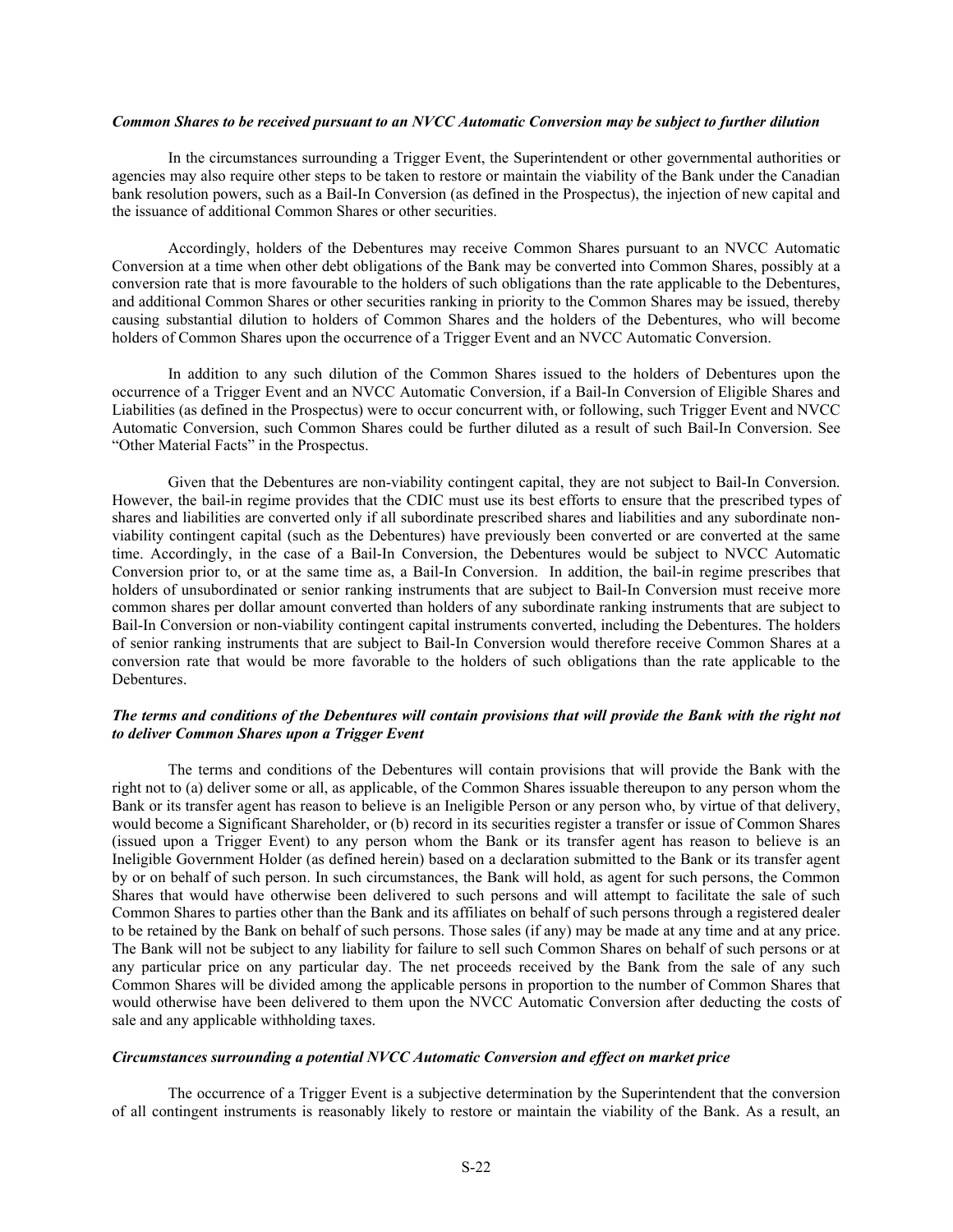***Common Shares to be received pursuant to an NVCC Automatic Conversion may be subject to further dilution***

In the circumstances surrounding a Trigger Event, the Superintendent or other governmental authorities or agencies may also require other steps to be taken to restore or maintain the viability of the Bank under the Canadian bank resolution powers, such as a Bail-In Conversion (as defined in the Prospectus), the injection of new capital and the issuance of additional Common Shares or other securities.

Accordingly, holders of the Debentures may receive Common Shares pursuant to an NVCC Automatic Conversion at a time when other debt obligations of the Bank may be converted into Common Shares, possibly at a conversion rate that is more favourable to the holders of such obligations than the rate applicable to the Debentures, and additional Common Shares or other securities ranking in priority to the Common Shares may be issued, thereby causing substantial dilution to holders of Common Shares and the holders of the Debentures, who will become holders of Common Shares upon the occurrence of a Trigger Event and an NVCC Automatic Conversion.

In addition to any such dilution of the Common Shares issued to the holders of Debentures upon the occurrence of a Trigger Event and an NVCC Automatic Conversion, if a Bail-In Conversion of Eligible Shares and Liabilities (as defined in the Prospectus) were to occur concurrent with, or following, such Trigger Event and NVCC Automatic Conversion, such Common Shares could be further diluted as a result of such Bail-In Conversion. See "Other Material Facts" in the Prospectus.

Given that the Debentures are non-viability contingent capital, they are not subject to Bail-In Conversion. However, the bail-in regime provides that the CDIC must use its best efforts to ensure that the prescribed types of shares and liabilities are converted only if all subordinate prescribed shares and liabilities and any subordinate non-viability contingent capital (such as the Debentures) have previously been converted or are converted at the same time. Accordingly, in the case of a Bail-In Conversion, the Debentures would be subject to NVCC Automatic Conversion prior to, or at the same time as, a Bail-In Conversion. In addition, the bail-in regime prescribes that holders of unsubordinated or senior ranking instruments that are subject to Bail-In Conversion must receive more common shares per dollar amount converted than holders of any subordinate ranking instruments that are subject to Bail-In Conversion or non-viability contingent capital instruments converted, including the Debentures. The holders of senior ranking instruments that are subject to Bail-In Conversion would therefore receive Common Shares at a conversion rate that would be more favorable to the holders of such obligations than the rate applicable to the Debentures.

***The terms and conditions of the Debentures will contain provisions that will provide the Bank with the right not to deliver Common Shares upon a Trigger Event***

The terms and conditions of the Debentures will contain provisions that will provide the Bank with the right not to (a) deliver some or all, as applicable, of the Common Shares issuable thereupon to any person whom the Bank or its transfer agent has reason to believe is an Ineligible Person or any person who, by virtue of that delivery, would become a Significant Shareholder, or (b) record in its securities register a transfer or issue of Common Shares (issued upon a Trigger Event) to any person whom the Bank or its transfer agent has reason to believe is an Ineligible Government Holder (as defined herein) based on a declaration submitted to the Bank or its transfer agent by or on behalf of such person. In such circumstances, the Bank will hold, as agent for such persons, the Common Shares that would have otherwise been delivered to such persons and will attempt to facilitate the sale of such Common Shares to parties other than the Bank and its affiliates on behalf of such persons through a registered dealer to be retained by the Bank on behalf of such persons. Those sales (if any) may be made at any time and at any price. The Bank will not be subject to any liability for failure to sell such Common Shares on behalf of such persons or at any particular price on any particular day. The net proceeds received by the Bank from the sale of any such Common Shares will be divided among the applicable persons in proportion to the number of Common Shares that would otherwise have been delivered to them upon the NVCC Automatic Conversion after deducting the costs of sale and any applicable withholding taxes.

***Circumstances surrounding a potential NVCC Automatic Conversion and effect on market price***

The occurrence of a Trigger Event is a subjective determination by the Superintendent that the conversion of all contingent instruments is reasonably likely to restore or maintain the viability of the Bank. As a result, an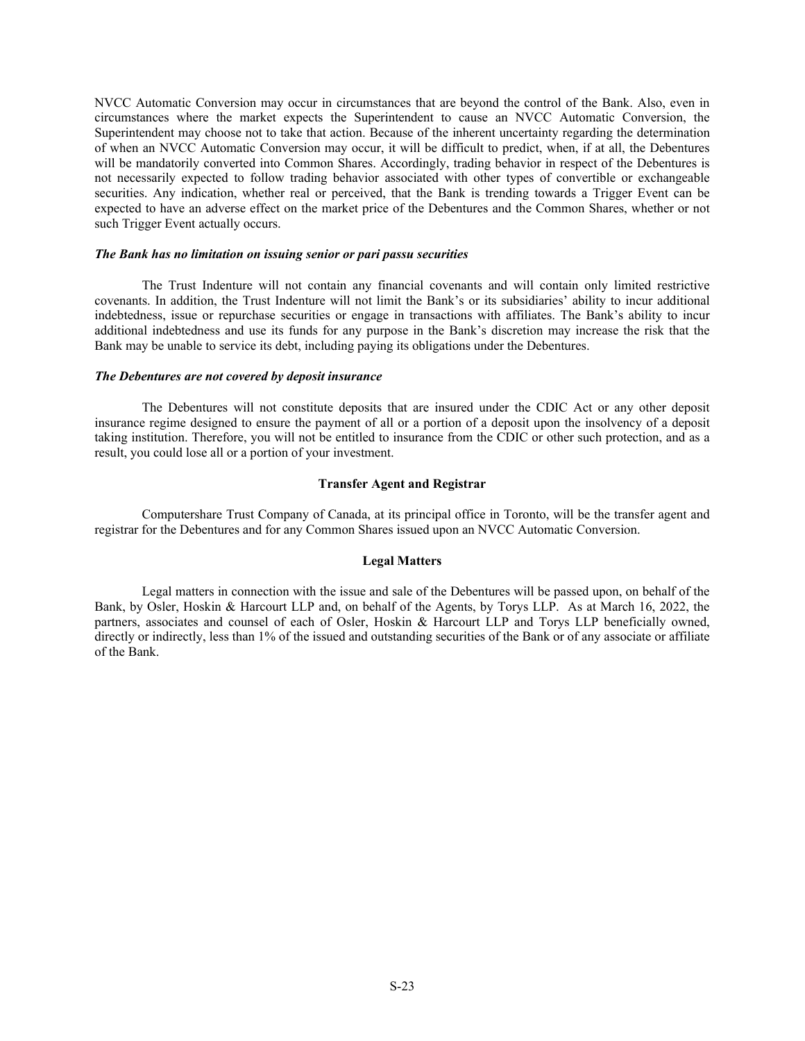NVCC Automatic Conversion may occur in circumstances that are beyond the control of the Bank. Also, even in circumstances where the market expects the Superintendent to cause an NVCC Automatic Conversion, the Superintendent may choose not to take that action. Because of the inherent uncertainty regarding the determination of when an NVCC Automatic Conversion may occur, it will be difficult to predict, when, if at all, the Debentures will be mandatorily converted into Common Shares. Accordingly, trading behavior in respect of the Debentures is not necessarily expected to follow trading behavior associated with other types of convertible or exchangeable securities. Any indication, whether real or perceived, that the Bank is trending towards a Trigger Event can be expected to have an adverse effect on the market price of the Debentures and the Common Shares, whether or not such Trigger Event actually occurs.

***The Bank has no limitation on issuing senior or pari passu securities***

The Trust Indenture will not contain any financial covenants and will contain only limited restrictive covenants. In addition, the Trust Indenture will not limit the Bank's or its subsidiaries' ability to incur additional indebtedness, issue or repurchase securities or engage in transactions with affiliates. The Bank's ability to incur additional indebtedness and use its funds for any purpose in the Bank's discretion may increase the risk that the Bank may be unable to service its debt, including paying its obligations under the Debentures.

***The Debentures are not covered by deposit insurance***

The Debentures will not constitute deposits that are insured under the CDIC Act or any other deposit insurance regime designed to ensure the payment of all or a portion of a deposit upon the insolvency of a deposit taking institution. Therefore, you will not be entitled to insurance from the CDIC or other such protection, and as a result, you could lose all or a portion of your investment.

## Transfer Agent and Registrar

Computershare Trust Company of Canada, at its principal office in Toronto, will be the transfer agent and registrar for the Debentures and for any Common Shares issued upon an NVCC Automatic Conversion.

## Legal Matters

Legal matters in connection with the issue and sale of the Debentures will be passed upon, on behalf of the Bank, by Osler, Hoskin & Harcourt LLP and, on behalf of the Agents, by Torys LLP. As at March 16, 2022, the partners, associates and counsel of each of Osler, Hoskin & Harcourt LLP and Torys LLP beneficially owned, directly or indirectly, less than 1% of the issued and outstanding securities of the Bank or of any associate or affiliate of the Bank.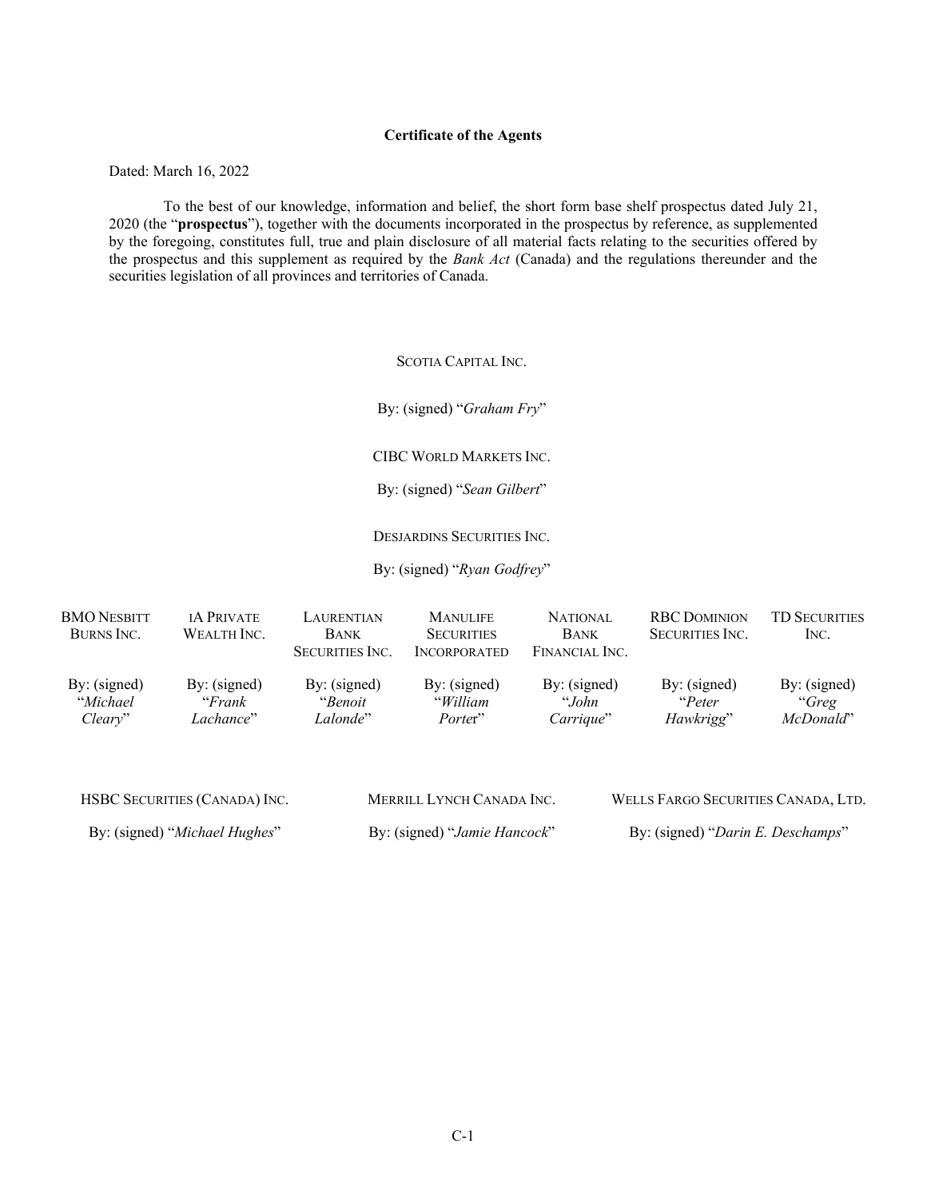**Certificate of the Agents**

Dated: March 16, 2022

To the best of our knowledge, information and belief, the short form base shelf prospectus dated July 21, 2020 (the "**prospectus**"), together with the documents incorporated in the prospectus by reference, as supplemented by the foregoing, constitutes full, true and plain disclosure of all material facts relating to the securities offered by the prospectus and this supplement as required by the *Bank Act* (Canada) and the regulations thereunder and the securities legislation of all provinces and territories of Canada.

SCOTIA CAPITAL INC.

By: (signed) "*Graham Fry*"

CIBC WORLD MARKETS INC.

By: (signed) "*Sean Gilbert*"

DESJARDINS SECURITIES INC.

By: (signed) "*Ryan Godfrey*"

| BMO NESBITT BURNS INC. | IA PRIVATE WEALTH INC. | LAURENTIAN BANK SECURITIES INC. | MANULIFE SECURITIES INCORPORATED | NATIONAL BANK FINANCIAL INC. | RBC DOMINION SECURITIES INC. | TD SECURITIES INC. |
|---|---|---|---|---|---|---|
| By: (signed) "*Michael Cleary*" | By: (signed) "*Frank Lachance*" | By: (signed) "*Benoit Lalonde*" | By: (signed) "*William Porter*" | By: (signed) "*John Carrique*" | By: (signed) "*Peter Hawkrigg*" | By: (signed) "*Greg McDonald*" |

| HSBC SECURITIES (CANADA) INC. | MERRILL LYNCH CANADA INC. | WELLS FARGO SECURITIES CANADA, LTD. |
|---|---|---|
| By: (signed) "*Michael Hughes*" | By: (signed) "*Jamie Hancock*" | By: (signed) "*Darin E. Deschamps*" |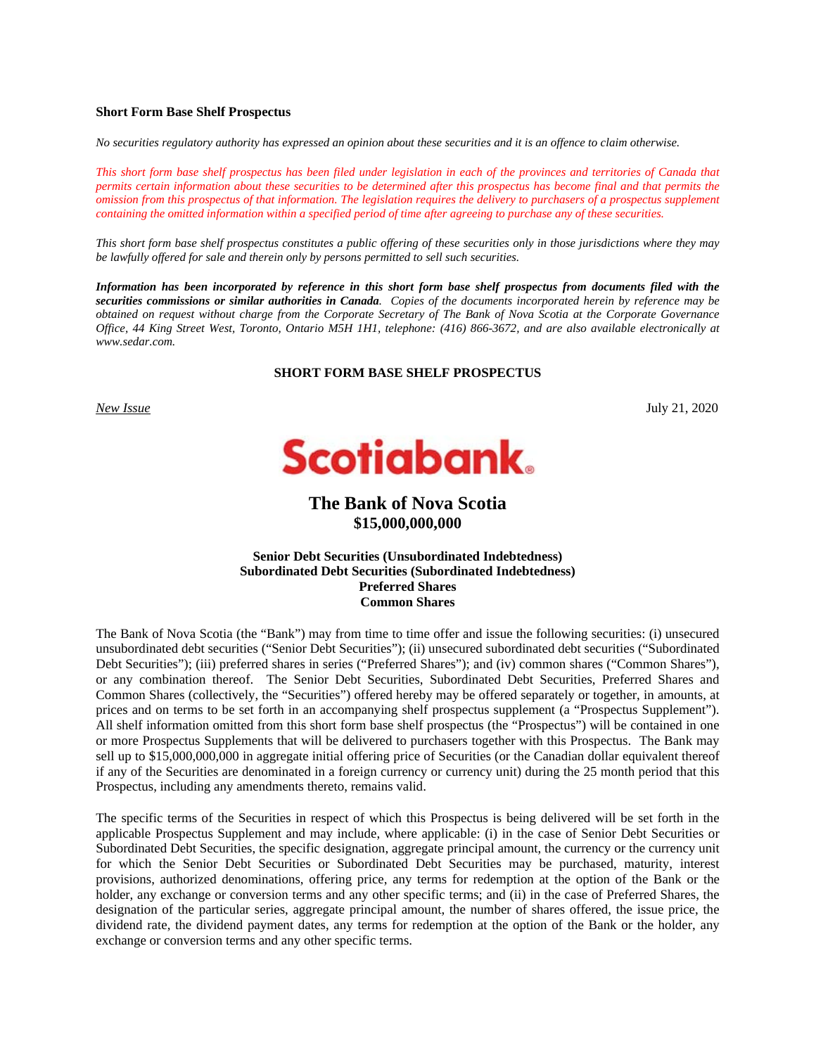**Short Form Base Shelf Prospectus**

*No securities regulatory authority has expressed an opinion about these securities and it is an offence to claim otherwise.*

*This short form base shelf prospectus has been filed under legislation in each of the provinces and territories of Canada that permits certain information about these securities to be determined after this prospectus has become final and that permits the omission from this prospectus of that information. The legislation requires the delivery to purchasers of a prospectus supplement containing the omitted information within a specified period of time after agreeing to purchase any of these securities.*

*This short form base shelf prospectus constitutes a public offering of these securities only in those jurisdictions where they may be lawfully offered for sale and therein only by persons permitted to sell such securities.*

***Information has been incorporated by reference in this short form base shelf prospectus from documents filed with the securities commissions or similar authorities in Canada.*** *Copies of the documents incorporated herein by reference may be obtained on request without charge from the Corporate Secretary of The Bank of Nova Scotia at the Corporate Governance Office, 44 King Street West, Toronto, Ontario M5H 1H1, telephone: (416) 866-3672, and are also available electronically at www.sedar.com.*

**SHORT FORM BASE SHELF PROSPECTUS**

*New Issue* July 21, 2020

Scotiabank.

# The Bank of Nova Scotia
## $15,000,000,000

**Senior Debt Securities (Unsubordinated Indebtedness)**
**Subordinated Debt Securities (Subordinated Indebtedness)**
**Preferred Shares**
**Common Shares**

The Bank of Nova Scotia (the "Bank") may from time to time offer and issue the following securities: (i) unsecured unsubordinated debt securities ("Senior Debt Securities"); (ii) unsecured subordinated debt securities ("Subordinated Debt Securities"); (iii) preferred shares in series ("Preferred Shares"); and (iv) common shares ("Common Shares"), or any combination thereof. The Senior Debt Securities, Subordinated Debt Securities, Preferred Shares and Common Shares (collectively, the "Securities") offered hereby may be offered separately or together, in amounts, at prices and on terms to be set forth in an accompanying shelf prospectus supplement (a "Prospectus Supplement"). All shelf information omitted from this short form base shelf prospectus (the "Prospectus") will be contained in one or more Prospectus Supplements that will be delivered to purchasers together with this Prospectus. The Bank may sell up to $15,000,000,000 in aggregate initial offering price of Securities (or the Canadian dollar equivalent thereof if any of the Securities are denominated in a foreign currency or currency unit) during the 25 month period that this Prospectus, including any amendments thereto, remains valid.

The specific terms of the Securities in respect of which this Prospectus is being delivered will be set forth in the applicable Prospectus Supplement and may include, where applicable: (i) in the case of Senior Debt Securities or Subordinated Debt Securities, the specific designation, aggregate principal amount, the currency or the currency unit for which the Senior Debt Securities or Subordinated Debt Securities may be purchased, maturity, interest provisions, authorized denominations, offering price, any terms for redemption at the option of the Bank or the holder, any exchange or conversion terms and any other specific terms; and (ii) in the case of Preferred Shares, the designation of the particular series, aggregate principal amount, the number of shares offered, the issue price, the dividend rate, the dividend payment dates, any terms for redemption at the option of the Bank or the holder, any exchange or conversion terms and any other specific terms.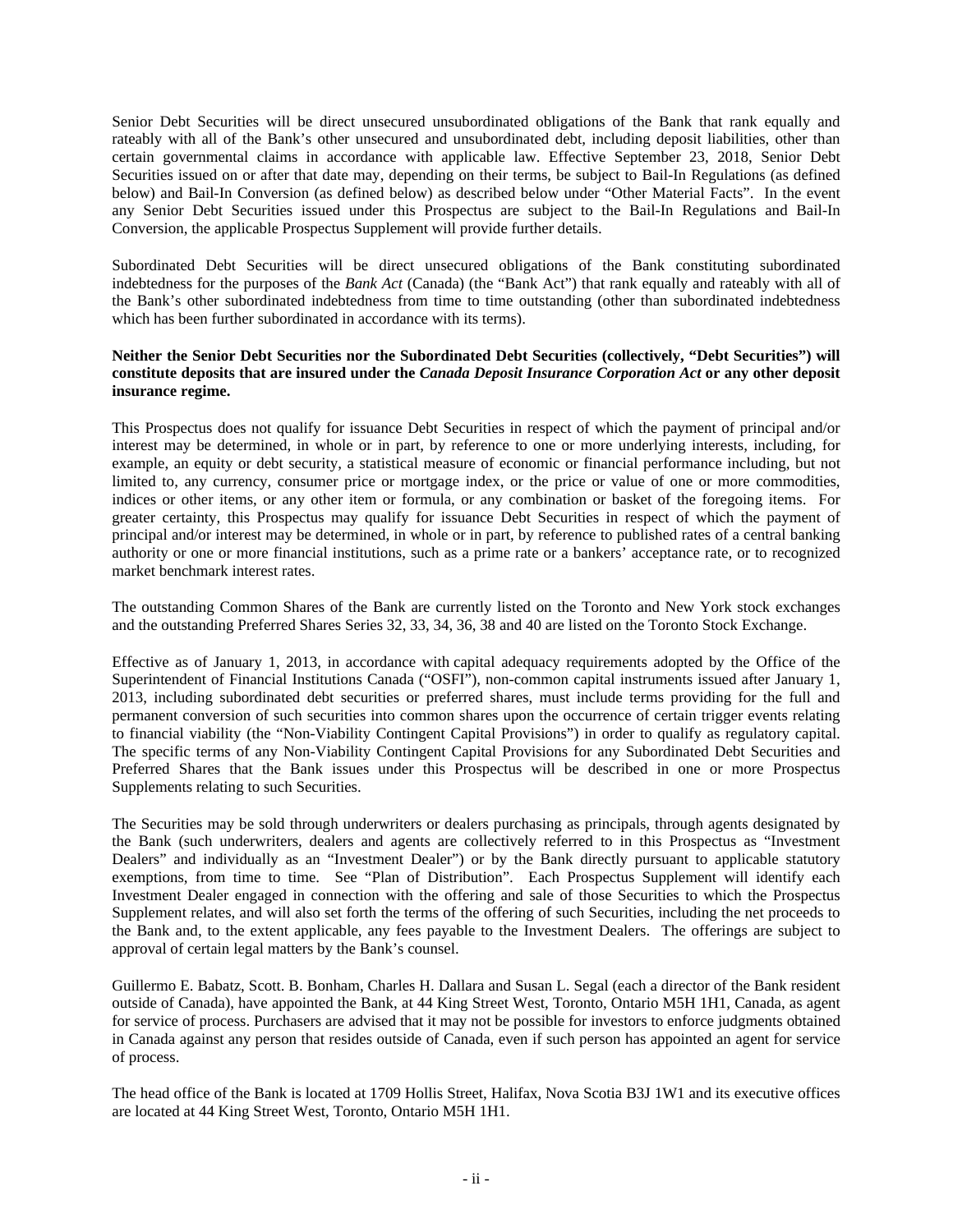Senior Debt Securities will be direct unsecured unsubordinated obligations of the Bank that rank equally and rateably with all of the Bank's other unsecured and unsubordinated debt, including deposit liabilities, other than certain governmental claims in accordance with applicable law. Effective September 23, 2018, Senior Debt Securities issued on or after that date may, depending on their terms, be subject to Bail-In Regulations (as defined below) and Bail-In Conversion (as defined below) as described below under "Other Material Facts". In the event any Senior Debt Securities issued under this Prospectus are subject to the Bail-In Regulations and Bail-In Conversion, the applicable Prospectus Supplement will provide further details.

Subordinated Debt Securities will be direct unsecured obligations of the Bank constituting subordinated indebtedness for the purposes of the *Bank Act* (Canada) (the "Bank Act") that rank equally and rateably with all of the Bank's other subordinated indebtedness from time to time outstanding (other than subordinated indebtedness which has been further subordinated in accordance with its terms).

**Neither the Senior Debt Securities nor the Subordinated Debt Securities (collectively, "Debt Securities") will constitute deposits that are insured under the *Canada Deposit Insurance Corporation Act* or any other deposit insurance regime.**

This Prospectus does not qualify for issuance Debt Securities in respect of which the payment of principal and/or interest may be determined, in whole or in part, by reference to one or more underlying interests, including, for example, an equity or debt security, a statistical measure of economic or financial performance including, but not limited to, any currency, consumer price or mortgage index, or the price or value of one or more commodities, indices or other items, or any other item or formula, or any combination or basket of the foregoing items. For greater certainty, this Prospectus may qualify for issuance Debt Securities in respect of which the payment of principal and/or interest may be determined, in whole or in part, by reference to published rates of a central banking authority or one or more financial institutions, such as a prime rate or a bankers' acceptance rate, or to recognized market benchmark interest rates.

The outstanding Common Shares of the Bank are currently listed on the Toronto and New York stock exchanges and the outstanding Preferred Shares Series 32, 33, 34, 36, 38 and 40 are listed on the Toronto Stock Exchange.

Effective as of January 1, 2013, in accordance with capital adequacy requirements adopted by the Office of the Superintendent of Financial Institutions Canada ("OSFI"), non-common capital instruments issued after January 1, 2013, including subordinated debt securities or preferred shares, must include terms providing for the full and permanent conversion of such securities into common shares upon the occurrence of certain trigger events relating to financial viability (the "Non-Viability Contingent Capital Provisions") in order to qualify as regulatory capital. The specific terms of any Non-Viability Contingent Capital Provisions for any Subordinated Debt Securities and Preferred Shares that the Bank issues under this Prospectus will be described in one or more Prospectus Supplements relating to such Securities.

The Securities may be sold through underwriters or dealers purchasing as principals, through agents designated by the Bank (such underwriters, dealers and agents are collectively referred to in this Prospectus as "Investment Dealers" and individually as an "Investment Dealer") or by the Bank directly pursuant to applicable statutory exemptions, from time to time. See "Plan of Distribution". Each Prospectus Supplement will identify each Investment Dealer engaged in connection with the offering and sale of those Securities to which the Prospectus Supplement relates, and will also set forth the terms of the offering of such Securities, including the net proceeds to the Bank and, to the extent applicable, any fees payable to the Investment Dealers. The offerings are subject to approval of certain legal matters by the Bank's counsel.

Guillermo E. Babatz, Scott. B. Bonham, Charles H. Dallara and Susan L. Segal (each a director of the Bank resident outside of Canada), have appointed the Bank, at 44 King Street West, Toronto, Ontario M5H 1H1, Canada, as agent for service of process. Purchasers are advised that it may not be possible for investors to enforce judgments obtained in Canada against any person that resides outside of Canada, even if such person has appointed an agent for service of process.

The head office of the Bank is located at 1709 Hollis Street, Halifax, Nova Scotia B3J 1W1 and its executive offices are located at 44 King Street West, Toronto, Ontario M5H 1H1.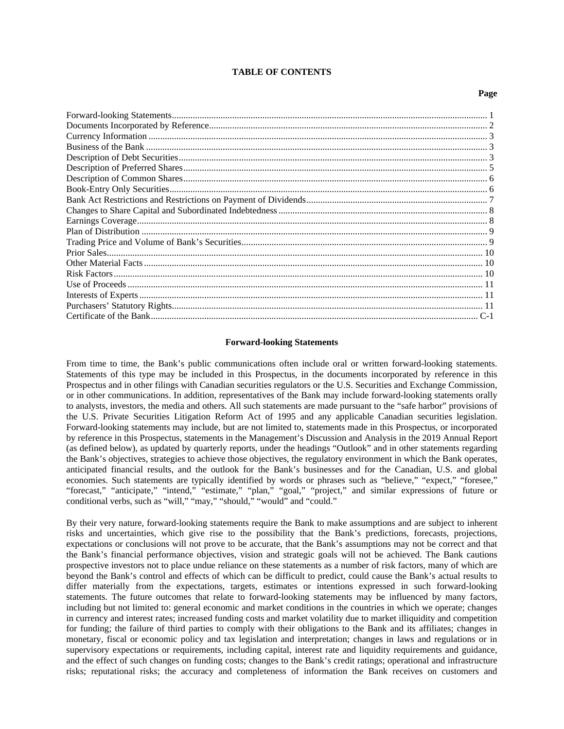## TABLE OF CONTENTS

| | Page |
|---|---|
| Forward-looking Statements | 1 |
| Documents Incorporated by Reference | 2 |
| Currency Information | 3 |
| Business of the Bank | 3 |
| Description of Debt Securities | 3 |
| Description of Preferred Shares | 5 |
| Description of Common Shares | 6 |
| Book-Entry Only Securities | 6 |
| Bank Act Restrictions and Restrictions on Payment of Dividends | 7 |
| Changes to Share Capital and Subordinated Indebtedness | 8 |
| Earnings Coverage | 8 |
| Plan of Distribution | 9 |
| Trading Price and Volume of Bank's Securities | 9 |
| Prior Sales | 10 |
| Other Material Facts | 10 |
| Risk Factors | 10 |
| Use of Proceeds | 11 |
| Interests of Experts | 11 |
| Purchasers' Statutory Rights | 11 |
| Certificate of the Bank | C-1 |

### Forward-looking Statements

From time to time, the Bank's public communications often include oral or written forward-looking statements. Statements of this type may be included in this Prospectus, in the documents incorporated by reference in this Prospectus and in other filings with Canadian securities regulators or the U.S. Securities and Exchange Commission, or in other communications. In addition, representatives of the Bank may include forward-looking statements orally to analysts, investors, the media and others. All such statements are made pursuant to the "safe harbor" provisions of the U.S. Private Securities Litigation Reform Act of 1995 and any applicable Canadian securities legislation. Forward-looking statements may include, but are not limited to, statements made in this Prospectus, or incorporated by reference in this Prospectus, statements in the Management's Discussion and Analysis in the 2019 Annual Report (as defined below), as updated by quarterly reports, under the headings "Outlook" and in other statements regarding the Bank's objectives, strategies to achieve those objectives, the regulatory environment in which the Bank operates, anticipated financial results, and the outlook for the Bank's businesses and for the Canadian, U.S. and global economies. Such statements are typically identified by words or phrases such as "believe," "expect," "foresee," "forecast," "anticipate," "intend," "estimate," "plan," "goal," "project," and similar expressions of future or conditional verbs, such as "will," "may," "should," "would" and "could."

By their very nature, forward-looking statements require the Bank to make assumptions and are subject to inherent risks and uncertainties, which give rise to the possibility that the Bank's predictions, forecasts, projections, expectations or conclusions will not prove to be accurate, that the Bank's assumptions may not be correct and that the Bank's financial performance objectives, vision and strategic goals will not be achieved. The Bank cautions prospective investors not to place undue reliance on these statements as a number of risk factors, many of which are beyond the Bank's control and effects of which can be difficult to predict, could cause the Bank's actual results to differ materially from the expectations, targets, estimates or intentions expressed in such forward-looking statements. The future outcomes that relate to forward-looking statements may be influenced by many factors, including but not limited to: general economic and market conditions in the countries in which we operate; changes in currency and interest rates; increased funding costs and market volatility due to market illiquidity and competition for funding; the failure of third parties to comply with their obligations to the Bank and its affiliates; changes in monetary, fiscal or economic policy and tax legislation and interpretation; changes in laws and regulations or in supervisory expectations or requirements, including capital, interest rate and liquidity requirements and guidance, and the effect of such changes on funding costs; changes to the Bank's credit ratings; operational and infrastructure risks; reputational risks; the accuracy and completeness of information the Bank receives on customers and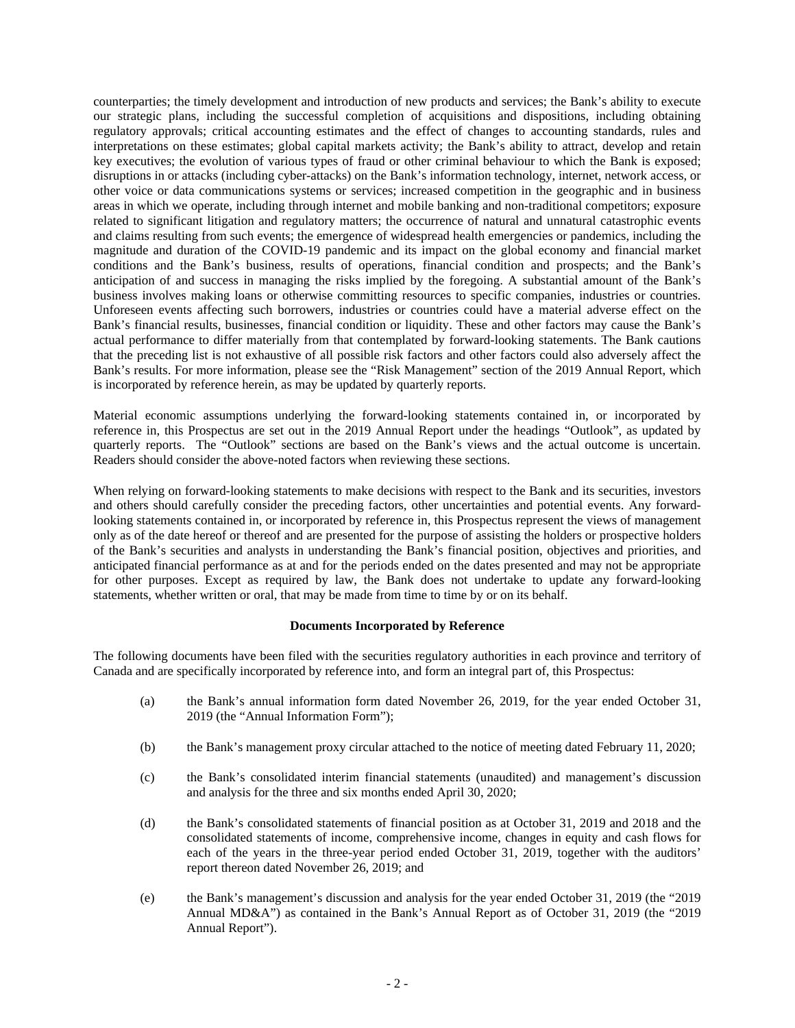counterparties; the timely development and introduction of new products and services; the Bank's ability to execute our strategic plans, including the successful completion of acquisitions and dispositions, including obtaining regulatory approvals; critical accounting estimates and the effect of changes to accounting standards, rules and interpretations on these estimates; global capital markets activity; the Bank's ability to attract, develop and retain key executives; the evolution of various types of fraud or other criminal behaviour to which the Bank is exposed; disruptions in or attacks (including cyber-attacks) on the Bank's information technology, internet, network access, or other voice or data communications systems or services; increased competition in the geographic and in business areas in which we operate, including through internet and mobile banking and non-traditional competitors; exposure related to significant litigation and regulatory matters; the occurrence of natural and unnatural catastrophic events and claims resulting from such events; the emergence of widespread health emergencies or pandemics, including the magnitude and duration of the COVID-19 pandemic and its impact on the global economy and financial market conditions and the Bank's business, results of operations, financial condition and prospects; and the Bank's anticipation of and success in managing the risks implied by the foregoing. A substantial amount of the Bank's business involves making loans or otherwise committing resources to specific companies, industries or countries. Unforeseen events affecting such borrowers, industries or countries could have a material adverse effect on the Bank's financial results, businesses, financial condition or liquidity. These and other factors may cause the Bank's actual performance to differ materially from that contemplated by forward-looking statements. The Bank cautions that the preceding list is not exhaustive of all possible risk factors and other factors could also adversely affect the Bank's results. For more information, please see the "Risk Management" section of the 2019 Annual Report, which is incorporated by reference herein, as may be updated by quarterly reports.

Material economic assumptions underlying the forward-looking statements contained in, or incorporated by reference in, this Prospectus are set out in the 2019 Annual Report under the headings "Outlook", as updated by quarterly reports. The "Outlook" sections are based on the Bank's views and the actual outcome is uncertain. Readers should consider the above-noted factors when reviewing these sections.

When relying on forward-looking statements to make decisions with respect to the Bank and its securities, investors and others should carefully consider the preceding factors, other uncertainties and potential events. Any forward-looking statements contained in, or incorporated by reference in, this Prospectus represent the views of management only as of the date hereof or thereof and are presented for the purpose of assisting the holders or prospective holders of the Bank's securities and analysts in understanding the Bank's financial position, objectives and priorities, and anticipated financial performance as at and for the periods ended on the dates presented and may not be appropriate for other purposes. Except as required by law, the Bank does not undertake to update any forward-looking statements, whether written or oral, that may be made from time to time by or on its behalf.

## Documents Incorporated by Reference

The following documents have been filed with the securities regulatory authorities in each province and territory of Canada and are specifically incorporated by reference into, and form an integral part of, this Prospectus:

(a) the Bank's annual information form dated November 26, 2019, for the year ended October 31, 2019 (the "Annual Information Form");

(b) the Bank's management proxy circular attached to the notice of meeting dated February 11, 2020;

(c) the Bank's consolidated interim financial statements (unaudited) and management's discussion and analysis for the three and six months ended April 30, 2020;

(d) the Bank's consolidated statements of financial position as at October 31, 2019 and 2018 and the consolidated statements of income, comprehensive income, changes in equity and cash flows for each of the years in the three-year period ended October 31, 2019, together with the auditors' report thereon dated November 26, 2019; and

(e) the Bank's management's discussion and analysis for the year ended October 31, 2019 (the "2019 Annual MD&A") as contained in the Bank's Annual Report as of October 31, 2019 (the "2019 Annual Report").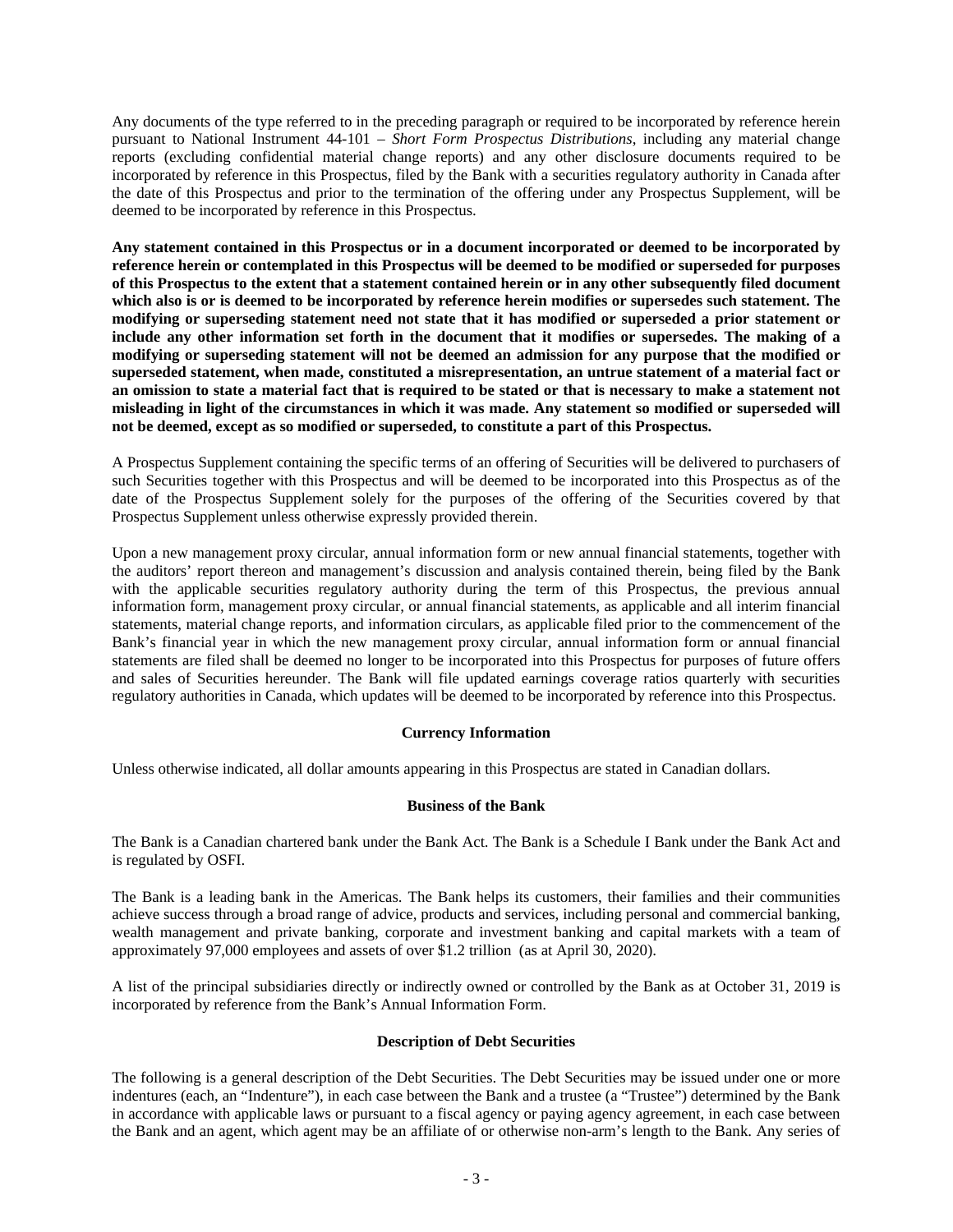Any documents of the type referred to in the preceding paragraph or required to be incorporated by reference herein pursuant to National Instrument 44-101 – *Short Form Prospectus Distributions*, including any material change reports (excluding confidential material change reports) and any other disclosure documents required to be incorporated by reference in this Prospectus, filed by the Bank with a securities regulatory authority in Canada after the date of this Prospectus and prior to the termination of the offering under any Prospectus Supplement, will be deemed to be incorporated by reference in this Prospectus.

**Any statement contained in this Prospectus or in a document incorporated or deemed to be incorporated by reference herein or contemplated in this Prospectus will be deemed to be modified or superseded for purposes of this Prospectus to the extent that a statement contained herein or in any other subsequently filed document which also is or is deemed to be incorporated by reference herein modifies or supersedes such statement. The modifying or superseding statement need not state that it has modified or superseded a prior statement or include any other information set forth in the document that it modifies or supersedes. The making of a modifying or superseding statement will not be deemed an admission for any purpose that the modified or superseded statement, when made, constituted a misrepresentation, an untrue statement of a material fact or an omission to state a material fact that is required to be stated or that is necessary to make a statement not misleading in light of the circumstances in which it was made. Any statement so modified or superseded will not be deemed, except as so modified or superseded, to constitute a part of this Prospectus.**

A Prospectus Supplement containing the specific terms of an offering of Securities will be delivered to purchasers of such Securities together with this Prospectus and will be deemed to be incorporated into this Prospectus as of the date of the Prospectus Supplement solely for the purposes of the offering of the Securities covered by that Prospectus Supplement unless otherwise expressly provided therein.

Upon a new management proxy circular, annual information form or new annual financial statements, together with the auditors' report thereon and management's discussion and analysis contained therein, being filed by the Bank with the applicable securities regulatory authority during the term of this Prospectus, the previous annual information form, management proxy circular, or annual financial statements, as applicable and all interim financial statements, material change reports, and information circulars, as applicable filed prior to the commencement of the Bank's financial year in which the new management proxy circular, annual information form or annual financial statements are filed shall be deemed no longer to be incorporated into this Prospectus for purposes of future offers and sales of Securities hereunder. The Bank will file updated earnings coverage ratios quarterly with securities regulatory authorities in Canada, which updates will be deemed to be incorporated by reference into this Prospectus.

## Currency Information

Unless otherwise indicated, all dollar amounts appearing in this Prospectus are stated in Canadian dollars.

## Business of the Bank

The Bank is a Canadian chartered bank under the Bank Act. The Bank is a Schedule I Bank under the Bank Act and is regulated by OSFI.

The Bank is a leading bank in the Americas. The Bank helps its customers, their families and their communities achieve success through a broad range of advice, products and services, including personal and commercial banking, wealth management and private banking, corporate and investment banking and capital markets with a team of approximately 97,000 employees and assets of over $1.2 trillion (as at April 30, 2020).

A list of the principal subsidiaries directly or indirectly owned or controlled by the Bank as at October 31, 2019 is incorporated by reference from the Bank's Annual Information Form.

## Description of Debt Securities

The following is a general description of the Debt Securities. The Debt Securities may be issued under one or more indentures (each, an "Indenture"), in each case between the Bank and a trustee (a "Trustee") determined by the Bank in accordance with applicable laws or pursuant to a fiscal agency or paying agency agreement, in each case between the Bank and an agent, which agent may be an affiliate of or otherwise non-arm's length to the Bank. Any series of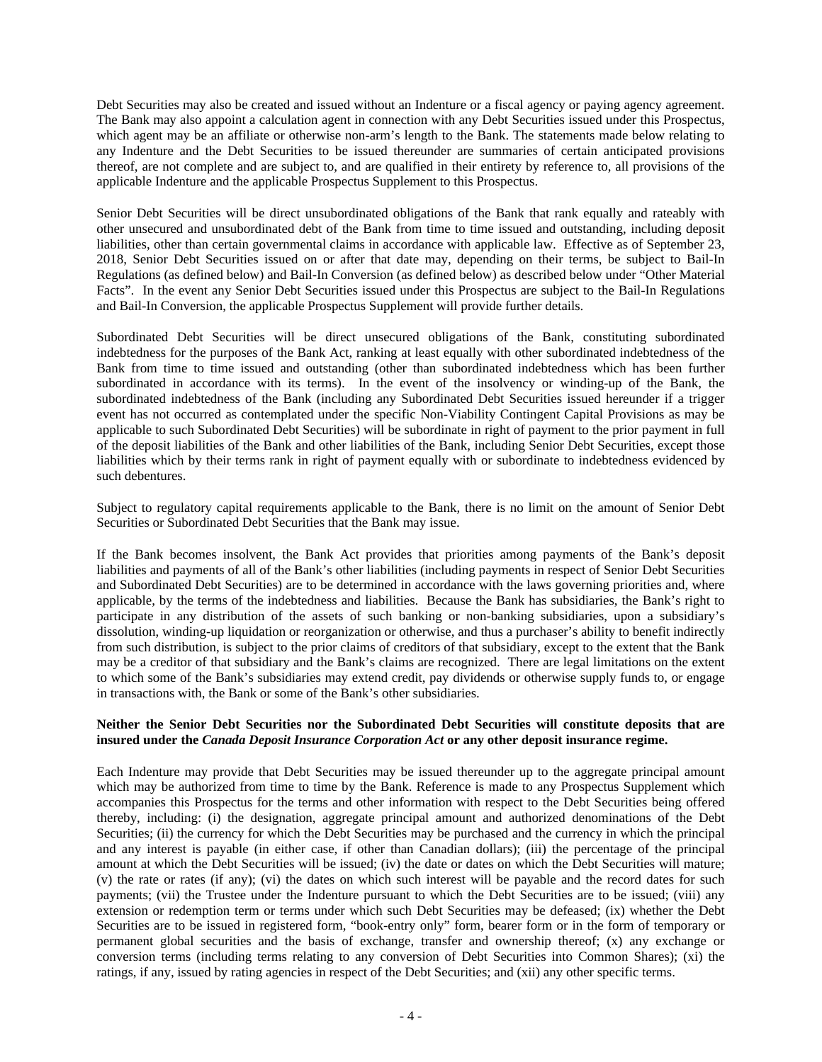Debt Securities may also be created and issued without an Indenture or a fiscal agency or paying agency agreement. The Bank may also appoint a calculation agent in connection with any Debt Securities issued under this Prospectus, which agent may be an affiliate or otherwise non-arm's length to the Bank. The statements made below relating to any Indenture and the Debt Securities to be issued thereunder are summaries of certain anticipated provisions thereof, are not complete and are subject to, and are qualified in their entirety by reference to, all provisions of the applicable Indenture and the applicable Prospectus Supplement to this Prospectus.

Senior Debt Securities will be direct unsubordinated obligations of the Bank that rank equally and rateably with other unsecured and unsubordinated debt of the Bank from time to time issued and outstanding, including deposit liabilities, other than certain governmental claims in accordance with applicable law. Effective as of September 23, 2018, Senior Debt Securities issued on or after that date may, depending on their terms, be subject to Bail-In Regulations (as defined below) and Bail-In Conversion (as defined below) as described below under "Other Material Facts". In the event any Senior Debt Securities issued under this Prospectus are subject to the Bail-In Regulations and Bail-In Conversion, the applicable Prospectus Supplement will provide further details.

Subordinated Debt Securities will be direct unsecured obligations of the Bank, constituting subordinated indebtedness for the purposes of the Bank Act, ranking at least equally with other subordinated indebtedness of the Bank from time to time issued and outstanding (other than subordinated indebtedness which has been further subordinated in accordance with its terms). In the event of the insolvency or winding-up of the Bank, the subordinated indebtedness of the Bank (including any Subordinated Debt Securities issued hereunder if a trigger event has not occurred as contemplated under the specific Non-Viability Contingent Capital Provisions as may be applicable to such Subordinated Debt Securities) will be subordinate in right of payment to the prior payment in full of the deposit liabilities of the Bank and other liabilities of the Bank, including Senior Debt Securities, except those liabilities which by their terms rank in right of payment equally with or subordinate to indebtedness evidenced by such debentures.

Subject to regulatory capital requirements applicable to the Bank, there is no limit on the amount of Senior Debt Securities or Subordinated Debt Securities that the Bank may issue.

If the Bank becomes insolvent, the Bank Act provides that priorities among payments of the Bank's deposit liabilities and payments of all of the Bank's other liabilities (including payments in respect of Senior Debt Securities and Subordinated Debt Securities) are to be determined in accordance with the laws governing priorities and, where applicable, by the terms of the indebtedness and liabilities. Because the Bank has subsidiaries, the Bank's right to participate in any distribution of the assets of such banking or non-banking subsidiaries, upon a subsidiary's dissolution, winding-up liquidation or reorganization or otherwise, and thus a purchaser's ability to benefit indirectly from such distribution, is subject to the prior claims of creditors of that subsidiary, except to the extent that the Bank may be a creditor of that subsidiary and the Bank's claims are recognized. There are legal limitations on the extent to which some of the Bank's subsidiaries may extend credit, pay dividends or otherwise supply funds to, or engage in transactions with, the Bank or some of the Bank's other subsidiaries.

**Neither the Senior Debt Securities nor the Subordinated Debt Securities will constitute deposits that are insured under the *Canada Deposit Insurance Corporation Act* or any other deposit insurance regime.**

Each Indenture may provide that Debt Securities may be issued thereunder up to the aggregate principal amount which may be authorized from time to time by the Bank. Reference is made to any Prospectus Supplement which accompanies this Prospectus for the terms and other information with respect to the Debt Securities being offered thereby, including: (i) the designation, aggregate principal amount and authorized denominations of the Debt Securities; (ii) the currency for which the Debt Securities may be purchased and the currency in which the principal and any interest is payable (in either case, if other than Canadian dollars); (iii) the percentage of the principal amount at which the Debt Securities will be issued; (iv) the date or dates on which the Debt Securities will mature; (v) the rate or rates (if any); (vi) the dates on which such interest will be payable and the record dates for such payments; (vii) the Trustee under the Indenture pursuant to which the Debt Securities are to be issued; (viii) any extension or redemption term or terms under which such Debt Securities may be defeased; (ix) whether the Debt Securities are to be issued in registered form, "book-entry only" form, bearer form or in the form of temporary or permanent global securities and the basis of exchange, transfer and ownership thereof; (x) any exchange or conversion terms (including terms relating to any conversion of Debt Securities into Common Shares); (xi) the ratings, if any, issued by rating agencies in respect of the Debt Securities; and (xii) any other specific terms.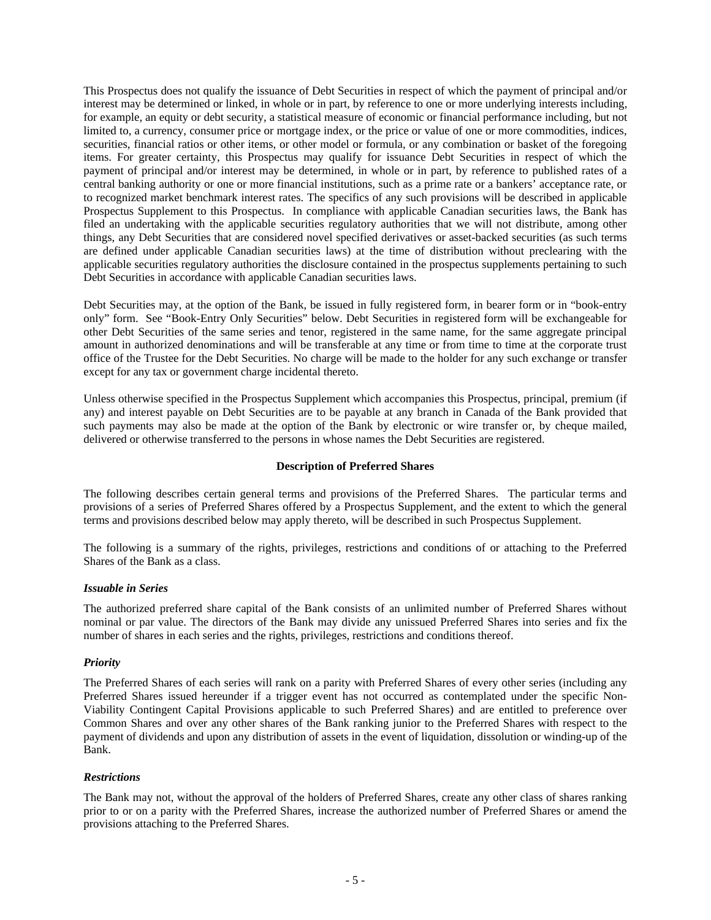This Prospectus does not qualify the issuance of Debt Securities in respect of which the payment of principal and/or interest may be determined or linked, in whole or in part, by reference to one or more underlying interests including, for example, an equity or debt security, a statistical measure of economic or financial performance including, but not limited to, a currency, consumer price or mortgage index, or the price or value of one or more commodities, indices, securities, financial ratios or other items, or other model or formula, or any combination or basket of the foregoing items. For greater certainty, this Prospectus may qualify for issuance Debt Securities in respect of which the payment of principal and/or interest may be determined, in whole or in part, by reference to published rates of a central banking authority or one or more financial institutions, such as a prime rate or a bankers' acceptance rate, or to recognized market benchmark interest rates. The specifics of any such provisions will be described in applicable Prospectus Supplement to this Prospectus. In compliance with applicable Canadian securities laws, the Bank has filed an undertaking with the applicable securities regulatory authorities that we will not distribute, among other things, any Debt Securities that are considered novel specified derivatives or asset-backed securities (as such terms are defined under applicable Canadian securities laws) at the time of distribution without preclearing with the applicable securities regulatory authorities the disclosure contained in the prospectus supplements pertaining to such Debt Securities in accordance with applicable Canadian securities laws.

Debt Securities may, at the option of the Bank, be issued in fully registered form, in bearer form or in "book-entry only" form. See "Book-Entry Only Securities" below. Debt Securities in registered form will be exchangeable for other Debt Securities of the same series and tenor, registered in the same name, for the same aggregate principal amount in authorized denominations and will be transferable at any time or from time to time at the corporate trust office of the Trustee for the Debt Securities. No charge will be made to the holder for any such exchange or transfer except for any tax or government charge incidental thereto.

Unless otherwise specified in the Prospectus Supplement which accompanies this Prospectus, principal, premium (if any) and interest payable on Debt Securities are to be payable at any branch in Canada of the Bank provided that such payments may also be made at the option of the Bank by electronic or wire transfer or, by cheque mailed, delivered or otherwise transferred to the persons in whose names the Debt Securities are registered.

## Description of Preferred Shares

The following describes certain general terms and provisions of the Preferred Shares. The particular terms and provisions of a series of Preferred Shares offered by a Prospectus Supplement, and the extent to which the general terms and provisions described below may apply thereto, will be described in such Prospectus Supplement.

The following is a summary of the rights, privileges, restrictions and conditions of or attaching to the Preferred Shares of the Bank as a class.

### *Issuable in Series*

The authorized preferred share capital of the Bank consists of an unlimited number of Preferred Shares without nominal or par value. The directors of the Bank may divide any unissued Preferred Shares into series and fix the number of shares in each series and the rights, privileges, restrictions and conditions thereof.

### *Priority*

The Preferred Shares of each series will rank on a parity with Preferred Shares of every other series (including any Preferred Shares issued hereunder if a trigger event has not occurred as contemplated under the specific Non-Viability Contingent Capital Provisions applicable to such Preferred Shares) and are entitled to preference over Common Shares and over any other shares of the Bank ranking junior to the Preferred Shares with respect to the payment of dividends and upon any distribution of assets in the event of liquidation, dissolution or winding-up of the Bank.

### *Restrictions*

The Bank may not, without the approval of the holders of Preferred Shares, create any other class of shares ranking prior to or on a parity with the Preferred Shares, increase the authorized number of Preferred Shares or amend the provisions attaching to the Preferred Shares.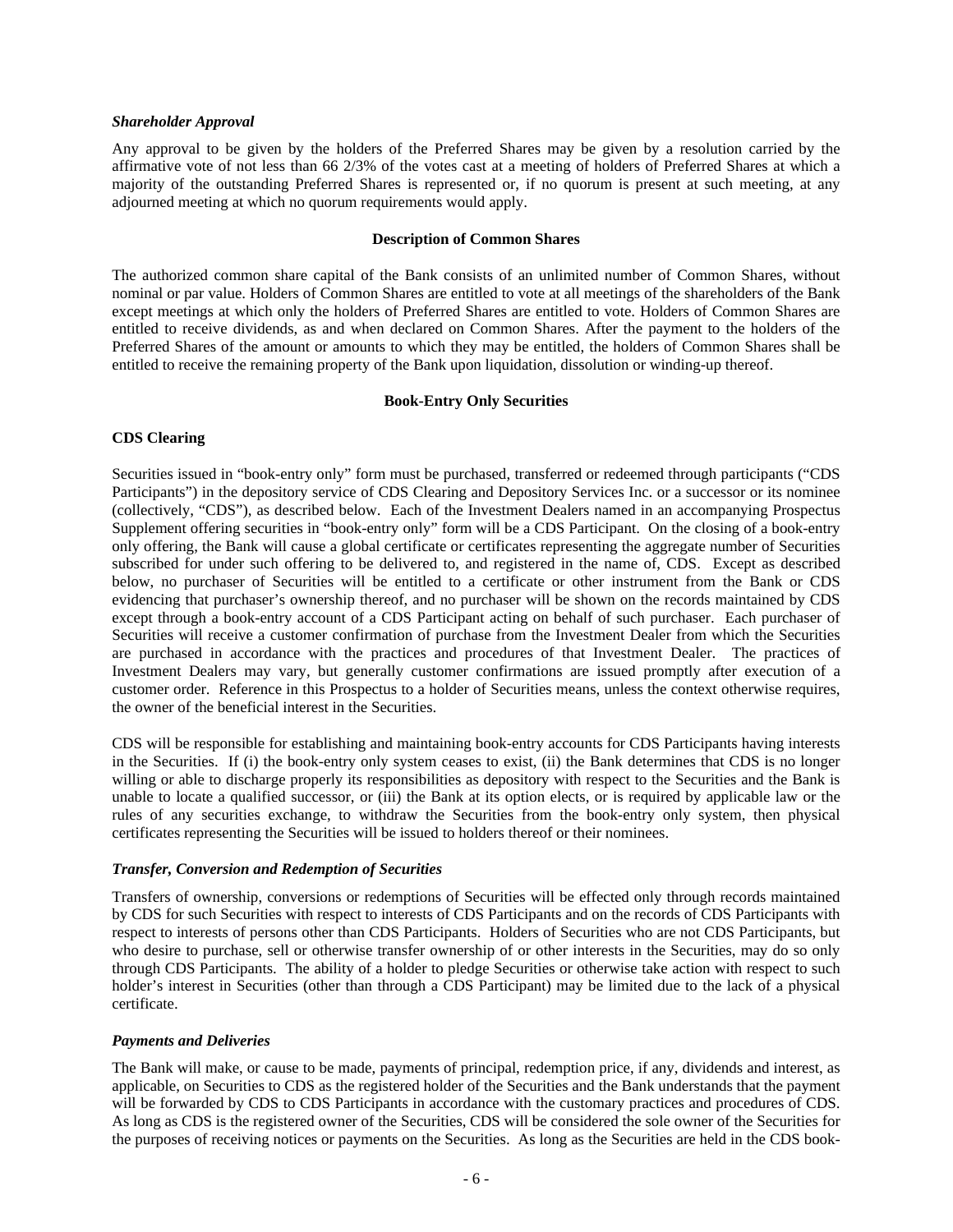***Shareholder Approval***

Any approval to be given by the holders of the Preferred Shares may be given by a resolution carried by the affirmative vote of not less than 66 2/3% of the votes cast at a meeting of holders of Preferred Shares at which a majority of the outstanding Preferred Shares is represented or, if no quorum is present at such meeting, at any adjourned meeting at which no quorum requirements would apply.

## Description of Common Shares

The authorized common share capital of the Bank consists of an unlimited number of Common Shares, without nominal or par value. Holders of Common Shares are entitled to vote at all meetings of the shareholders of the Bank except meetings at which only the holders of Preferred Shares are entitled to vote. Holders of Common Shares are entitled to receive dividends, as and when declared on Common Shares. After the payment to the holders of the Preferred Shares of the amount or amounts to which they may be entitled, the holders of Common Shares shall be entitled to receive the remaining property of the Bank upon liquidation, dissolution or winding-up thereof.

## Book-Entry Only Securities

### CDS Clearing

Securities issued in "book-entry only" form must be purchased, transferred or redeemed through participants ("CDS Participants") in the depository service of CDS Clearing and Depository Services Inc. or a successor or its nominee (collectively, "CDS"), as described below. Each of the Investment Dealers named in an accompanying Prospectus Supplement offering securities in "book-entry only" form will be a CDS Participant. On the closing of a book-entry only offering, the Bank will cause a global certificate or certificates representing the aggregate number of Securities subscribed for under such offering to be delivered to, and registered in the name of, CDS. Except as described below, no purchaser of Securities will be entitled to a certificate or other instrument from the Bank or CDS evidencing that purchaser's ownership thereof, and no purchaser will be shown on the records maintained by CDS except through a book-entry account of a CDS Participant acting on behalf of such purchaser. Each purchaser of Securities will receive a customer confirmation of purchase from the Investment Dealer from which the Securities are purchased in accordance with the practices and procedures of that Investment Dealer. The practices of Investment Dealers may vary, but generally customer confirmations are issued promptly after execution of a customer order. Reference in this Prospectus to a holder of Securities means, unless the context otherwise requires, the owner of the beneficial interest in the Securities.

CDS will be responsible for establishing and maintaining book-entry accounts for CDS Participants having interests in the Securities. If (i) the book-entry only system ceases to exist, (ii) the Bank determines that CDS is no longer willing or able to discharge properly its responsibilities as depository with respect to the Securities and the Bank is unable to locate a qualified successor, or (iii) the Bank at its option elects, or is required by applicable law or the rules of any securities exchange, to withdraw the Securities from the book-entry only system, then physical certificates representing the Securities will be issued to holders thereof or their nominees.

***Transfer, Conversion and Redemption of Securities***

Transfers of ownership, conversions or redemptions of Securities will be effected only through records maintained by CDS for such Securities with respect to interests of CDS Participants and on the records of CDS Participants with respect to interests of persons other than CDS Participants. Holders of Securities who are not CDS Participants, but who desire to purchase, sell or otherwise transfer ownership of or other interests in the Securities, may do so only through CDS Participants. The ability of a holder to pledge Securities or otherwise take action with respect to such holder's interest in Securities (other than through a CDS Participant) may be limited due to the lack of a physical certificate.

***Payments and Deliveries***

The Bank will make, or cause to be made, payments of principal, redemption price, if any, dividends and interest, as applicable, on Securities to CDS as the registered holder of the Securities and the Bank understands that the payment will be forwarded by CDS to CDS Participants in accordance with the customary practices and procedures of CDS. As long as CDS is the registered owner of the Securities, CDS will be considered the sole owner of the Securities for the purposes of receiving notices or payments on the Securities. As long as the Securities are held in the CDS book-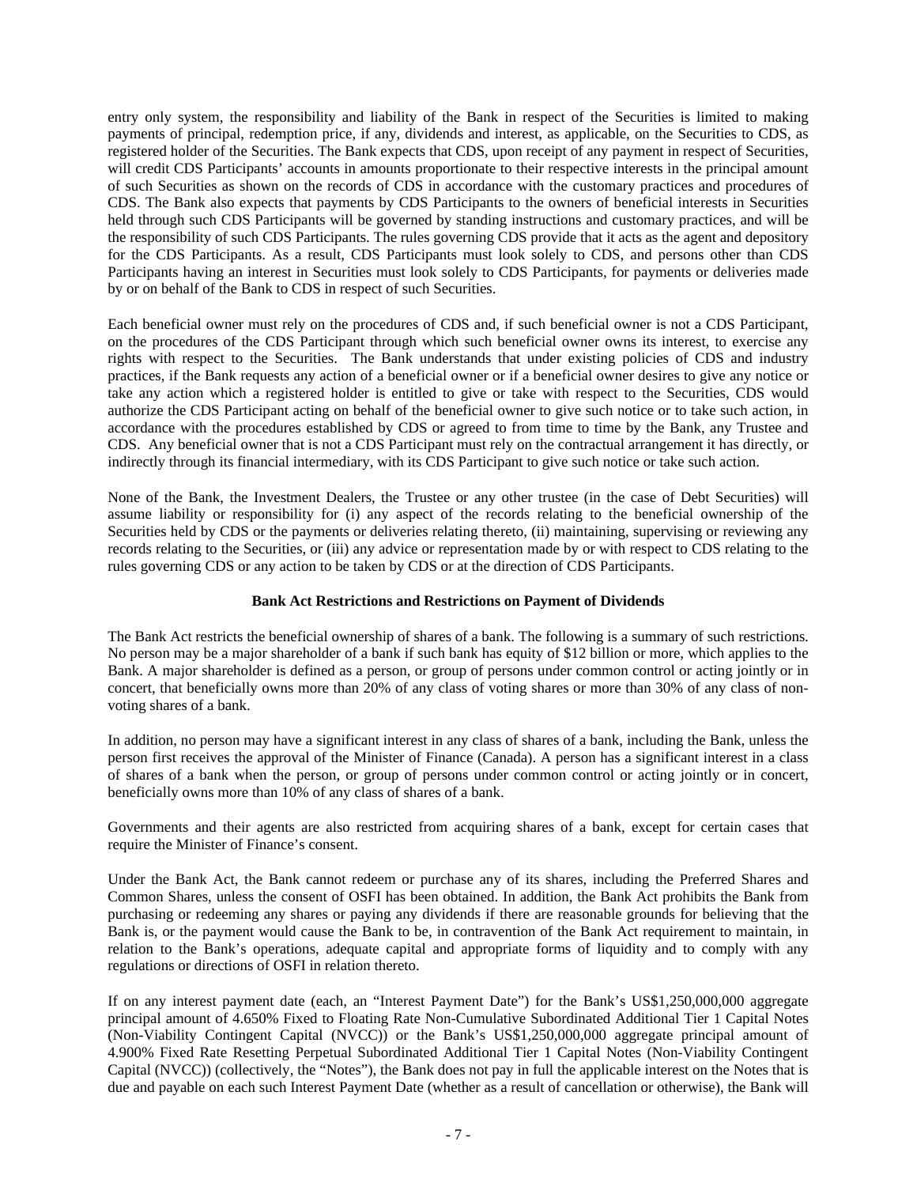entry only system, the responsibility and liability of the Bank in respect of the Securities is limited to making payments of principal, redemption price, if any, dividends and interest, as applicable, on the Securities to CDS, as registered holder of the Securities. The Bank expects that CDS, upon receipt of any payment in respect of Securities, will credit CDS Participants' accounts in amounts proportionate to their respective interests in the principal amount of such Securities as shown on the records of CDS in accordance with the customary practices and procedures of CDS. The Bank also expects that payments by CDS Participants to the owners of beneficial interests in Securities held through such CDS Participants will be governed by standing instructions and customary practices, and will be the responsibility of such CDS Participants. The rules governing CDS provide that it acts as the agent and depository for the CDS Participants. As a result, CDS Participants must look solely to CDS, and persons other than CDS Participants having an interest in Securities must look solely to CDS Participants, for payments or deliveries made by or on behalf of the Bank to CDS in respect of such Securities.

Each beneficial owner must rely on the procedures of CDS and, if such beneficial owner is not a CDS Participant, on the procedures of the CDS Participant through which such beneficial owner owns its interest, to exercise any rights with respect to the Securities. The Bank understands that under existing policies of CDS and industry practices, if the Bank requests any action of a beneficial owner or if a beneficial owner desires to give any notice or take any action which a registered holder is entitled to give or take with respect to the Securities, CDS would authorize the CDS Participant acting on behalf of the beneficial owner to give such notice or to take such action, in accordance with the procedures established by CDS or agreed to from time to time by the Bank, any Trustee and CDS. Any beneficial owner that is not a CDS Participant must rely on the contractual arrangement it has directly, or indirectly through its financial intermediary, with its CDS Participant to give such notice or take such action.

None of the Bank, the Investment Dealers, the Trustee or any other trustee (in the case of Debt Securities) will assume liability or responsibility for (i) any aspect of the records relating to the beneficial ownership of the Securities held by CDS or the payments or deliveries relating thereto, (ii) maintaining, supervising or reviewing any records relating to the Securities, or (iii) any advice or representation made by or with respect to CDS relating to the rules governing CDS or any action to be taken by CDS or at the direction of CDS Participants.

## Bank Act Restrictions and Restrictions on Payment of Dividends

The Bank Act restricts the beneficial ownership of shares of a bank. The following is a summary of such restrictions. No person may be a major shareholder of a bank if such bank has equity of $12 billion or more, which applies to the Bank. A major shareholder is defined as a person, or group of persons under common control or acting jointly or in concert, that beneficially owns more than 20% of any class of voting shares or more than 30% of any class of non-voting shares of a bank.

In addition, no person may have a significant interest in any class of shares of a bank, including the Bank, unless the person first receives the approval of the Minister of Finance (Canada). A person has a significant interest in a class of shares of a bank when the person, or group of persons under common control or acting jointly or in concert, beneficially owns more than 10% of any class of shares of a bank.

Governments and their agents are also restricted from acquiring shares of a bank, except for certain cases that require the Minister of Finance's consent.

Under the Bank Act, the Bank cannot redeem or purchase any of its shares, including the Preferred Shares and Common Shares, unless the consent of OSFI has been obtained. In addition, the Bank Act prohibits the Bank from purchasing or redeeming any shares or paying any dividends if there are reasonable grounds for believing that the Bank is, or the payment would cause the Bank to be, in contravention of the Bank Act requirement to maintain, in relation to the Bank's operations, adequate capital and appropriate forms of liquidity and to comply with any regulations or directions of OSFI in relation thereto.

If on any interest payment date (each, an "Interest Payment Date") for the Bank's US$1,250,000,000 aggregate principal amount of 4.650% Fixed to Floating Rate Non-Cumulative Subordinated Additional Tier 1 Capital Notes (Non-Viability Contingent Capital (NVCC)) or the Bank's US$1,250,000,000 aggregate principal amount of 4.900% Fixed Rate Resetting Perpetual Subordinated Additional Tier 1 Capital Notes (Non-Viability Contingent Capital (NVCC)) (collectively, the "Notes"), the Bank does not pay in full the applicable interest on the Notes that is due and payable on each such Interest Payment Date (whether as a result of cancellation or otherwise), the Bank will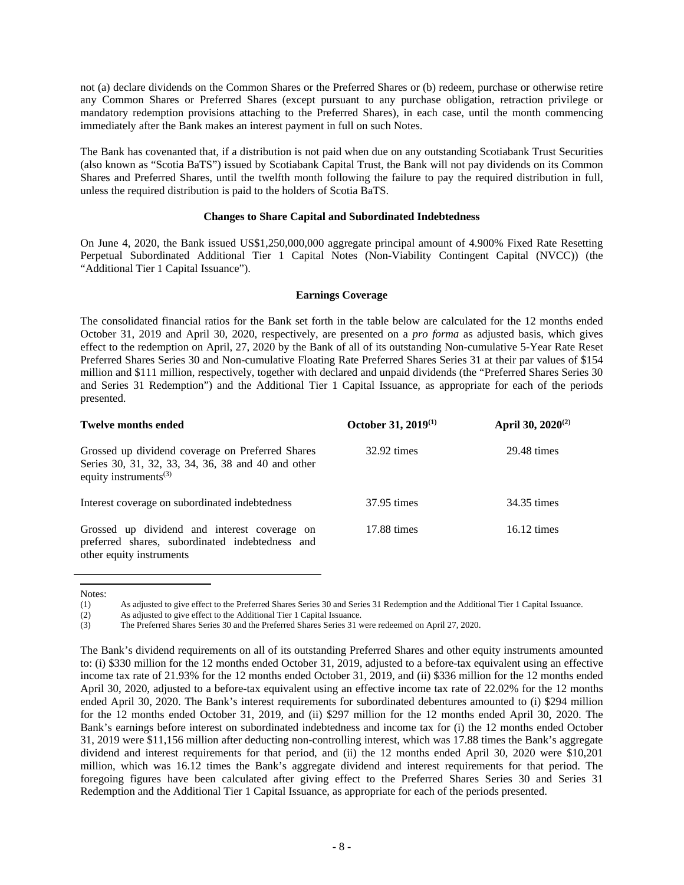not (a) declare dividends on the Common Shares or the Preferred Shares or (b) redeem, purchase or otherwise retire any Common Shares or Preferred Shares (except pursuant to any purchase obligation, retraction privilege or mandatory redemption provisions attaching to the Preferred Shares), in each case, until the month commencing immediately after the Bank makes an interest payment in full on such Notes.

The Bank has covenanted that, if a distribution is not paid when due on any outstanding Scotiabank Trust Securities (also known as "Scotia BaTS") issued by Scotiabank Capital Trust, the Bank will not pay dividends on its Common Shares and Preferred Shares, until the twelfth month following the failure to pay the required distribution in full, unless the required distribution is paid to the holders of Scotia BaTS.

**Changes to Share Capital and Subordinated Indebtedness**

On June 4, 2020, the Bank issued US$1,250,000,000 aggregate principal amount of 4.900% Fixed Rate Resetting Perpetual Subordinated Additional Tier 1 Capital Notes (Non-Viability Contingent Capital (NVCC)) (the "Additional Tier 1 Capital Issuance").

**Earnings Coverage**

The consolidated financial ratios for the Bank set forth in the table below are calculated for the 12 months ended October 31, 2019 and April 30, 2020, respectively, are presented on a *pro forma* as adjusted basis, which gives effect to the redemption on April, 27, 2020 by the Bank of all of its outstanding Non-cumulative 5-Year Rate Reset Preferred Shares Series 30 and Non-cumulative Floating Rate Preferred Shares Series 31 at their par values of $154 million and $111 million, respectively, together with declared and unpaid dividends (the "Preferred Shares Series 30 and Series 31 Redemption") and the Additional Tier 1 Capital Issuance, as appropriate for each of the periods presented.

| **Twelve months ended** | **October 31, 2019[(1)]** | **April 30, 2020[(2)]** |
|---|---|---|
| Grossed up dividend coverage on Preferred Shares Series 30, 31, 32, 33, 34, 36, 38 and 40 and other equity instruments[(3)] | 32.92 times | 29.48 times |
| Interest coverage on subordinated indebtedness | 37.95 times | 34.35 times |
| Grossed up dividend and interest coverage on preferred shares, subordinated indebtedness and other equity instruments | 17.88 times | 16.12 times |

Notes:

(1) As adjusted to give effect to the Preferred Shares Series 30 and Series 31 Redemption and the Additional Tier 1 Capital Issuance.

(2) As adjusted to give effect to the Additional Tier 1 Capital Issuance.

(3) The Preferred Shares Series 30 and the Preferred Shares Series 31 were redeemed on April 27, 2020.

The Bank's dividend requirements on all of its outstanding Preferred Shares and other equity instruments amounted to: (i) $330 million for the 12 months ended October 31, 2019, adjusted to a before-tax equivalent using an effective income tax rate of 21.93% for the 12 months ended October 31, 2019, and (ii) $336 million for the 12 months ended April 30, 2020, adjusted to a before-tax equivalent using an effective income tax rate of 22.02% for the 12 months ended April 30, 2020. The Bank's interest requirements for subordinated debentures amounted to (i) $294 million for the 12 months ended October 31, 2019, and (ii) $297 million for the 12 months ended April 30, 2020. The Bank's earnings before interest on subordinated indebtedness and income tax for (i) the 12 months ended October 31, 2019 were $11,156 million after deducting non-controlling interest, which was 17.88 times the Bank's aggregate dividend and interest requirements for that period, and (ii) the 12 months ended April 30, 2020 were $10,201 million, which was 16.12 times the Bank's aggregate dividend and interest requirements for that period. The foregoing figures have been calculated after giving effect to the Preferred Shares Series 30 and Series 31 Redemption and the Additional Tier 1 Capital Issuance, as appropriate for each of the periods presented.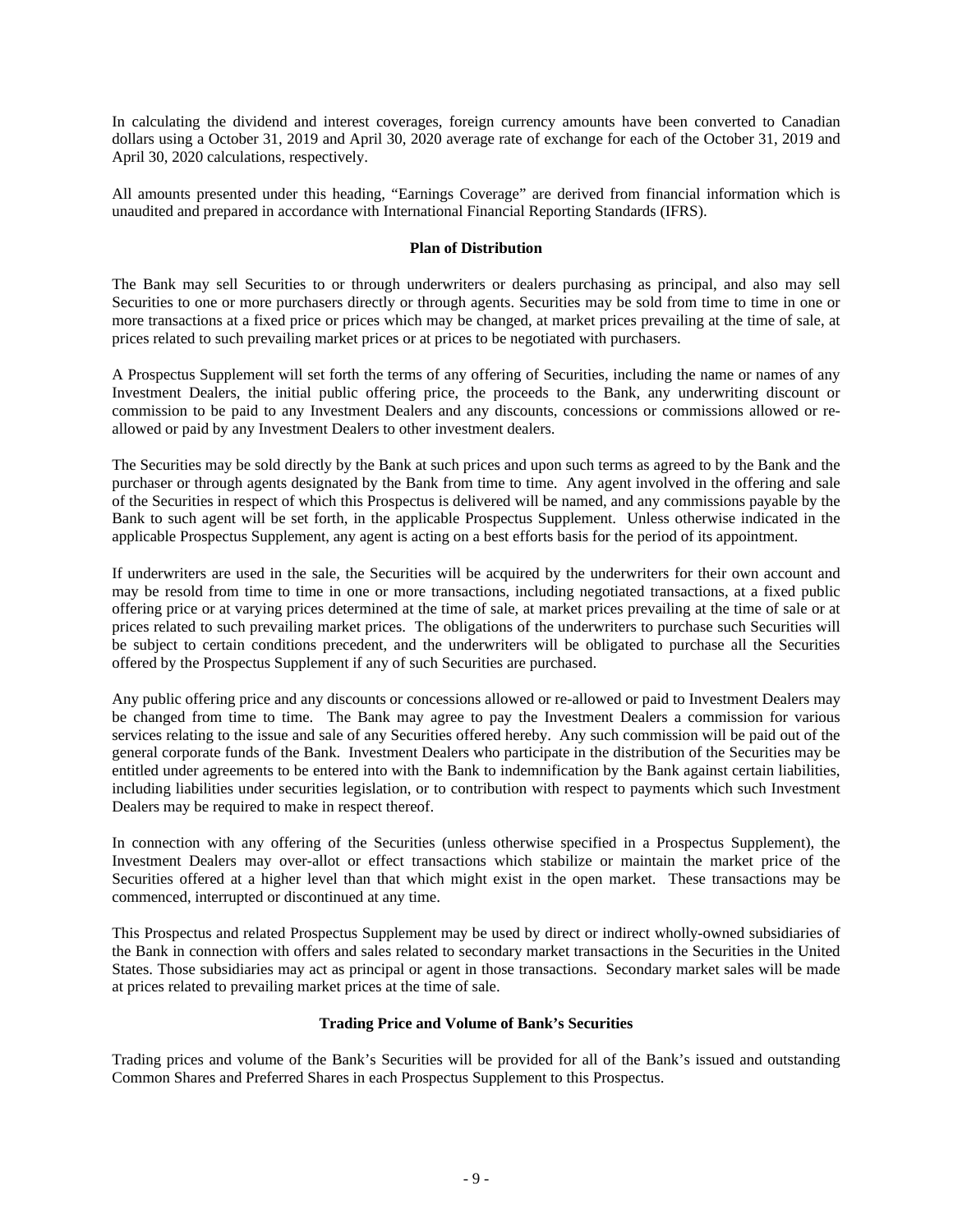In calculating the dividend and interest coverages, foreign currency amounts have been converted to Canadian dollars using a October 31, 2019 and April 30, 2020 average rate of exchange for each of the October 31, 2019 and April 30, 2020 calculations, respectively.

All amounts presented under this heading, "Earnings Coverage" are derived from financial information which is unaudited and prepared in accordance with International Financial Reporting Standards (IFRS).

## Plan of Distribution

The Bank may sell Securities to or through underwriters or dealers purchasing as principal, and also may sell Securities to one or more purchasers directly or through agents. Securities may be sold from time to time in one or more transactions at a fixed price or prices which may be changed, at market prices prevailing at the time of sale, at prices related to such prevailing market prices or at prices to be negotiated with purchasers.

A Prospectus Supplement will set forth the terms of any offering of Securities, including the name or names of any Investment Dealers, the initial public offering price, the proceeds to the Bank, any underwriting discount or commission to be paid to any Investment Dealers and any discounts, concessions or commissions allowed or re-allowed or paid by any Investment Dealers to other investment dealers.

The Securities may be sold directly by the Bank at such prices and upon such terms as agreed to by the Bank and the purchaser or through agents designated by the Bank from time to time. Any agent involved in the offering and sale of the Securities in respect of which this Prospectus is delivered will be named, and any commissions payable by the Bank to such agent will be set forth, in the applicable Prospectus Supplement. Unless otherwise indicated in the applicable Prospectus Supplement, any agent is acting on a best efforts basis for the period of its appointment.

If underwriters are used in the sale, the Securities will be acquired by the underwriters for their own account and may be resold from time to time in one or more transactions, including negotiated transactions, at a fixed public offering price or at varying prices determined at the time of sale, at market prices prevailing at the time of sale or at prices related to such prevailing market prices. The obligations of the underwriters to purchase such Securities will be subject to certain conditions precedent, and the underwriters will be obligated to purchase all the Securities offered by the Prospectus Supplement if any of such Securities are purchased.

Any public offering price and any discounts or concessions allowed or re-allowed or paid to Investment Dealers may be changed from time to time. The Bank may agree to pay the Investment Dealers a commission for various services relating to the issue and sale of any Securities offered hereby. Any such commission will be paid out of the general corporate funds of the Bank. Investment Dealers who participate in the distribution of the Securities may be entitled under agreements to be entered into with the Bank to indemnification by the Bank against certain liabilities, including liabilities under securities legislation, or to contribution with respect to payments which such Investment Dealers may be required to make in respect thereof.

In connection with any offering of the Securities (unless otherwise specified in a Prospectus Supplement), the Investment Dealers may over-allot or effect transactions which stabilize or maintain the market price of the Securities offered at a higher level than that which might exist in the open market. These transactions may be commenced, interrupted or discontinued at any time.

This Prospectus and related Prospectus Supplement may be used by direct or indirect wholly-owned subsidiaries of the Bank in connection with offers and sales related to secondary market transactions in the Securities in the United States. Those subsidiaries may act as principal or agent in those transactions. Secondary market sales will be made at prices related to prevailing market prices at the time of sale.

## Trading Price and Volume of Bank's Securities

Trading prices and volume of the Bank's Securities will be provided for all of the Bank's issued and outstanding Common Shares and Preferred Shares in each Prospectus Supplement to this Prospectus.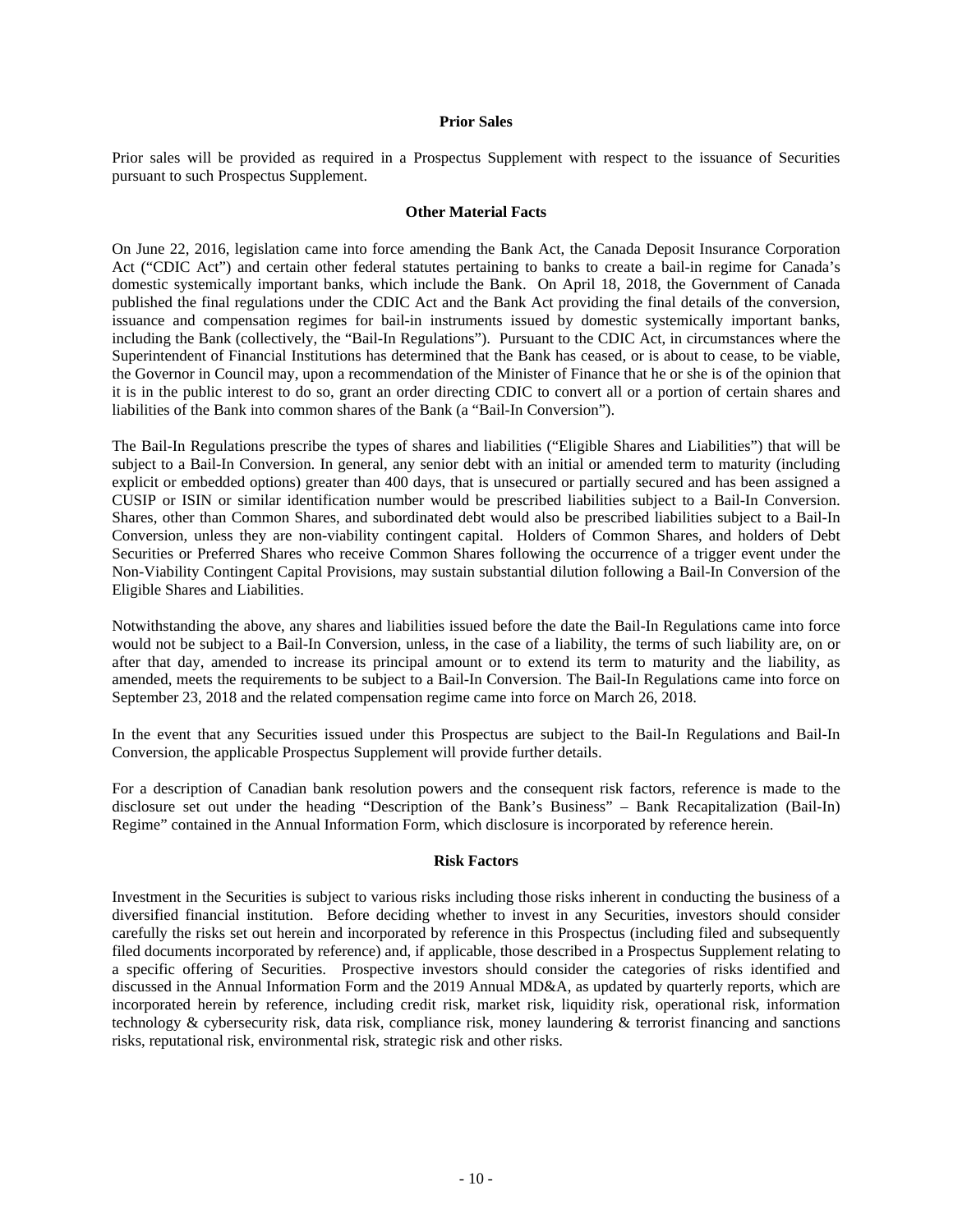## Prior Sales

Prior sales will be provided as required in a Prospectus Supplement with respect to the issuance of Securities pursuant to such Prospectus Supplement.

## Other Material Facts

On June 22, 2016, legislation came into force amending the Bank Act, the Canada Deposit Insurance Corporation Act ("CDIC Act") and certain other federal statutes pertaining to banks to create a bail-in regime for Canada's domestic systemically important banks, which include the Bank. On April 18, 2018, the Government of Canada published the final regulations under the CDIC Act and the Bank Act providing the final details of the conversion, issuance and compensation regimes for bail-in instruments issued by domestic systemically important banks, including the Bank (collectively, the "Bail-In Regulations"). Pursuant to the CDIC Act, in circumstances where the Superintendent of Financial Institutions has determined that the Bank has ceased, or is about to cease, to be viable, the Governor in Council may, upon a recommendation of the Minister of Finance that he or she is of the opinion that it is in the public interest to do so, grant an order directing CDIC to convert all or a portion of certain shares and liabilities of the Bank into common shares of the Bank (a "Bail-In Conversion").

The Bail-In Regulations prescribe the types of shares and liabilities ("Eligible Shares and Liabilities") that will be subject to a Bail-In Conversion. In general, any senior debt with an initial or amended term to maturity (including explicit or embedded options) greater than 400 days, that is unsecured or partially secured and has been assigned a CUSIP or ISIN or similar identification number would be prescribed liabilities subject to a Bail-In Conversion. Shares, other than Common Shares, and subordinated debt would also be prescribed liabilities subject to a Bail-In Conversion, unless they are non-viability contingent capital. Holders of Common Shares, and holders of Debt Securities or Preferred Shares who receive Common Shares following the occurrence of a trigger event under the Non-Viability Contingent Capital Provisions, may sustain substantial dilution following a Bail-In Conversion of the Eligible Shares and Liabilities.

Notwithstanding the above, any shares and liabilities issued before the date the Bail-In Regulations came into force would not be subject to a Bail-In Conversion, unless, in the case of a liability, the terms of such liability are, on or after that day, amended to increase its principal amount or to extend its term to maturity and the liability, as amended, meets the requirements to be subject to a Bail-In Conversion. The Bail-In Regulations came into force on September 23, 2018 and the related compensation regime came into force on March 26, 2018.

In the event that any Securities issued under this Prospectus are subject to the Bail-In Regulations and Bail-In Conversion, the applicable Prospectus Supplement will provide further details.

For a description of Canadian bank resolution powers and the consequent risk factors, reference is made to the disclosure set out under the heading "Description of the Bank's Business" – Bank Recapitalization (Bail-In) Regime" contained in the Annual Information Form, which disclosure is incorporated by reference herein.

## Risk Factors

Investment in the Securities is subject to various risks including those risks inherent in conducting the business of a diversified financial institution. Before deciding whether to invest in any Securities, investors should consider carefully the risks set out herein and incorporated by reference in this Prospectus (including filed and subsequently filed documents incorporated by reference) and, if applicable, those described in a Prospectus Supplement relating to a specific offering of Securities. Prospective investors should consider the categories of risks identified and discussed in the Annual Information Form and the 2019 Annual MD&A, as updated by quarterly reports, which are incorporated herein by reference, including credit risk, market risk, liquidity risk, operational risk, information technology & cybersecurity risk, data risk, compliance risk, money laundering & terrorist financing and sanctions risks, reputational risk, environmental risk, strategic risk and other risks.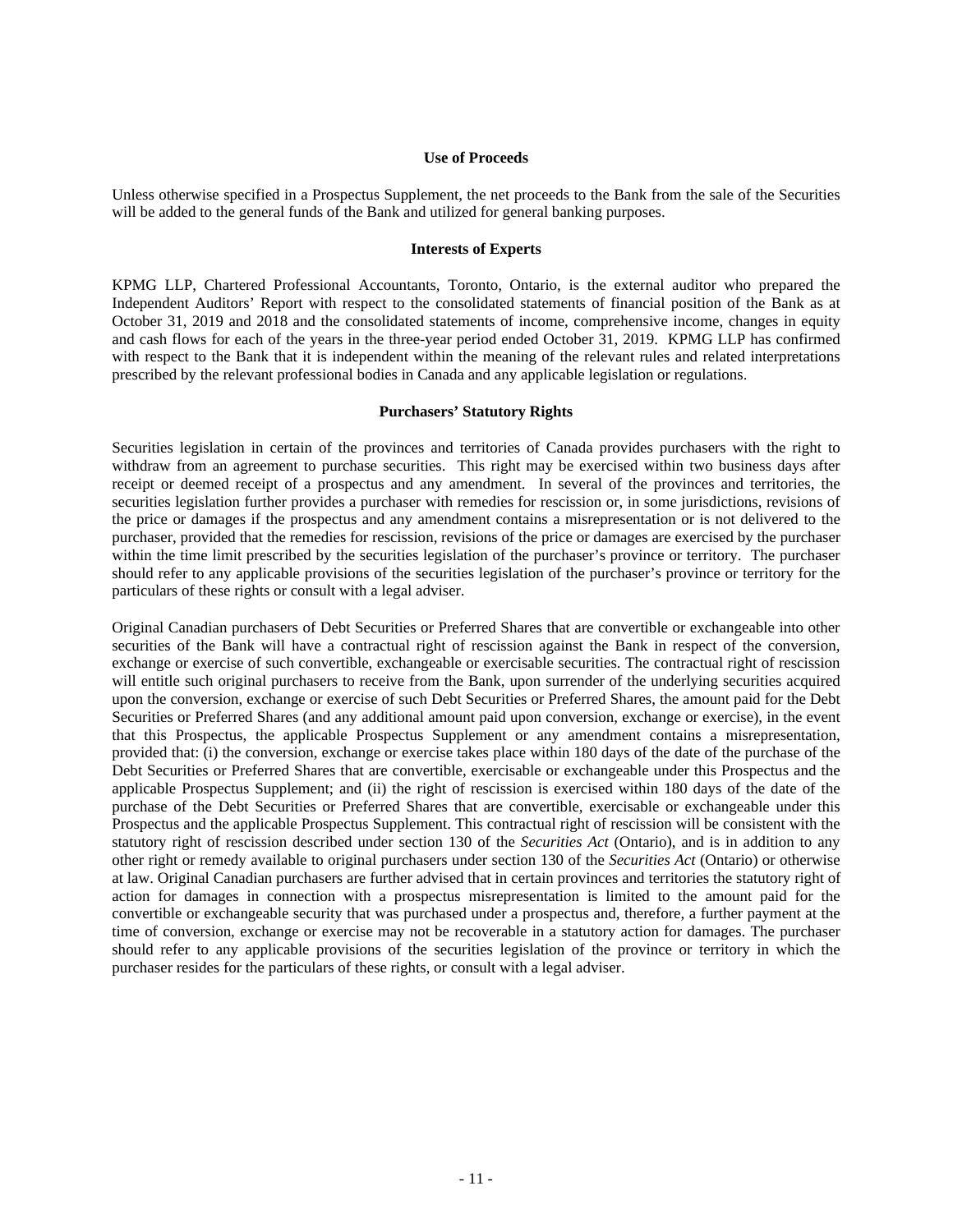## Use of Proceeds

Unless otherwise specified in a Prospectus Supplement, the net proceeds to the Bank from the sale of the Securities will be added to the general funds of the Bank and utilized for general banking purposes.

## Interests of Experts

KPMG LLP, Chartered Professional Accountants, Toronto, Ontario, is the external auditor who prepared the Independent Auditors' Report with respect to the consolidated statements of financial position of the Bank as at October 31, 2019 and 2018 and the consolidated statements of income, comprehensive income, changes in equity and cash flows for each of the years in the three-year period ended October 31, 2019. KPMG LLP has confirmed with respect to the Bank that it is independent within the meaning of the relevant rules and related interpretations prescribed by the relevant professional bodies in Canada and any applicable legislation or regulations.

## Purchasers' Statutory Rights

Securities legislation in certain of the provinces and territories of Canada provides purchasers with the right to withdraw from an agreement to purchase securities. This right may be exercised within two business days after receipt or deemed receipt of a prospectus and any amendment. In several of the provinces and territories, the securities legislation further provides a purchaser with remedies for rescission or, in some jurisdictions, revisions of the price or damages if the prospectus and any amendment contains a misrepresentation or is not delivered to the purchaser, provided that the remedies for rescission, revisions of the price or damages are exercised by the purchaser within the time limit prescribed by the securities legislation of the purchaser's province or territory. The purchaser should refer to any applicable provisions of the securities legislation of the purchaser's province or territory for the particulars of these rights or consult with a legal adviser.

Original Canadian purchasers of Debt Securities or Preferred Shares that are convertible or exchangeable into other securities of the Bank will have a contractual right of rescission against the Bank in respect of the conversion, exchange or exercise of such convertible, exchangeable or exercisable securities. The contractual right of rescission will entitle such original purchasers to receive from the Bank, upon surrender of the underlying securities acquired upon the conversion, exchange or exercise of such Debt Securities or Preferred Shares, the amount paid for the Debt Securities or Preferred Shares (and any additional amount paid upon conversion, exchange or exercise), in the event that this Prospectus, the applicable Prospectus Supplement or any amendment contains a misrepresentation, provided that: (i) the conversion, exchange or exercise takes place within 180 days of the date of the purchase of the Debt Securities or Preferred Shares that are convertible, exercisable or exchangeable under this Prospectus and the applicable Prospectus Supplement; and (ii) the right of rescission is exercised within 180 days of the date of the purchase of the Debt Securities or Preferred Shares that are convertible, exercisable or exchangeable under this Prospectus and the applicable Prospectus Supplement. This contractual right of rescission will be consistent with the statutory right of rescission described under section 130 of the *Securities Act* (Ontario), and is in addition to any other right or remedy available to original purchasers under section 130 of the *Securities Act* (Ontario) or otherwise at law. Original Canadian purchasers are further advised that in certain provinces and territories the statutory right of action for damages in connection with a prospectus misrepresentation is limited to the amount paid for the convertible or exchangeable security that was purchased under a prospectus and, therefore, a further payment at the time of conversion, exchange or exercise may not be recoverable in a statutory action for damages. The purchaser should refer to any applicable provisions of the securities legislation of the province or territory in which the purchaser resides for the particulars of these rights, or consult with a legal adviser.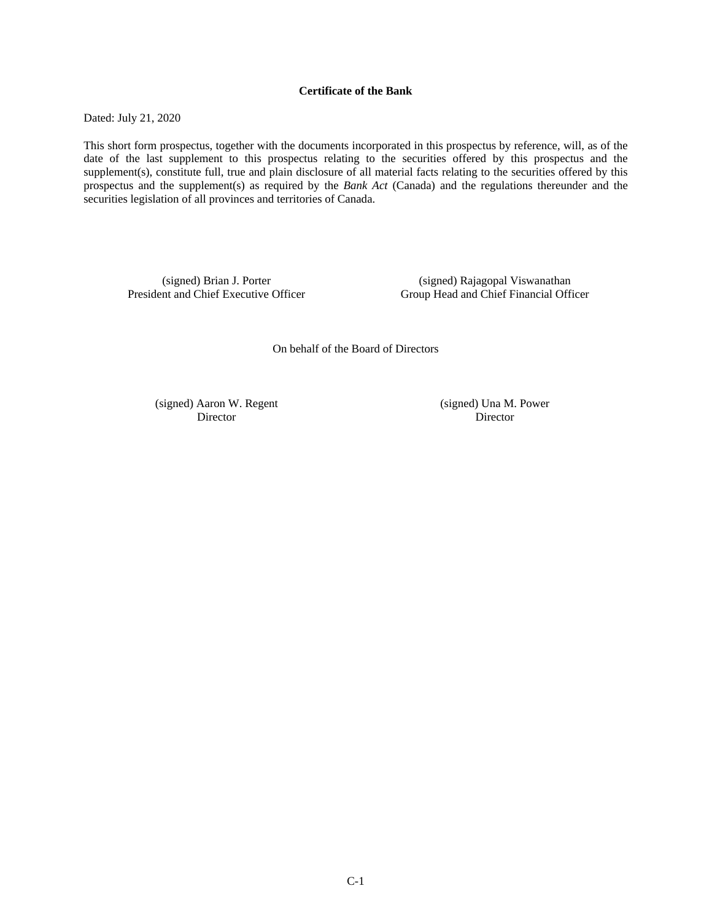**Certificate of the Bank**

Dated: July 21, 2020

This short form prospectus, together with the documents incorporated in this prospectus by reference, will, as of the date of the last supplement to this prospectus relating to the securities offered by this prospectus and the supplement(s), constitute full, true and plain disclosure of all material facts relating to the securities offered by this prospectus and the supplement(s) as required by the *Bank Act* (Canada) and the regulations thereunder and the securities legislation of all provinces and territories of Canada.

(signed) Brian J. Porter
President and Chief Executive Officer

(signed) Rajagopal Viswanathan
Group Head and Chief Financial Officer

On behalf of the Board of Directors

(signed) Aaron W. Regent
Director

(signed) Una M. Power
Director